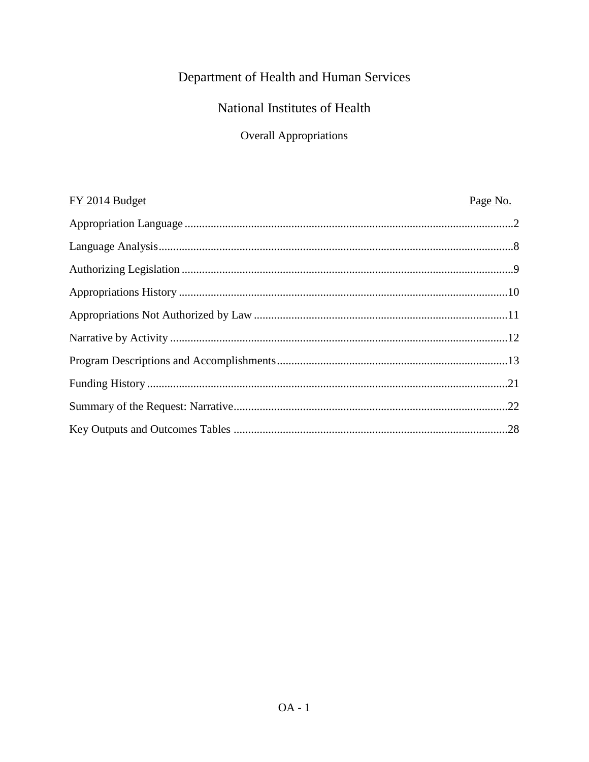# Department of Health and Human Services

## National Institutes of Health

### Overall Appropriations

| FY 2014 Budget | Page No. |
|---|---|
| Appropriation Language | 2 |
| Language Analysis | 8 |
| Authorizing Legislation | 9 |
| Appropriations History | 10 |
| Appropriations Not Authorized by Law | 11 |
| Narrative by Activity | 12 |
| Program Descriptions and Accomplishments | 13 |
| Funding History | 21 |
| Summary of the Request: Narrative | 22 |
| Key Outputs and Outcomes Tables | 28 |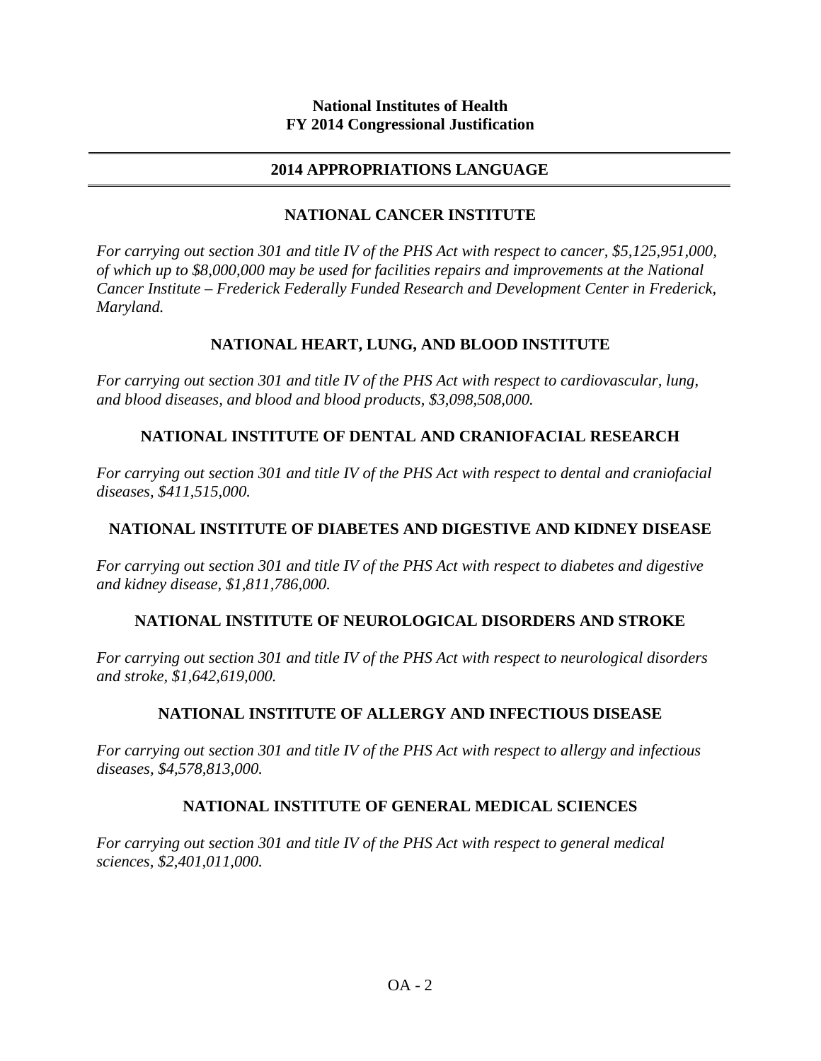**National Institutes of Health**
**FY 2014 Congressional Justification**

## 2014 APPROPRIATIONS LANGUAGE

### NATIONAL CANCER INSTITUTE

*For carrying out section 301 and title IV of the PHS Act with respect to cancer, $5,125,951,000, of which up to $8,000,000 may be used for facilities repairs and improvements at the National Cancer Institute – Frederick Federally Funded Research and Development Center in Frederick, Maryland.*

### NATIONAL HEART, LUNG, AND BLOOD INSTITUTE

*For carrying out section 301 and title IV of the PHS Act with respect to cardiovascular, lung, and blood diseases, and blood and blood products, $3,098,508,000.*

### NATIONAL INSTITUTE OF DENTAL AND CRANIOFACIAL RESEARCH

*For carrying out section 301 and title IV of the PHS Act with respect to dental and craniofacial diseases, $411,515,000.*

### NATIONAL INSTITUTE OF DIABETES AND DIGESTIVE AND KIDNEY DISEASE

*For carrying out section 301 and title IV of the PHS Act with respect to diabetes and digestive and kidney disease, $1,811,786,000.*

### NATIONAL INSTITUTE OF NEUROLOGICAL DISORDERS AND STROKE

*For carrying out section 301 and title IV of the PHS Act with respect to neurological disorders and stroke, $1,642,619,000.*

### NATIONAL INSTITUTE OF ALLERGY AND INFECTIOUS DISEASE

*For carrying out section 301 and title IV of the PHS Act with respect to allergy and infectious diseases, $4,578,813,000.*

### NATIONAL INSTITUTE OF GENERAL MEDICAL SCIENCES

*For carrying out section 301 and title IV of the PHS Act with respect to general medical sciences, $2,401,011,000.*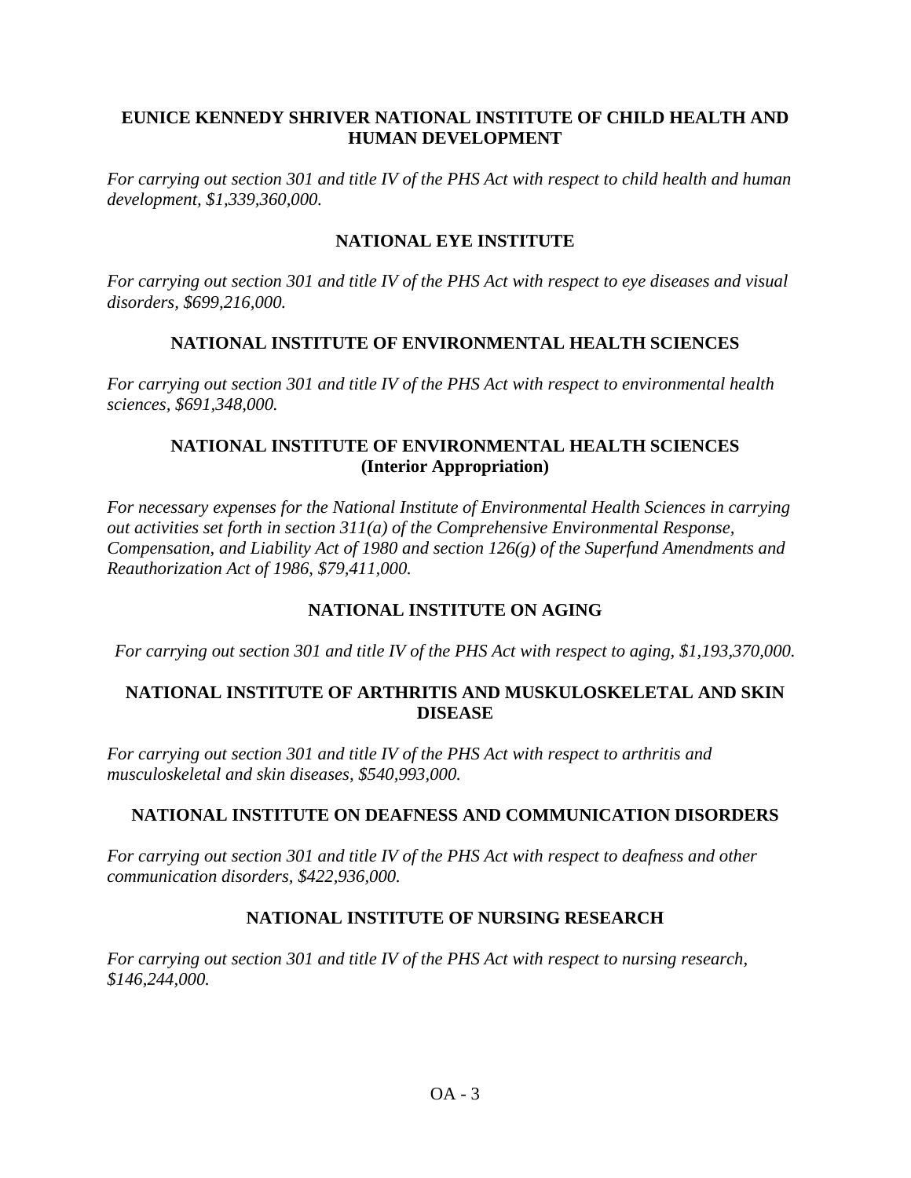## EUNICE KENNEDY SHRIVER NATIONAL INSTITUTE OF CHILD HEALTH AND HUMAN DEVELOPMENT

*For carrying out section 301 and title IV of the PHS Act with respect to child health and human development, $1,339,360,000.*

## NATIONAL EYE INSTITUTE

*For carrying out section 301 and title IV of the PHS Act with respect to eye diseases and visual disorders, $699,216,000.*

## NATIONAL INSTITUTE OF ENVIRONMENTAL HEALTH SCIENCES

*For carrying out section 301 and title IV of the PHS Act with respect to environmental health sciences, $691,348,000.*

## NATIONAL INSTITUTE OF ENVIRONMENTAL HEALTH SCIENCES (Interior Appropriation)

*For necessary expenses for the National Institute of Environmental Health Sciences in carrying out activities set forth in section 311(a) of the Comprehensive Environmental Response, Compensation, and Liability Act of 1980 and section 126(g) of the Superfund Amendments and Reauthorization Act of 1986, $79,411,000.*

## NATIONAL INSTITUTE ON AGING

*For carrying out section 301 and title IV of the PHS Act with respect to aging, $1,193,370,000.*

## NATIONAL INSTITUTE OF ARTHRITIS AND MUSKULOSKELETAL AND SKIN DISEASE

*For carrying out section 301 and title IV of the PHS Act with respect to arthritis and musculoskeletal and skin diseases, $540,993,000.*

## NATIONAL INSTITUTE ON DEAFNESS AND COMMUNICATION DISORDERS

*For carrying out section 301 and title IV of the PHS Act with respect to deafness and other communication disorders, $422,936,000.*

## NATIONAL INSTITUTE OF NURSING RESEARCH

*For carrying out section 301 and title IV of the PHS Act with respect to nursing research, $146,244,000.*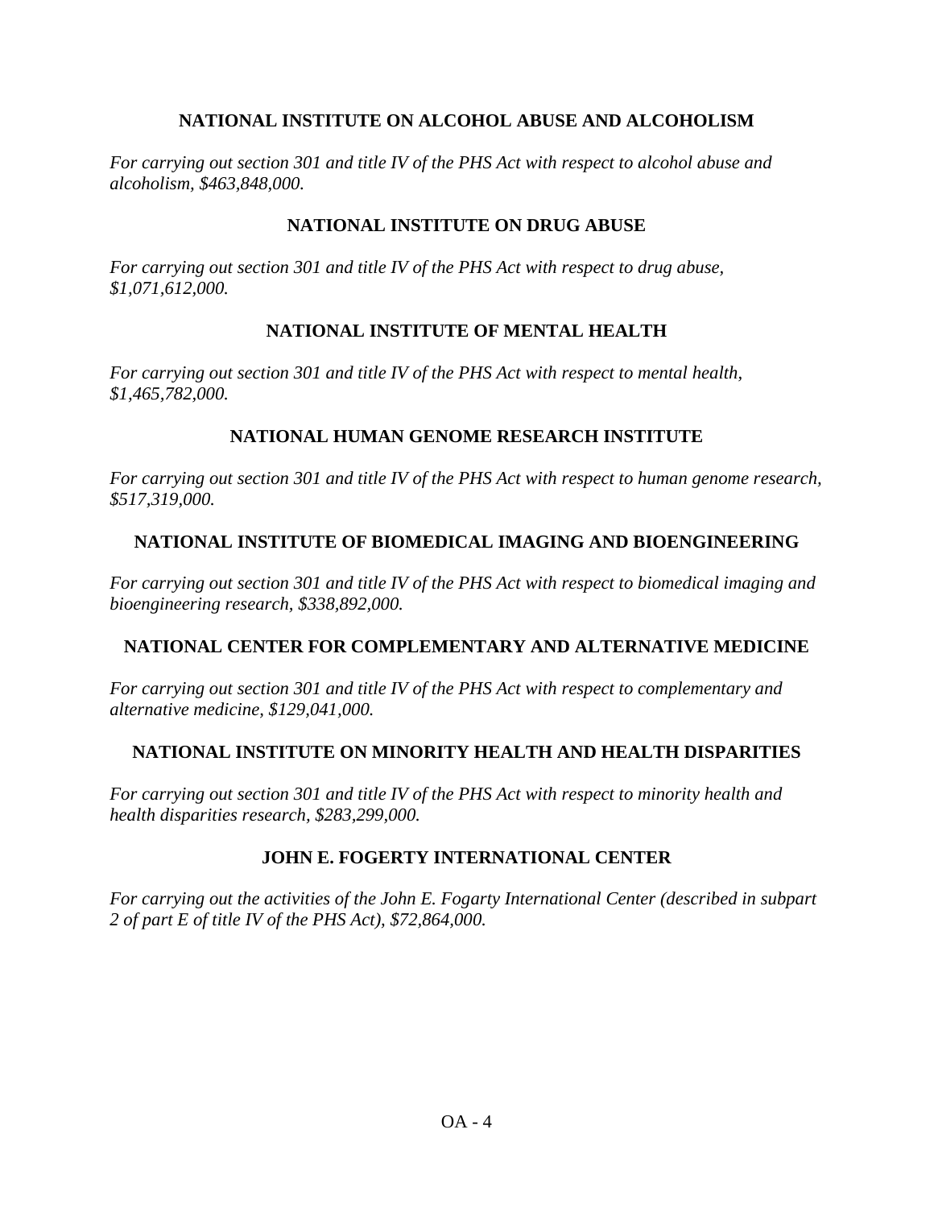## NATIONAL INSTITUTE ON ALCOHOL ABUSE AND ALCOHOLISM

*For carrying out section 301 and title IV of the PHS Act with respect to alcohol abuse and alcoholism, $463,848,000.*

## NATIONAL INSTITUTE ON DRUG ABUSE

*For carrying out section 301 and title IV of the PHS Act with respect to drug abuse, $1,071,612,000.*

## NATIONAL INSTITUTE OF MENTAL HEALTH

*For carrying out section 301 and title IV of the PHS Act with respect to mental health, $1,465,782,000.*

## NATIONAL HUMAN GENOME RESEARCH INSTITUTE

*For carrying out section 301 and title IV of the PHS Act with respect to human genome research, $517,319,000.*

## NATIONAL INSTITUTE OF BIOMEDICAL IMAGING AND BIOENGINEERING

*For carrying out section 301 and title IV of the PHS Act with respect to biomedical imaging and bioengineering research, $338,892,000.*

## NATIONAL CENTER FOR COMPLEMENTARY AND ALTERNATIVE MEDICINE

*For carrying out section 301 and title IV of the PHS Act with respect to complementary and alternative medicine, $129,041,000.*

## NATIONAL INSTITUTE ON MINORITY HEALTH AND HEALTH DISPARITIES

*For carrying out section 301 and title IV of the PHS Act with respect to minority health and health disparities research, $283,299,000.*

## JOHN E. FOGERTY INTERNATIONAL CENTER

*For carrying out the activities of the John E. Fogarty International Center (described in subpart 2 of part E of title IV of the PHS Act), $72,864,000.*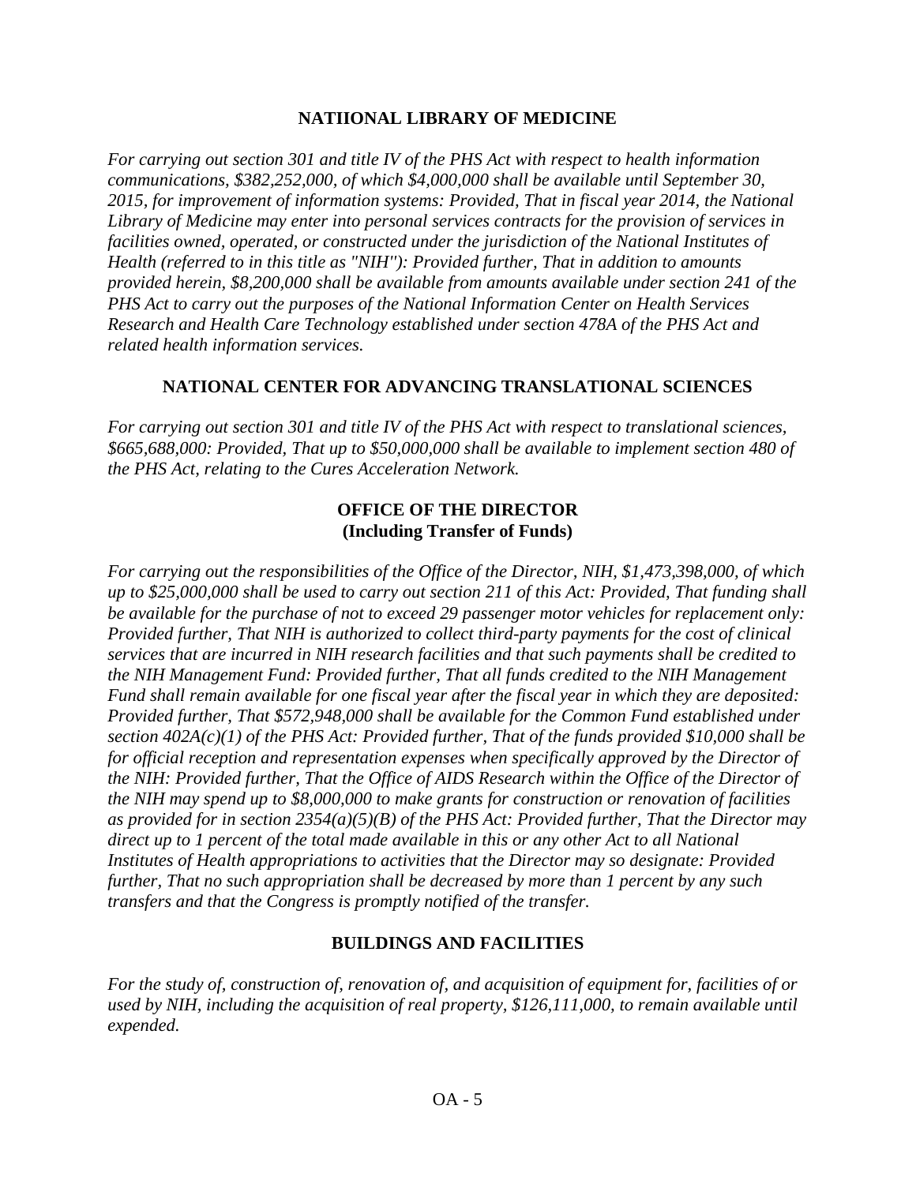## NATIIONAL LIBRARY OF MEDICINE

*For carrying out section 301 and title IV of the PHS Act with respect to health information communications, $382,252,000, of which $4,000,000 shall be available until September 30, 2015, for improvement of information systems: Provided, That in fiscal year 2014, the National Library of Medicine may enter into personal services contracts for the provision of services in facilities owned, operated, or constructed under the jurisdiction of the National Institutes of Health (referred to in this title as "NIH"): Provided further, That in addition to amounts provided herein, $8,200,000 shall be available from amounts available under section 241 of the PHS Act to carry out the purposes of the National Information Center on Health Services Research and Health Care Technology established under section 478A of the PHS Act and related health information services.*

## NATIONAL CENTER FOR ADVANCING TRANSLATIONAL SCIENCES

*For carrying out section 301 and title IV of the PHS Act with respect to translational sciences, $665,688,000: Provided, That up to $50,000,000 shall be available to implement section 480 of the PHS Act, relating to the Cures Acceleration Network.*

## OFFICE OF THE DIRECTOR
**(Including Transfer of Funds)**

*For carrying out the responsibilities of the Office of the Director, NIH, $1,473,398,000, of which up to $25,000,000 shall be used to carry out section 211 of this Act: Provided, That funding shall be available for the purchase of not to exceed 29 passenger motor vehicles for replacement only: Provided further, That NIH is authorized to collect third-party payments for the cost of clinical services that are incurred in NIH research facilities and that such payments shall be credited to the NIH Management Fund: Provided further, That all funds credited to the NIH Management Fund shall remain available for one fiscal year after the fiscal year in which they are deposited: Provided further, That $572,948,000 shall be available for the Common Fund established under section 402A(c)(1) of the PHS Act: Provided further, That of the funds provided $10,000 shall be for official reception and representation expenses when specifically approved by the Director of the NIH: Provided further, That the Office of AIDS Research within the Office of the Director of the NIH may spend up to $8,000,000 to make grants for construction or renovation of facilities as provided for in section 2354(a)(5)(B) of the PHS Act: Provided further, That the Director may direct up to 1 percent of the total made available in this or any other Act to all National Institutes of Health appropriations to activities that the Director may so designate: Provided further, That no such appropriation shall be decreased by more than 1 percent by any such transfers and that the Congress is promptly notified of the transfer.*

## BUILDINGS AND FACILITIES

*For the study of, construction of, renovation of, and acquisition of equipment for, facilities of or used by NIH, including the acquisition of real property, $126,111,000, to remain available until expended.*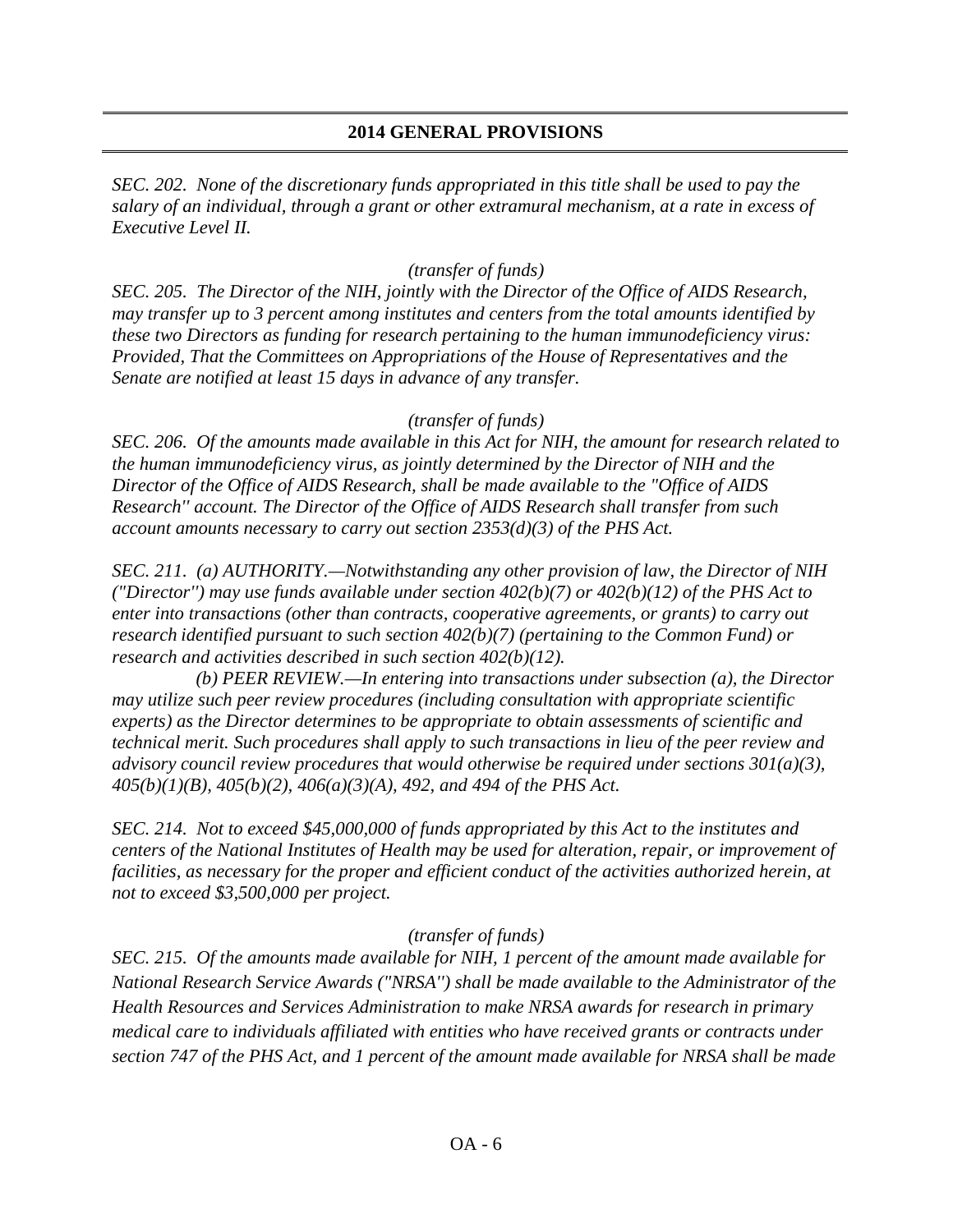## 2014 GENERAL PROVISIONS

*SEC. 202. None of the discretionary funds appropriated in this title shall be used to pay the salary of an individual, through a grant or other extramural mechanism, at a rate in excess of Executive Level II.*

*(transfer of funds)*

*SEC. 205. The Director of the NIH, jointly with the Director of the Office of AIDS Research, may transfer up to 3 percent among institutes and centers from the total amounts identified by these two Directors as funding for research pertaining to the human immunodeficiency virus: Provided, That the Committees on Appropriations of the House of Representatives and the Senate are notified at least 15 days in advance of any transfer.*

*(transfer of funds)*

*SEC. 206. Of the amounts made available in this Act for NIH, the amount for research related to the human immunodeficiency virus, as jointly determined by the Director of NIH and the Director of the Office of AIDS Research, shall be made available to the "Office of AIDS Research" account. The Director of the Office of AIDS Research shall transfer from such account amounts necessary to carry out section 2353(d)(3) of the PHS Act.*

*SEC. 211. (a) AUTHORITY.—Notwithstanding any other provision of law, the Director of NIH ("Director") may use funds available under section 402(b)(7) or 402(b)(12) of the PHS Act to enter into transactions (other than contracts, cooperative agreements, or grants) to carry out research identified pursuant to such section 402(b)(7) (pertaining to the Common Fund) or research and activities described in such section 402(b)(12).*

*(b) PEER REVIEW.—In entering into transactions under subsection (a), the Director may utilize such peer review procedures (including consultation with appropriate scientific experts) as the Director determines to be appropriate to obtain assessments of scientific and technical merit. Such procedures shall apply to such transactions in lieu of the peer review and advisory council review procedures that would otherwise be required under sections 301(a)(3), 405(b)(1)(B), 405(b)(2), 406(a)(3)(A), 492, and 494 of the PHS Act.*

*SEC. 214. Not to exceed $45,000,000 of funds appropriated by this Act to the institutes and centers of the National Institutes of Health may be used for alteration, repair, or improvement of facilities, as necessary for the proper and efficient conduct of the activities authorized herein, at not to exceed $3,500,000 per project.*

*(transfer of funds)*

*SEC. 215. Of the amounts made available for NIH, 1 percent of the amount made available for National Research Service Awards ("NRSA") shall be made available to the Administrator of the Health Resources and Services Administration to make NRSA awards for research in primary medical care to individuals affiliated with entities who have received grants or contracts under section 747 of the PHS Act, and 1 percent of the amount made available for NRSA shall be made*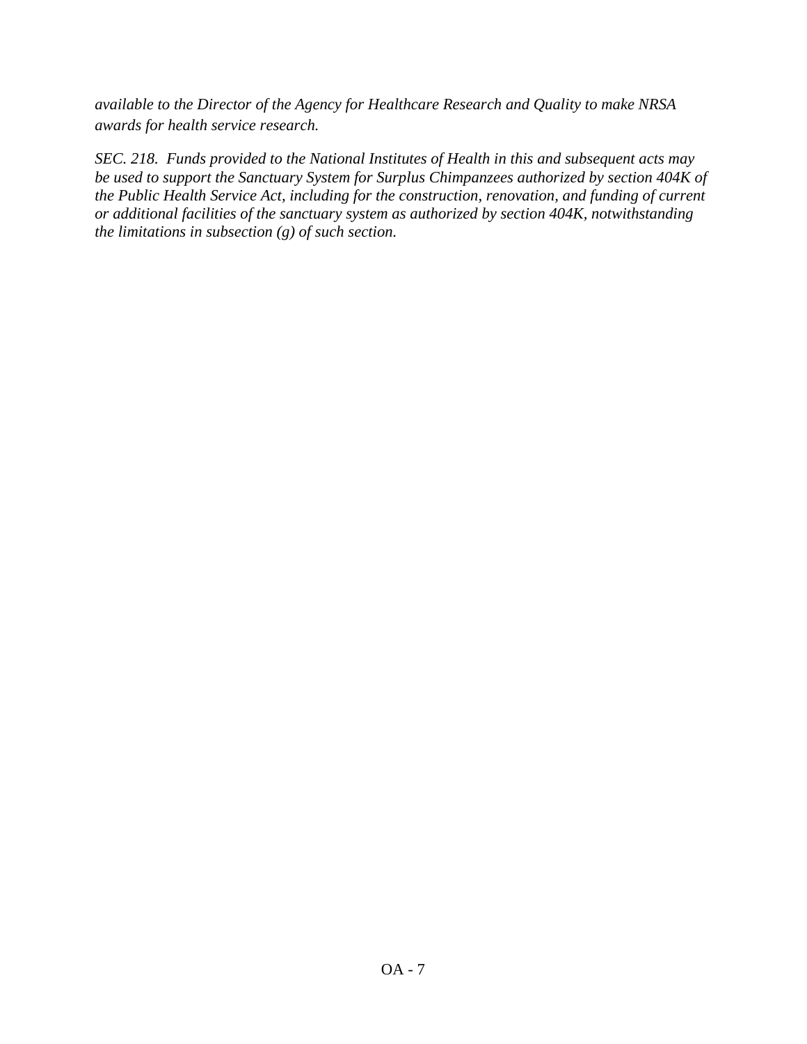*available to the Director of the Agency for Healthcare Research and Quality to make NRSA awards for health service research.*

*SEC. 218. Funds provided to the National Institutes of Health in this and subsequent acts may be used to support the Sanctuary System for Surplus Chimpanzees authorized by section 404K of the Public Health Service Act, including for the construction, renovation, and funding of current or additional facilities of the sanctuary system as authorized by section 404K, notwithstanding the limitations in subsection (g) of such section.*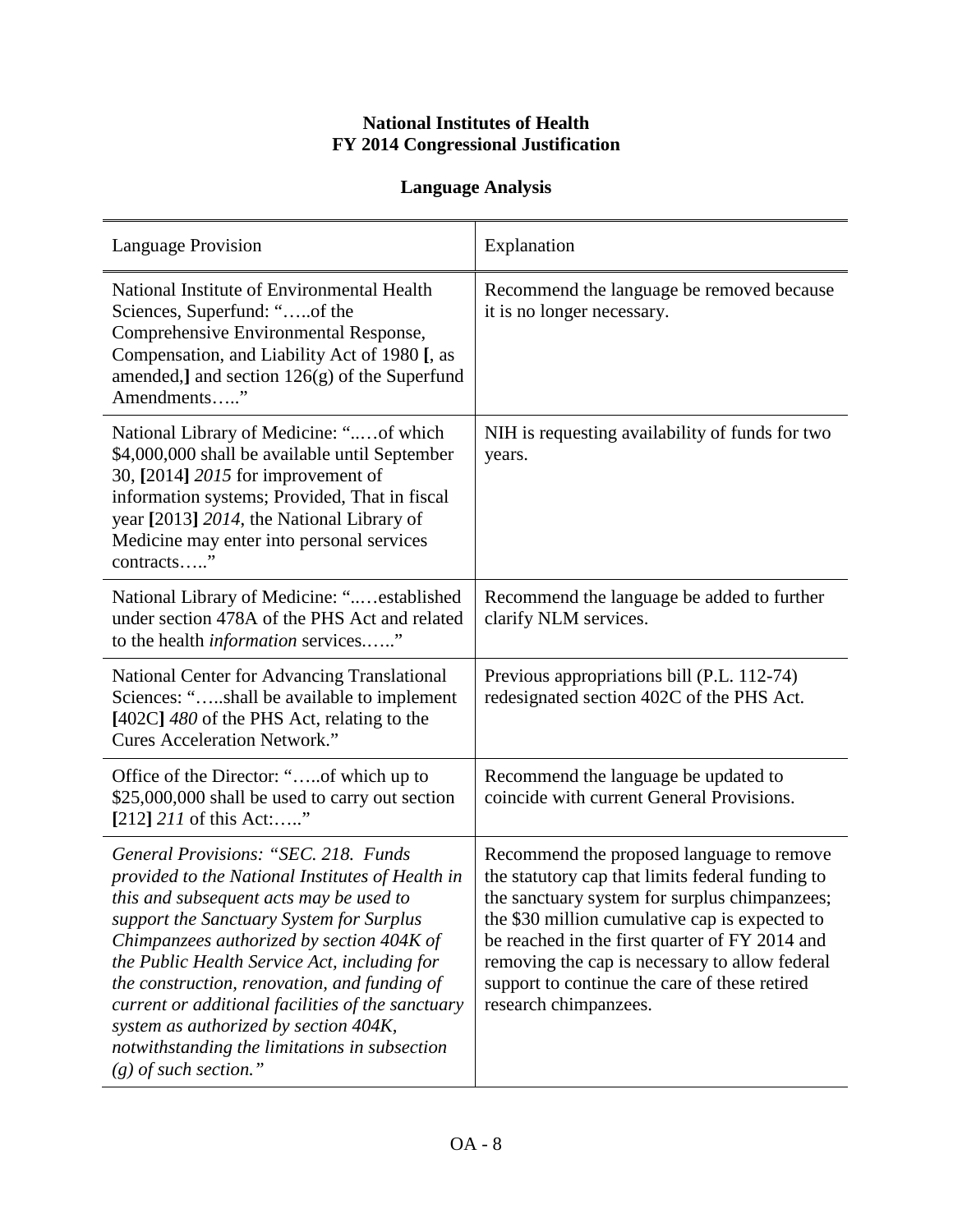**National Institutes of Health**
**FY 2014 Congressional Justification**

**Language Analysis**

| Language Provision | Explanation |
|---|---|
| National Institute of Environmental Health Sciences, Superfund: "…..of the Comprehensive Environmental Response, Compensation, and Liability Act of 1980 **[**, as amended,**]** and section 126(g) of the Superfund Amendments….." | Recommend the language be removed because it is no longer necessary. |
| National Library of Medicine: "..…of which $4,000,000 shall be available until September 30, **[**2014**]** *2015* for improvement of information systems; Provided, That in fiscal year **[**2013**]** *2014*, the National Library of Medicine may enter into personal services contracts….." | NIH is requesting availability of funds for two years. |
| National Library of Medicine: "..…established under section 478A of the PHS Act and related to the health *information* services.….." | Recommend the language be added to further clarify NLM services. |
| National Center for Advancing Translational Sciences: "…..shall be available to implement **[**402C**]** *480* of the PHS Act, relating to the Cures Acceleration Network." | Previous appropriations bill (P.L. 112-74) redesignated section 402C of the PHS Act. |
| Office of the Director: "…..of which up to $25,000,000 shall be used to carry out section **[**212**]** *211* of this Act:….." | Recommend the language be updated to coincide with current General Provisions. |
| *General Provisions: "SEC. 218. Funds provided to the National Institutes of Health in this and subsequent acts may be used to support the Sanctuary System for Surplus Chimpanzees authorized by section 404K of the Public Health Service Act, including for the construction, renovation, and funding of current or additional facilities of the sanctuary system as authorized by section 404K, notwithstanding the limitations in subsection (g) of such section."* | Recommend the proposed language to remove the statutory cap that limits federal funding to the sanctuary system for surplus chimpanzees; the $30 million cumulative cap is expected to be reached in the first quarter of FY 2014 and removing the cap is necessary to allow federal support to continue the care of these retired research chimpanzees. |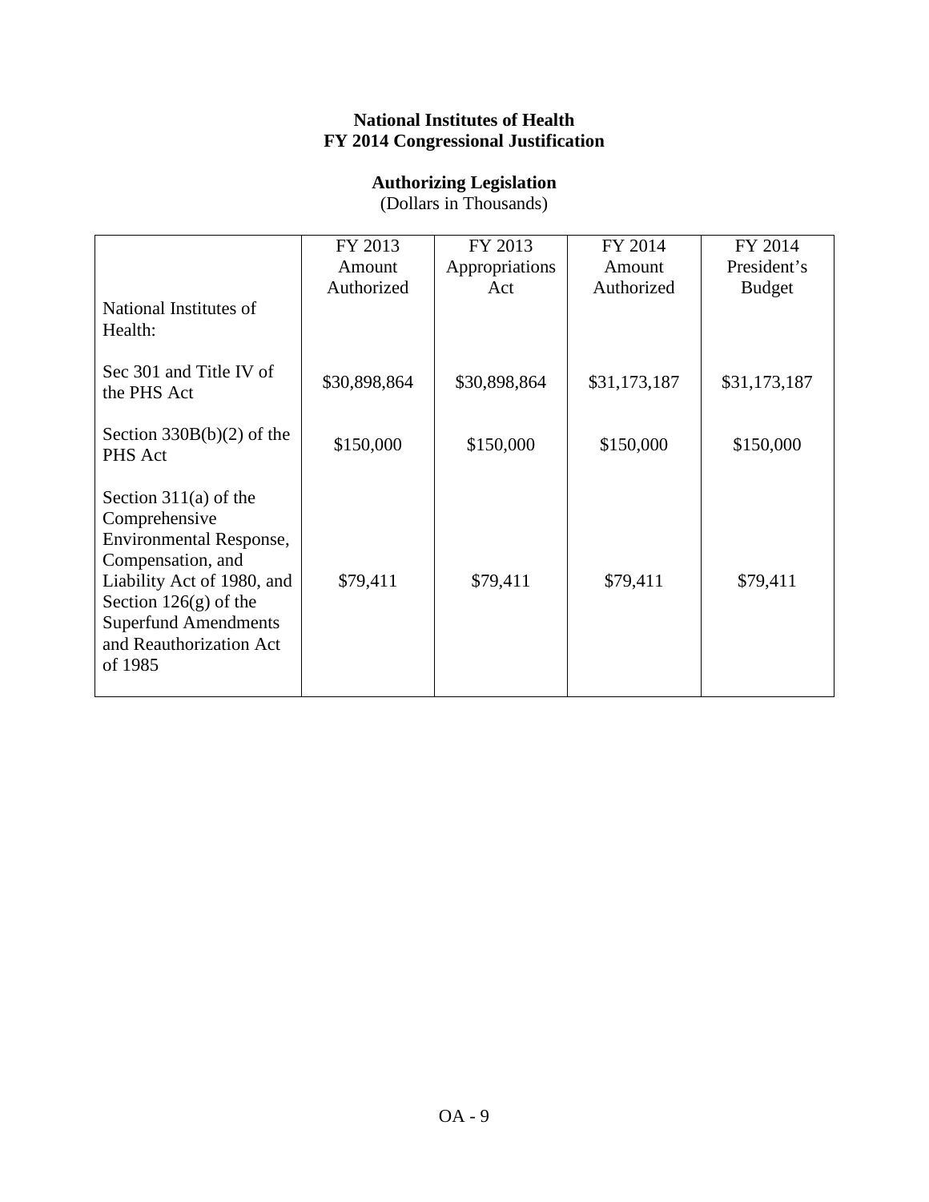**National Institutes of Health**
**FY 2014 Congressional Justification**

**Authorizing Legislation**
(Dollars in Thousands)

| National Institutes of Health: | FY 2013 Amount Authorized | FY 2013 Appropriations Act | FY 2014 Amount Authorized | FY 2014 President's Budget |
|---|---|---|---|---|
| Sec 301 and Title IV of the PHS Act | $30,898,864 | $30,898,864 | $31,173,187 | $31,173,187 |
| Section 330B(b)(2) of the PHS Act | $150,000 | $150,000 | $150,000 | $150,000 |
| Section 311(a) of the Comprehensive Environmental Response, Compensation, and Liability Act of 1980, and Section 126(g) of the Superfund Amendments and Reauthorization Act of 1985 | $79,411 | $79,411 | $79,411 | $79,411 |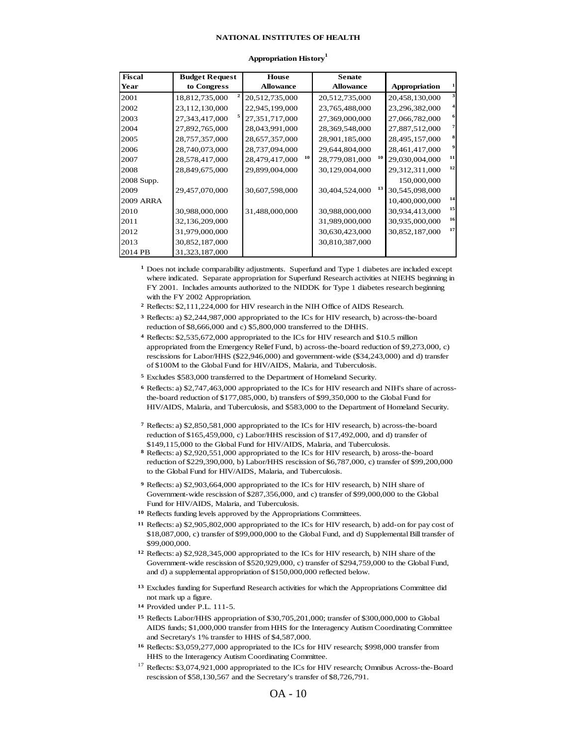NATIONAL INSTITUTES OF HEALTH

Appropriation History[1]

| Fiscal Year | Budget Request to Congress | House Allowance | Senate Allowance | Appropriation [1] |
|---|---|---|---|---|
| 2001 | 18,812,735,000 [2] | 20,512,735,000 | 20,512,735,000 | 20,458,130,000 [3] |
| 2002 | 23,112,130,000 | 22,945,199,000 | 23,765,488,000 | 23,296,382,000 [4] |
| 2003 | 27,343,417,000 [5] | 27,351,717,000 | 27,369,000,000 | 27,066,782,000 [6] |
| 2004 | 27,892,765,000 | 28,043,991,000 | 28,369,548,000 | 27,887,512,000 [7] |
| 2005 | 28,757,357,000 | 28,657,357,000 | 28,901,185,000 | 28,495,157,000 [8] |
| 2006 | 28,740,073,000 | 28,737,094,000 | 29,644,804,000 | 28,461,417,000 [9] |
| 2007 | 28,578,417,000 | 28,479,417,000 [10] | 28,779,081,000 [10] | 29,030,004,000 [11] |
| 2008 | 28,849,675,000 | 29,899,004,000 | 30,129,004,000 | 29,312,311,000 [12] |
| 2008 Supp. | | | | 150,000,000 |
| 2009 | 29,457,070,000 | 30,607,598,000 | 30,404,524,000 [13] | 30,545,098,000 |
| 2009 ARRA | | | | 10,400,000,000 [14] |
| 2010 | 30,988,000,000 | 31,488,000,000 | 30,988,000,000 | 30,934,413,000 [15] |
| 2011 | 32,136,209,000 | | 31,989,000,000 | 30,935,000,000 [16] |
| 2012 | 31,979,000,000 | | 30,630,423,000 | 30,852,187,000 [17] |
| 2013 | 30,852,187,000 | | 30,810,387,000 | |
| 2014 PB | 31,323,187,000 | | | |

[1] Does not include comparability adjustments. Superfund and Type 1 diabetes are included except where indicated. Separate appropriation for Superfund Research activities at NIEHS beginning in FY 2001. Includes amounts authorized to the NIDDK for Type 1 diabetes research beginning with the FY 2002 Appropriation.

[2] Reflects: $2,111,224,000 for HIV research in the NIH Office of AIDS Research.

[3] Reflects: a) $2,244,987,000 appropriated to the ICs for HIV research, b) across-the-board reduction of $8,666,000 and c) $5,800,000 transferred to the DHHS.

[4] Reflects: $2,535,672,000 appropriated to the ICs for HIV research and $10.5 million appropriated from the Emergency Relief Fund, b) across-the-board reduction of $9,273,000, c) rescissions for Labor/HHS ($22,946,000) and government-wide ($34,243,000) and d) transfer of $100M to the Global Fund for HIV/AIDS, Malaria, and Tuberculosis.

[5] Excludes $583,000 transferred to the Department of Homeland Security.

[6] Reflects: a) $2,747,463,000 appropriated to the ICs for HIV research and NIH's share of across-the-board reduction of $177,085,000, b) transfers of $99,350,000 to the Global Fund for HIV/AIDS, Malaria, and Tuberculosis, and $583,000 to the Department of Homeland Security.

[7] Reflects: a) $2,850,581,000 appropriated to the ICs for HIV research, b) across-the-board reduction of $165,459,000, c) Labor/HHS rescission of $17,492,000, and d) transfer of $149,115,000 to the Global Fund for HIV/AIDS, Malaria, and Tuberculosis.

[8] Reflects: a) $2,920,551,000 appropriated to the ICs for HIV research, b) aross-the-board reduction of $229,390,000, b) Labor/HHS rescission of $6,787,000, c) transfer of $99,200,000 to the Global Fund for HIV/AIDS, Malaria, and Tuberculosis.

[9] Reflects: a) $2,903,664,000 appropriated to the ICs for HIV research, b) NIH share of Government-wide rescission of $287,356,000, and c) transfer of $99,000,000 to the Global Fund for HIV/AIDS, Malaria, and Tuberculosis.

[10] Reflects funding levels approved by the Appropriations Committees.

[11] Reflects: a) $2,905,802,000 appropriated to the ICs for HIV research, b) add-on for pay cost of $18,087,000, c) transfer of $99,000,000 to the Global Fund, and d) Supplemental Bill transfer of $99,000,000.

[12] Reflects: a) $2,928,345,000 appropriated to the ICs for HIV research, b) NIH share of the Government-wide rescission of $520,929,000, c) transfer of $294,759,000 to the Global Fund, and d) a supplemental appropriation of $150,000,000 reflected below.

[13] Excludes funding for Superfund Research activities for which the Appropriations Committee did not mark up a figure.

[14] Provided under P.L. 111-5.

[15] Reflects Labor/HHS appropriation of $30,705,201,000; transfer of $300,000,000 to Global AIDS funds; $1,000,000 transfer from HHS for the Interagency Autism Coordinating Committee and Secretary's 1% transfer to HHS of $4,587,000.

[16] Reflects: $3,059,277,000 appropriated to the ICs for HIV research; $998,000 transfer from HHS to the Interagency Autism Coordinating Committee.

[17] Reflects: $3,074,921,000 appropriated to the ICs for HIV research; Omnibus Across-the-Board rescission of $58,130,567 and the Secretary's transfer of $8,726,791.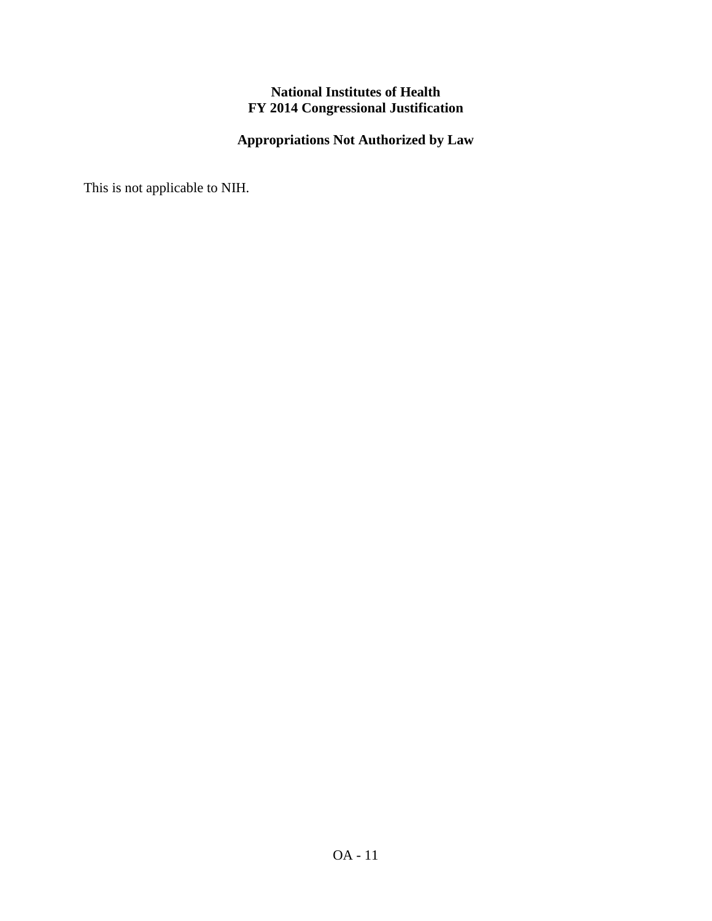**National Institutes of Health**
**FY 2014 Congressional Justification**

## Appropriations Not Authorized by Law

This is not applicable to NIH.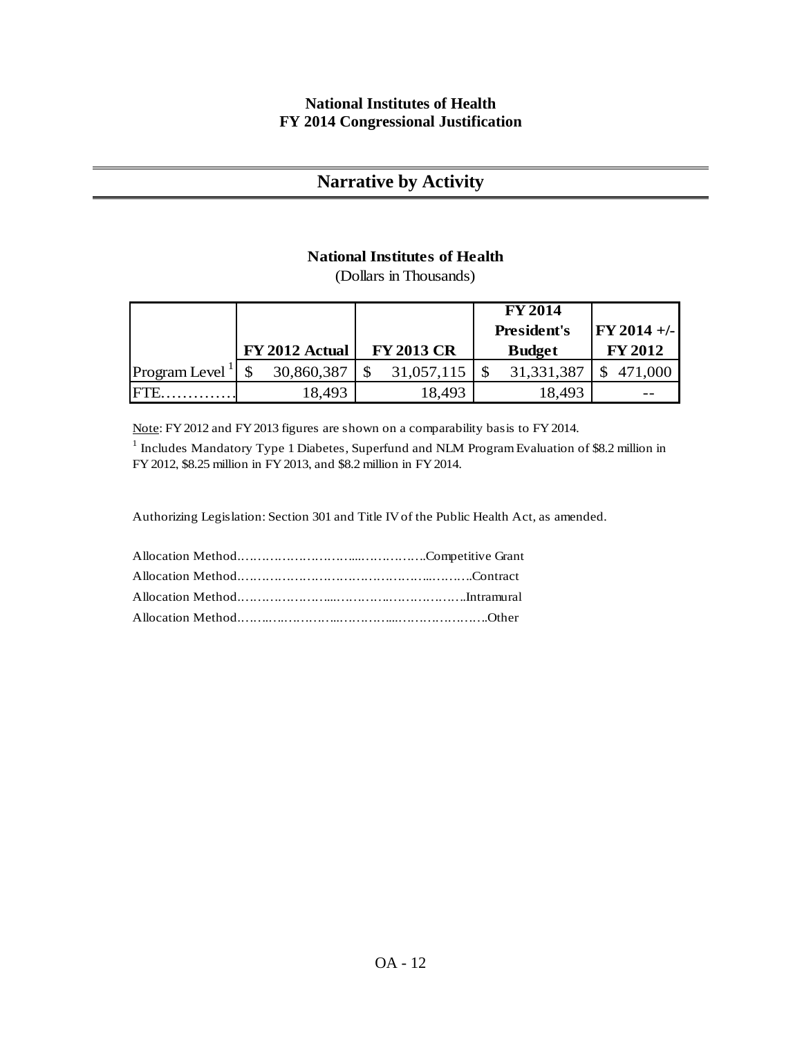**National Institutes of Health**
**FY 2014 Congressional Justification**

# Narrative by Activity

**National Institutes of Health**
(Dollars in Thousands)

| | FY 2012 Actual | FY 2013 CR | FY 2014 President's Budget | FY 2014 +/- FY 2012 |
|---|---|---|---|---|
| Program Level [1] | $ 30,860,387 | $ 31,057,115 | $ 31,331,387 | $ 471,000 |
| FTE.............. | 18,493 | 18,493 | 18,493 | -- |

Note: FY 2012 and FY 2013 figures are shown on a comparability basis to FY 2014.

[1] Includes Mandatory Type 1 Diabetes, Superfund and NLM Program Evaluation of $8.2 million in FY 2012, $8.25 million in FY 2013, and $8.2 million in FY 2014.

Authorizing Legislation: Section 301 and Title IV of the Public Health Act, as amended.

Allocation Method……………………….....…………….Competitive Grant
Allocation Method………………………………………...……..Contract
Allocation Method………………….....………….……………….Intramural
Allocation Method…….……………...…………....…………………..Other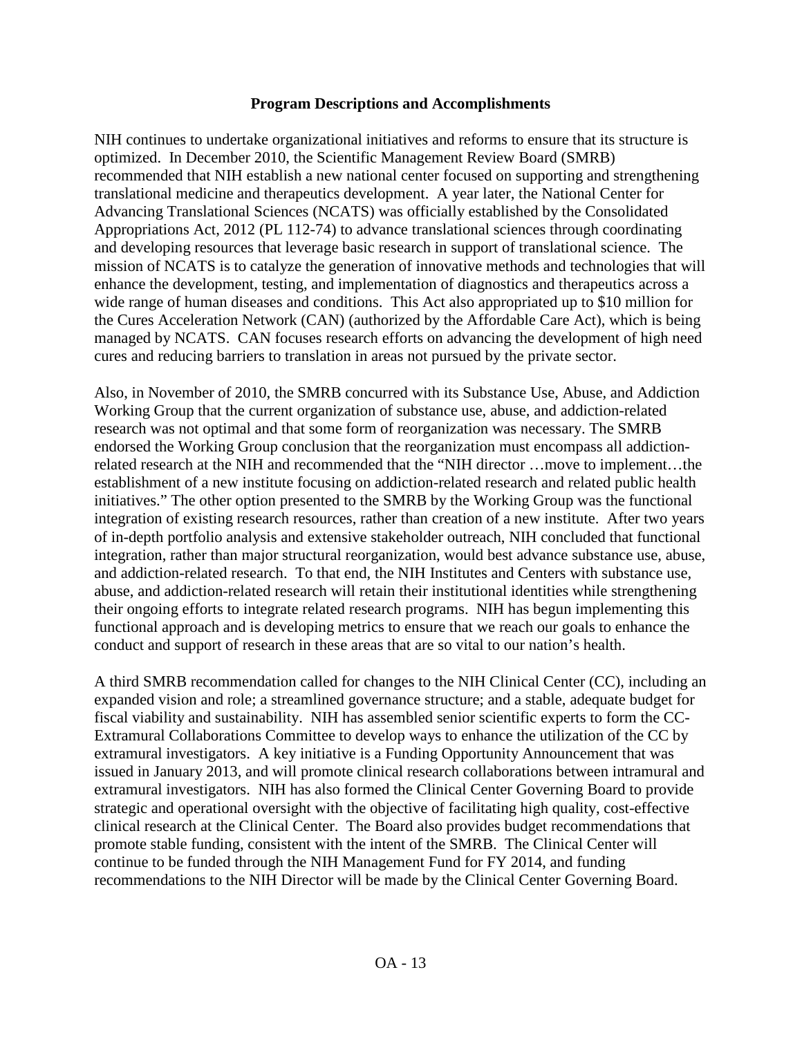## Program Descriptions and Accomplishments

NIH continues to undertake organizational initiatives and reforms to ensure that its structure is optimized. In December 2010, the Scientific Management Review Board (SMRB) recommended that NIH establish a new national center focused on supporting and strengthening translational medicine and therapeutics development. A year later, the National Center for Advancing Translational Sciences (NCATS) was officially established by the Consolidated Appropriations Act, 2012 (PL 112-74) to advance translational sciences through coordinating and developing resources that leverage basic research in support of translational science. The mission of NCATS is to catalyze the generation of innovative methods and technologies that will enhance the development, testing, and implementation of diagnostics and therapeutics across a wide range of human diseases and conditions. This Act also appropriated up to $10 million for the Cures Acceleration Network (CAN) (authorized by the Affordable Care Act), which is being managed by NCATS. CAN focuses research efforts on advancing the development of high need cures and reducing barriers to translation in areas not pursued by the private sector.

Also, in November of 2010, the SMRB concurred with its Substance Use, Abuse, and Addiction Working Group that the current organization of substance use, abuse, and addiction-related research was not optimal and that some form of reorganization was necessary. The SMRB endorsed the Working Group conclusion that the reorganization must encompass all addiction-related research at the NIH and recommended that the "NIH director …move to implement…the establishment of a new institute focusing on addiction-related research and related public health initiatives." The other option presented to the SMRB by the Working Group was the functional integration of existing research resources, rather than creation of a new institute. After two years of in-depth portfolio analysis and extensive stakeholder outreach, NIH concluded that functional integration, rather than major structural reorganization, would best advance substance use, abuse, and addiction-related research. To that end, the NIH Institutes and Centers with substance use, abuse, and addiction-related research will retain their institutional identities while strengthening their ongoing efforts to integrate related research programs. NIH has begun implementing this functional approach and is developing metrics to ensure that we reach our goals to enhance the conduct and support of research in these areas that are so vital to our nation's health.

A third SMRB recommendation called for changes to the NIH Clinical Center (CC), including an expanded vision and role; a streamlined governance structure; and a stable, adequate budget for fiscal viability and sustainability. NIH has assembled senior scientific experts to form the CC-Extramural Collaborations Committee to develop ways to enhance the utilization of the CC by extramural investigators. A key initiative is a Funding Opportunity Announcement that was issued in January 2013, and will promote clinical research collaborations between intramural and extramural investigators. NIH has also formed the Clinical Center Governing Board to provide strategic and operational oversight with the objective of facilitating high quality, cost-effective clinical research at the Clinical Center. The Board also provides budget recommendations that promote stable funding, consistent with the intent of the SMRB. The Clinical Center will continue to be funded through the NIH Management Fund for FY 2014, and funding recommendations to the NIH Director will be made by the Clinical Center Governing Board.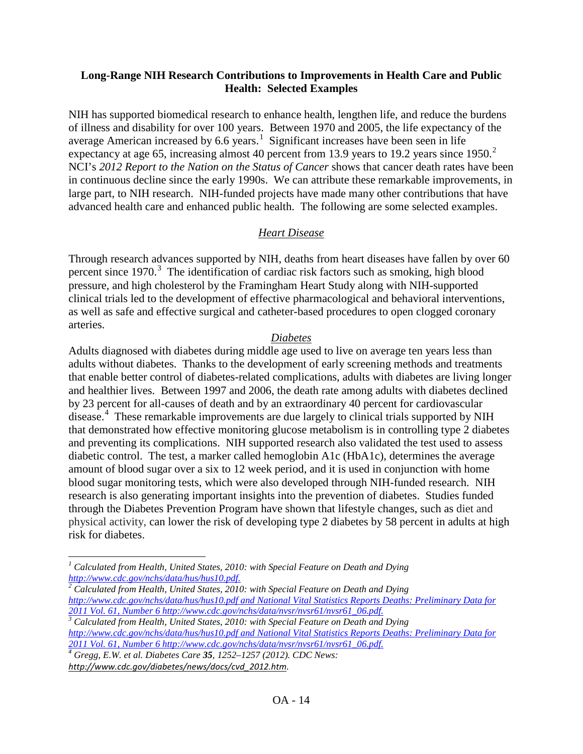**Long-Range NIH Research Contributions to Improvements in Health Care and Public Health: Selected Examples**

NIH has supported biomedical research to enhance health, lengthen life, and reduce the burdens of illness and disability for over 100 years. Between 1970 and 2005, the life expectancy of the average American increased by 6.6 years.[1] Significant increases have been seen in life expectancy at age 65, increasing almost 40 percent from 13.9 years to 19.2 years since 1950.[2] NCI's *2012 Report to the Nation on the Status of Cancer* shows that cancer death rates have been in continuous decline since the early 1990s. We can attribute these remarkable improvements, in large part, to NIH research. NIH-funded projects have made many other contributions that have advanced health care and enhanced public health. The following are some selected examples.

*Heart Disease*

Through research advances supported by NIH, deaths from heart diseases have fallen by over 60 percent since 1970.[3] The identification of cardiac risk factors such as smoking, high blood pressure, and high cholesterol by the Framingham Heart Study along with NIH-supported clinical trials led to the development of effective pharmacological and behavioral interventions, as well as safe and effective surgical and catheter-based procedures to open clogged coronary arteries.

*Diabetes*

Adults diagnosed with diabetes during middle age used to live on average ten years less than adults without diabetes. Thanks to the development of early screening methods and treatments that enable better control of diabetes-related complications, adults with diabetes are living longer and healthier lives. Between 1997 and 2006, the death rate among adults with diabetes declined by 23 percent for all-causes of death and by an extraordinary 40 percent for cardiovascular disease.[4] These remarkable improvements are due largely to clinical trials supported by NIH that demonstrated how effective monitoring glucose metabolism is in controlling type 2 diabetes and preventing its complications. NIH supported research also validated the test used to assess diabetic control. The test, a marker called hemoglobin A1c (HbA1c), determines the average amount of blood sugar over a six to 12 week period, and it is used in conjunction with home blood sugar monitoring tests, which were also developed through NIH-funded research. NIH research is also generating important insights into the prevention of diabetes. Studies funded through the Diabetes Prevention Program have shown that lifestyle changes, such as diet and physical activity, can lower the risk of developing type 2 diabetes by 58 percent in adults at high risk for diabetes.

---

[1] *Calculated from Health, United States, 2010: with Special Feature on Death and Dying http://www.cdc.gov/nchs/data/hus/hus10.pdf.*

[2] *Calculated from Health, United States, 2010: with Special Feature on Death and Dying http://www.cdc.gov/nchs/data/hus/hus10.pdf and National Vital Statistics Reports Deaths: Preliminary Data for 2011 Vol. 61, Number 6 http://www.cdc.gov/nchs/data/nvsr/nvsr61/nvsr61_06.pdf.*

[3] *Calculated from Health, United States, 2010: with Special Feature on Death and Dying http://www.cdc.gov/nchs/data/hus/hus10.pdf and National Vital Statistics Reports Deaths: Preliminary Data for 2011 Vol. 61, Number 6 http://www.cdc.gov/nchs/data/nvsr/nvsr61/nvsr61_06.pdf.*

[4] *Gregg, E.W. et al. Diabetes Care **35**, 1252–1257 (2012). CDC News: http://www.cdc.gov/diabetes/news/docs/cvd_2012.htm.*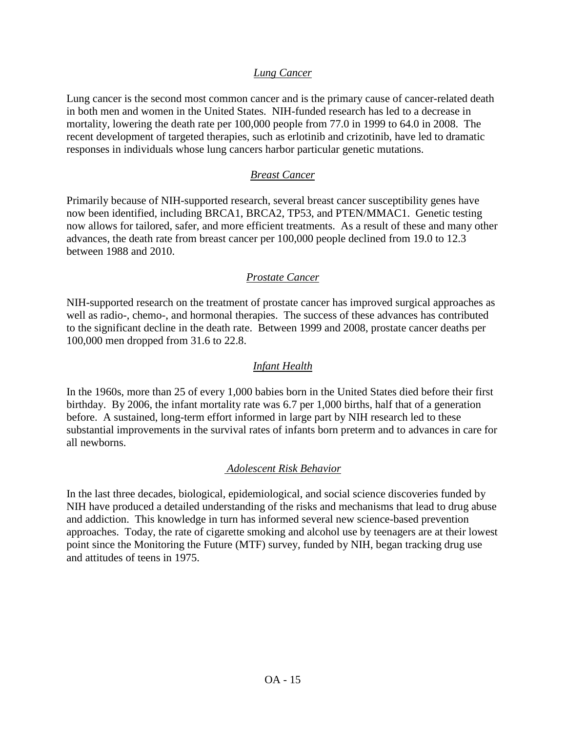### *Lung Cancer*

Lung cancer is the second most common cancer and is the primary cause of cancer-related death in both men and women in the United States. NIH-funded research has led to a decrease in mortality, lowering the death rate per 100,000 people from 77.0 in 1999 to 64.0 in 2008. The recent development of targeted therapies, such as erlotinib and crizotinib, have led to dramatic responses in individuals whose lung cancers harbor particular genetic mutations.

### *Breast Cancer*

Primarily because of NIH-supported research, several breast cancer susceptibility genes have now been identified, including BRCA1, BRCA2, TP53, and PTEN/MMAC1. Genetic testing now allows for tailored, safer, and more efficient treatments. As a result of these and many other advances, the death rate from breast cancer per 100,000 people declined from 19.0 to 12.3 between 1988 and 2010.

### *Prostate Cancer*

NIH-supported research on the treatment of prostate cancer has improved surgical approaches as well as radio-, chemo-, and hormonal therapies. The success of these advances has contributed to the significant decline in the death rate. Between 1999 and 2008, prostate cancer deaths per 100,000 men dropped from 31.6 to 22.8.

### *Infant Health*

In the 1960s, more than 25 of every 1,000 babies born in the United States died before their first birthday. By 2006, the infant mortality rate was 6.7 per 1,000 births, half that of a generation before. A sustained, long-term effort informed in large part by NIH research led to these substantial improvements in the survival rates of infants born preterm and to advances in care for all newborns.

### *Adolescent Risk Behavior*

In the last three decades, biological, epidemiological, and social science discoveries funded by NIH have produced a detailed understanding of the risks and mechanisms that lead to drug abuse and addiction. This knowledge in turn has informed several new science-based prevention approaches. Today, the rate of cigarette smoking and alcohol use by teenagers are at their lowest point since the Monitoring the Future (MTF) survey, funded by NIH, began tracking drug use and attitudes of teens in 1975.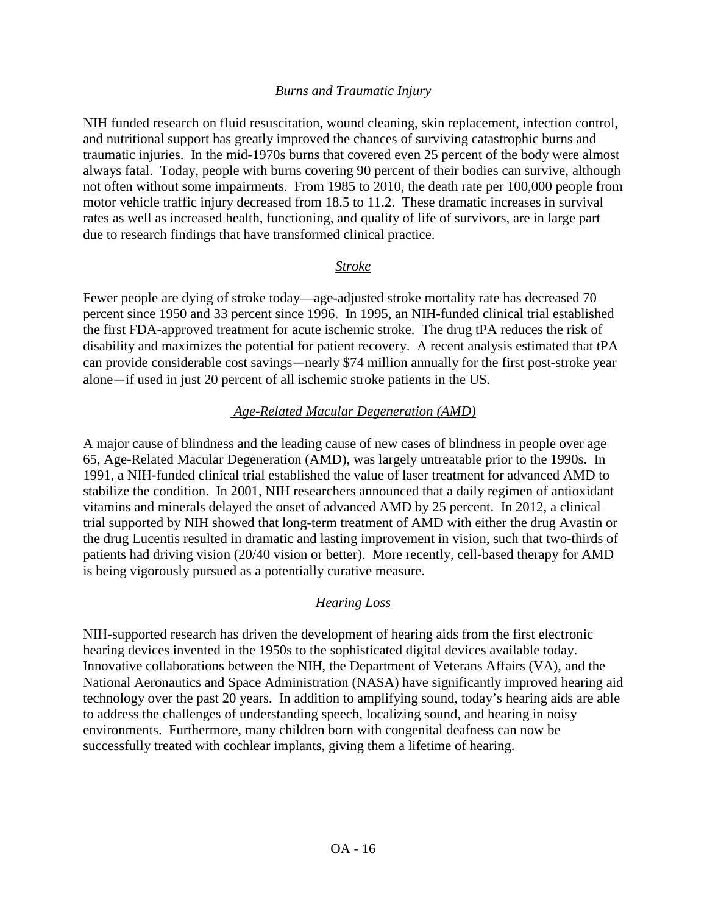### *Burns and Traumatic Injury*

NIH funded research on fluid resuscitation, wound cleaning, skin replacement, infection control, and nutritional support has greatly improved the chances of surviving catastrophic burns and traumatic injuries. In the mid-1970s burns that covered even 25 percent of the body were almost always fatal. Today, people with burns covering 90 percent of their bodies can survive, although not often without some impairments. From 1985 to 2010, the death rate per 100,000 people from motor vehicle traffic injury decreased from 18.5 to 11.2. These dramatic increases in survival rates as well as increased health, functioning, and quality of life of survivors, are in large part due to research findings that have transformed clinical practice.

### *Stroke*

Fewer people are dying of stroke today—age-adjusted stroke mortality rate has decreased 70 percent since 1950 and 33 percent since 1996. In 1995, an NIH-funded clinical trial established the first FDA-approved treatment for acute ischemic stroke. The drug tPA reduces the risk of disability and maximizes the potential for patient recovery. A recent analysis estimated that tPA can provide considerable cost savings—nearly $74 million annually for the first post-stroke year alone—if used in just 20 percent of all ischemic stroke patients in the US.

### *Age-Related Macular Degeneration (AMD)*

A major cause of blindness and the leading cause of new cases of blindness in people over age 65, Age-Related Macular Degeneration (AMD), was largely untreatable prior to the 1990s. In 1991, a NIH-funded clinical trial established the value of laser treatment for advanced AMD to stabilize the condition. In 2001, NIH researchers announced that a daily regimen of antioxidant vitamins and minerals delayed the onset of advanced AMD by 25 percent. In 2012, a clinical trial supported by NIH showed that long-term treatment of AMD with either the drug Avastin or the drug Lucentis resulted in dramatic and lasting improvement in vision, such that two-thirds of patients had driving vision (20/40 vision or better). More recently, cell-based therapy for AMD is being vigorously pursued as a potentially curative measure.

### *Hearing Loss*

NIH-supported research has driven the development of hearing aids from the first electronic hearing devices invented in the 1950s to the sophisticated digital devices available today. Innovative collaborations between the NIH, the Department of Veterans Affairs (VA), and the National Aeronautics and Space Administration (NASA) have significantly improved hearing aid technology over the past 20 years. In addition to amplifying sound, today's hearing aids are able to address the challenges of understanding speech, localizing sound, and hearing in noisy environments. Furthermore, many children born with congenital deafness can now be successfully treated with cochlear implants, giving them a lifetime of hearing.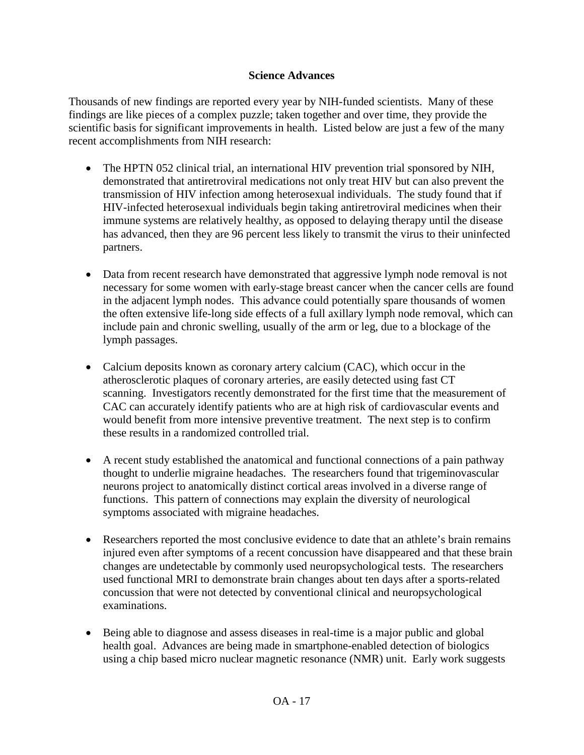## Science Advances

Thousands of new findings are reported every year by NIH-funded scientists. Many of these findings are like pieces of a complex puzzle; taken together and over time, they provide the scientific basis for significant improvements in health. Listed below are just a few of the many recent accomplishments from NIH research:

- The HPTN 052 clinical trial, an international HIV prevention trial sponsored by NIH, demonstrated that antiretroviral medications not only treat HIV but can also prevent the transmission of HIV infection among heterosexual individuals. The study found that if HIV-infected heterosexual individuals begin taking antiretroviral medicines when their immune systems are relatively healthy, as opposed to delaying therapy until the disease has advanced, then they are 96 percent less likely to transmit the virus to their uninfected partners.

- Data from recent research have demonstrated that aggressive lymph node removal is not necessary for some women with early-stage breast cancer when the cancer cells are found in the adjacent lymph nodes. This advance could potentially spare thousands of women the often extensive life-long side effects of a full axillary lymph node removal, which can include pain and chronic swelling, usually of the arm or leg, due to a blockage of the lymph passages.

- Calcium deposits known as coronary artery calcium (CAC), which occur in the atherosclerotic plaques of coronary arteries, are easily detected using fast CT scanning. Investigators recently demonstrated for the first time that the measurement of CAC can accurately identify patients who are at high risk of cardiovascular events and would benefit from more intensive preventive treatment. The next step is to confirm these results in a randomized controlled trial.

- A recent study established the anatomical and functional connections of a pain pathway thought to underlie migraine headaches. The researchers found that trigeminovascular neurons project to anatomically distinct cortical areas involved in a diverse range of functions. This pattern of connections may explain the diversity of neurological symptoms associated with migraine headaches.

- Researchers reported the most conclusive evidence to date that an athlete's brain remains injured even after symptoms of a recent concussion have disappeared and that these brain changes are undetectable by commonly used neuropsychological tests. The researchers used functional MRI to demonstrate brain changes about ten days after a sports-related concussion that were not detected by conventional clinical and neuropsychological examinations.

- Being able to diagnose and assess diseases in real-time is a major public and global health goal. Advances are being made in smartphone-enabled detection of biologics using a chip based micro nuclear magnetic resonance (NMR) unit. Early work suggests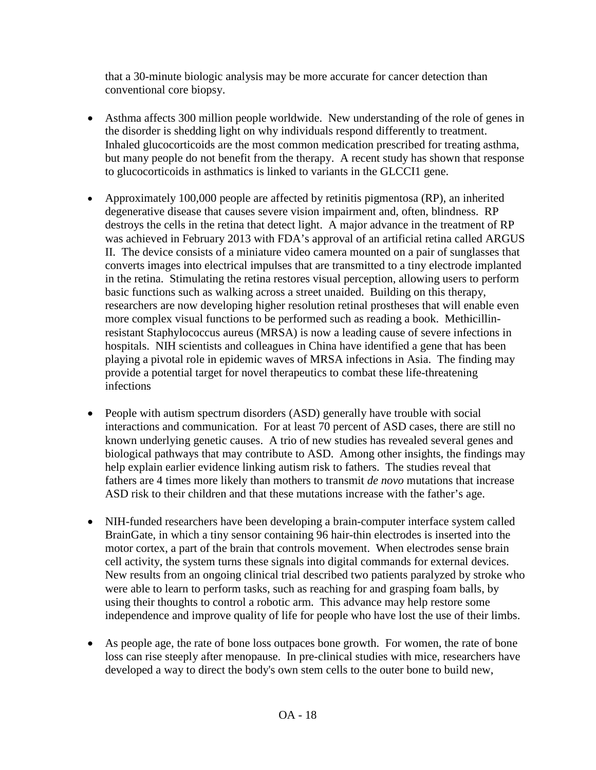that a 30-minute biologic analysis may be more accurate for cancer detection than conventional core biopsy.

- Asthma affects 300 million people worldwide. New understanding of the role of genes in the disorder is shedding light on why individuals respond differently to treatment. Inhaled glucocorticoids are the most common medication prescribed for treating asthma, but many people do not benefit from the therapy. A recent study has shown that response to glucocorticoids in asthmatics is linked to variants in the GLCCI1 gene.

- Approximately 100,000 people are affected by retinitis pigmentosa (RP), an inherited degenerative disease that causes severe vision impairment and, often, blindness. RP destroys the cells in the retina that detect light. A major advance in the treatment of RP was achieved in February 2013 with FDA's approval of an artificial retina called ARGUS II. The device consists of a miniature video camera mounted on a pair of sunglasses that converts images into electrical impulses that are transmitted to a tiny electrode implanted in the retina. Stimulating the retina restores visual perception, allowing users to perform basic functions such as walking across a street unaided. Building on this therapy, researchers are now developing higher resolution retinal prostheses that will enable even more complex visual functions to be performed such as reading a book. Methicillin-resistant Staphylococcus aureus (MRSA) is now a leading cause of severe infections in hospitals. NIH scientists and colleagues in China have identified a gene that has been playing a pivotal role in epidemic waves of MRSA infections in Asia. The finding may provide a potential target for novel therapeutics to combat these life-threatening infections

- People with autism spectrum disorders (ASD) generally have trouble with social interactions and communication. For at least 70 percent of ASD cases, there are still no known underlying genetic causes. A trio of new studies has revealed several genes and biological pathways that may contribute to ASD. Among other insights, the findings may help explain earlier evidence linking autism risk to fathers. The studies reveal that fathers are 4 times more likely than mothers to transmit *de novo* mutations that increase ASD risk to their children and that these mutations increase with the father's age.

- NIH-funded researchers have been developing a brain-computer interface system called BrainGate, in which a tiny sensor containing 96 hair-thin electrodes is inserted into the motor cortex, a part of the brain that controls movement. When electrodes sense brain cell activity, the system turns these signals into digital commands for external devices. New results from an ongoing clinical trial described two patients paralyzed by stroke who were able to learn to perform tasks, such as reaching for and grasping foam balls, by using their thoughts to control a robotic arm. This advance may help restore some independence and improve quality of life for people who have lost the use of their limbs.

- As people age, the rate of bone loss outpaces bone growth. For women, the rate of bone loss can rise steeply after menopause. In pre-clinical studies with mice, researchers have developed a way to direct the body's own stem cells to the outer bone to build new,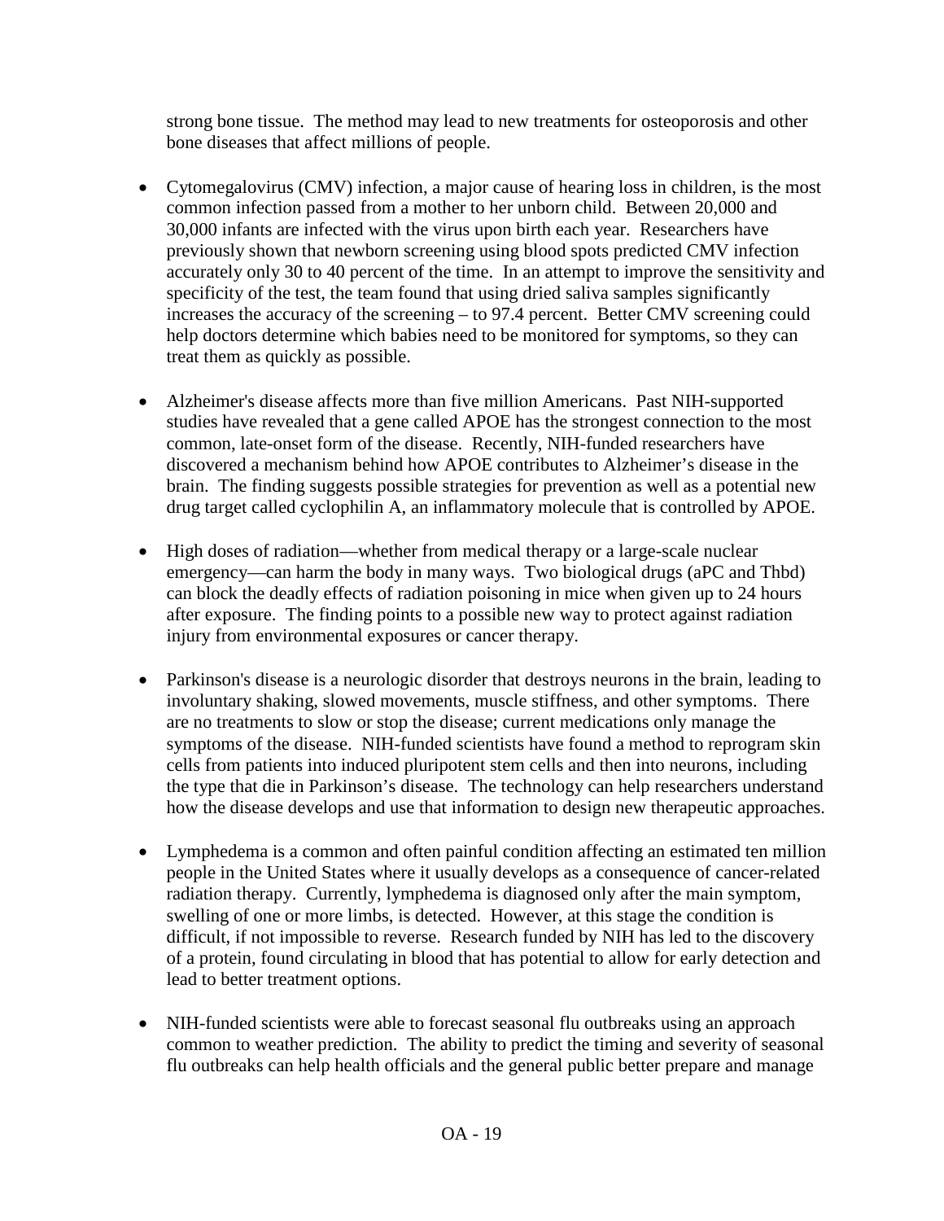strong bone tissue. The method may lead to new treatments for osteoporosis and other bone diseases that affect millions of people.

- Cytomegalovirus (CMV) infection, a major cause of hearing loss in children, is the most common infection passed from a mother to her unborn child. Between 20,000 and 30,000 infants are infected with the virus upon birth each year. Researchers have previously shown that newborn screening using blood spots predicted CMV infection accurately only 30 to 40 percent of the time. In an attempt to improve the sensitivity and specificity of the test, the team found that using dried saliva samples significantly increases the accuracy of the screening – to 97.4 percent. Better CMV screening could help doctors determine which babies need to be monitored for symptoms, so they can treat them as quickly as possible.

- Alzheimer's disease affects more than five million Americans. Past NIH-supported studies have revealed that a gene called APOE has the strongest connection to the most common, late-onset form of the disease. Recently, NIH-funded researchers have discovered a mechanism behind how APOE contributes to Alzheimer's disease in the brain. The finding suggests possible strategies for prevention as well as a potential new drug target called cyclophilin A, an inflammatory molecule that is controlled by APOE.

- High doses of radiation—whether from medical therapy or a large-scale nuclear emergency—can harm the body in many ways. Two biological drugs (aPC and Thbd) can block the deadly effects of radiation poisoning in mice when given up to 24 hours after exposure. The finding points to a possible new way to protect against radiation injury from environmental exposures or cancer therapy.

- Parkinson's disease is a neurologic disorder that destroys neurons in the brain, leading to involuntary shaking, slowed movements, muscle stiffness, and other symptoms. There are no treatments to slow or stop the disease; current medications only manage the symptoms of the disease. NIH-funded scientists have found a method to reprogram skin cells from patients into induced pluripotent stem cells and then into neurons, including the type that die in Parkinson's disease. The technology can help researchers understand how the disease develops and use that information to design new therapeutic approaches.

- Lymphedema is a common and often painful condition affecting an estimated ten million people in the United States where it usually develops as a consequence of cancer-related radiation therapy. Currently, lymphedema is diagnosed only after the main symptom, swelling of one or more limbs, is detected. However, at this stage the condition is difficult, if not impossible to reverse. Research funded by NIH has led to the discovery of a protein, found circulating in blood that has potential to allow for early detection and lead to better treatment options.

- NIH-funded scientists were able to forecast seasonal flu outbreaks using an approach common to weather prediction. The ability to predict the timing and severity of seasonal flu outbreaks can help health officials and the general public better prepare and manage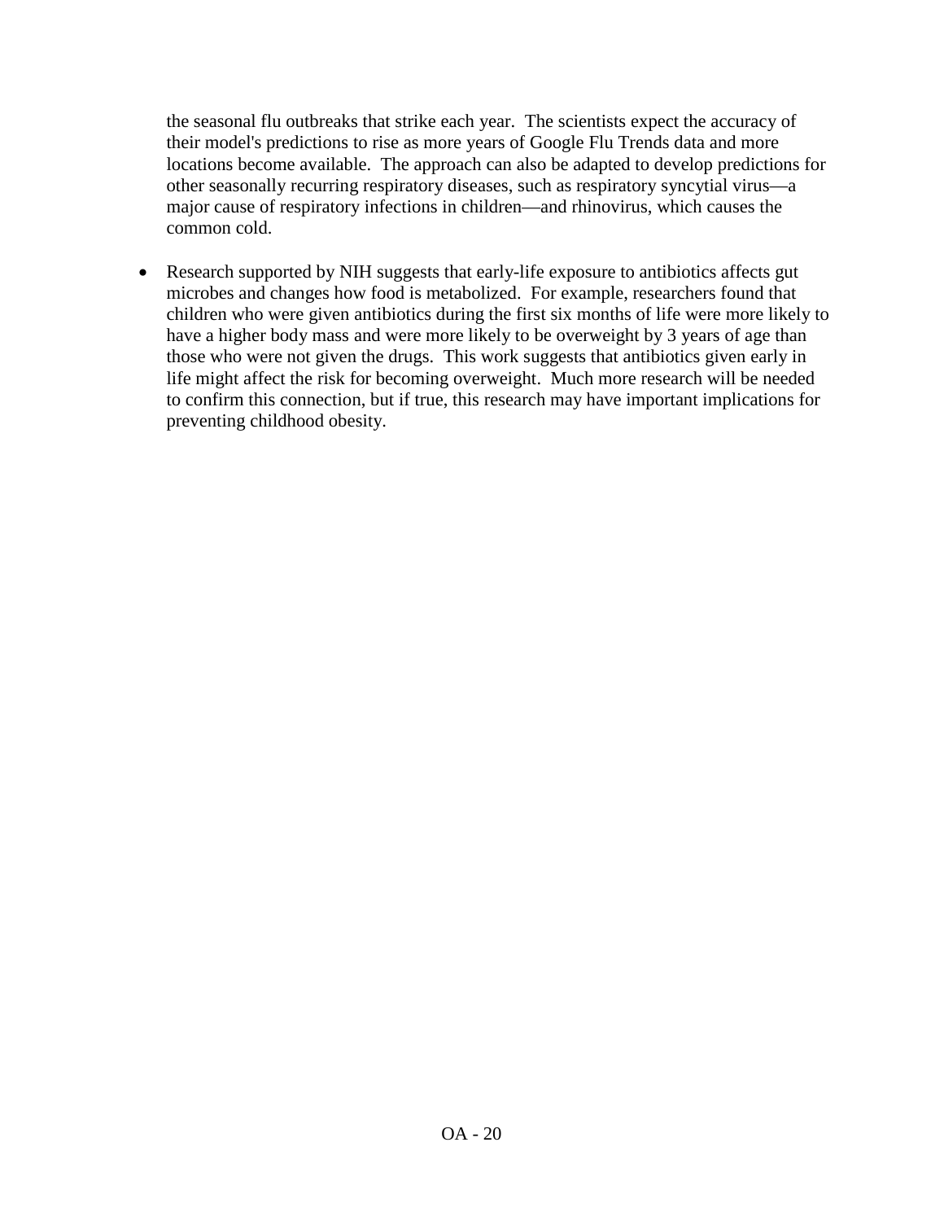the seasonal flu outbreaks that strike each year. The scientists expect the accuracy of their model's predictions to rise as more years of Google Flu Trends data and more locations become available. The approach can also be adapted to develop predictions for other seasonally recurring respiratory diseases, such as respiratory syncytial virus—a major cause of respiratory infections in children—and rhinovirus, which causes the common cold.

- Research supported by NIH suggests that early-life exposure to antibiotics affects gut microbes and changes how food is metabolized. For example, researchers found that children who were given antibiotics during the first six months of life were more likely to have a higher body mass and were more likely to be overweight by 3 years of age than those who were not given the drugs. This work suggests that antibiotics given early in life might affect the risk for becoming overweight. Much more research will be needed to confirm this connection, but if true, this research may have important implications for preventing childhood obesity.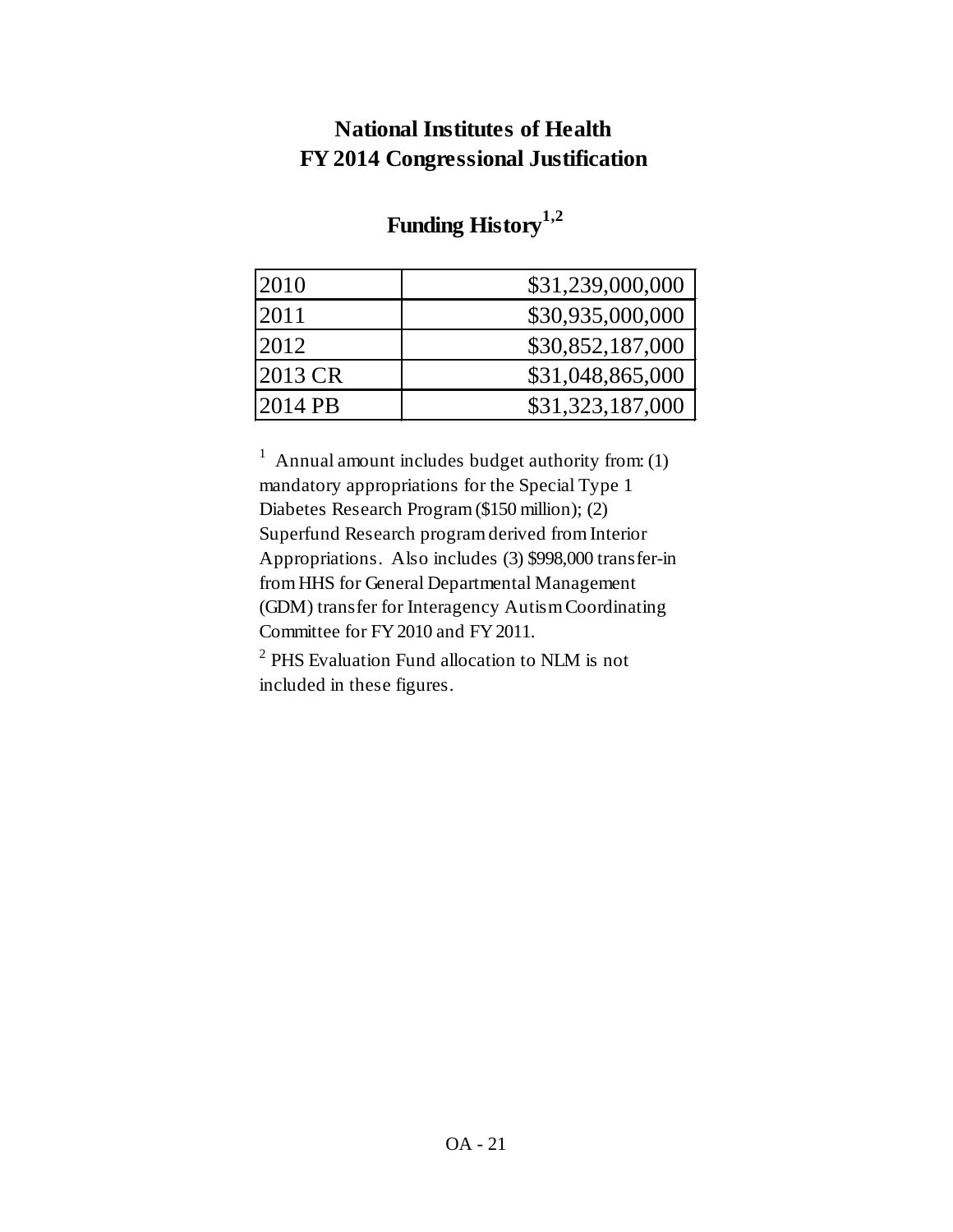# National Institutes of Health
# FY 2014 Congressional Justification

## Funding History[1,2]

| | |
|---|---|
| 2010 | $31,239,000,000 |
| 2011 | $30,935,000,000 |
| 2012 | $30,852,187,000 |
| 2013 CR | $31,048,865,000 |
| 2014 PB | $31,323,187,000 |

[1] Annual amount includes budget authority from: (1) mandatory appropriations for the Special Type 1 Diabetes Research Program ($150 million); (2) Superfund Research program derived from Interior Appropriations. Also includes (3) $998,000 transfer-in from HHS for General Departmental Management (GDM) transfer for Interagency Autism Coordinating Committee for FY 2010 and FY 2011.

[2] PHS Evaluation Fund allocation to NLM is not included in these figures.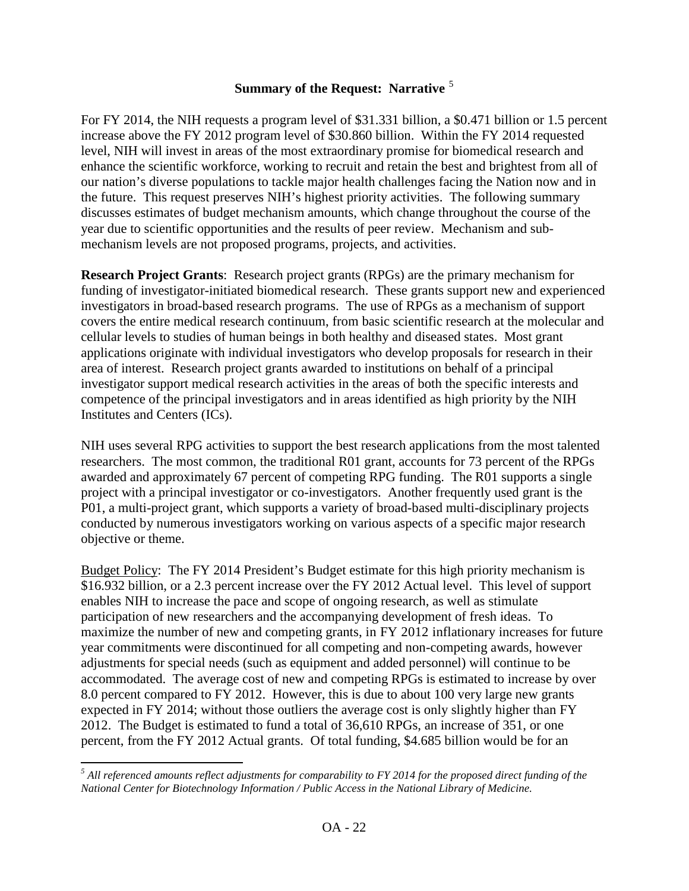## Summary of the Request: Narrative [5]

For FY 2014, the NIH requests a program level of $31.331 billion, a $0.471 billion or 1.5 percent increase above the FY 2012 program level of $30.860 billion. Within the FY 2014 requested level, NIH will invest in areas of the most extraordinary promise for biomedical research and enhance the scientific workforce, working to recruit and retain the best and brightest from all of our nation's diverse populations to tackle major health challenges facing the Nation now and in the future. This request preserves NIH's highest priority activities. The following summary discusses estimates of budget mechanism amounts, which change throughout the course of the year due to scientific opportunities and the results of peer review. Mechanism and sub-mechanism levels are not proposed programs, projects, and activities.

**Research Project Grants**: Research project grants (RPGs) are the primary mechanism for funding of investigator-initiated biomedical research. These grants support new and experienced investigators in broad-based research programs. The use of RPGs as a mechanism of support covers the entire medical research continuum, from basic scientific research at the molecular and cellular levels to studies of human beings in both healthy and diseased states. Most grant applications originate with individual investigators who develop proposals for research in their area of interest. Research project grants awarded to institutions on behalf of a principal investigator support medical research activities in the areas of both the specific interests and competence of the principal investigators and in areas identified as high priority by the NIH Institutes and Centers (ICs).

NIH uses several RPG activities to support the best research applications from the most talented researchers. The most common, the traditional R01 grant, accounts for 73 percent of the RPGs awarded and approximately 67 percent of competing RPG funding. The R01 supports a single project with a principal investigator or co-investigators. Another frequently used grant is the P01, a multi-project grant, which supports a variety of broad-based multi-disciplinary projects conducted by numerous investigators working on various aspects of a specific major research objective or theme.

<u>Budget Policy</u>: The FY 2014 President's Budget estimate for this high priority mechanism is $16.932 billion, or a 2.3 percent increase over the FY 2012 Actual level. This level of support enables NIH to increase the pace and scope of ongoing research, as well as stimulate participation of new researchers and the accompanying development of fresh ideas. To maximize the number of new and competing grants, in FY 2012 inflationary increases for future year commitments were discontinued for all competing and non-competing awards, however adjustments for special needs (such as equipment and added personnel) will continue to be accommodated. The average cost of new and competing RPGs is estimated to increase by over 8.0 percent compared to FY 2012. However, this is due to about 100 very large new grants expected in FY 2014; without those outliers the average cost is only slightly higher than FY 2012. The Budget is estimated to fund a total of 36,610 RPGs, an increase of 351, or one percent, from the FY 2012 Actual grants. Of total funding, $4.685 billion would be for an

---

[5] *All referenced amounts reflect adjustments for comparability to FY 2014 for the proposed direct funding of the National Center for Biotechnology Information / Public Access in the National Library of Medicine.*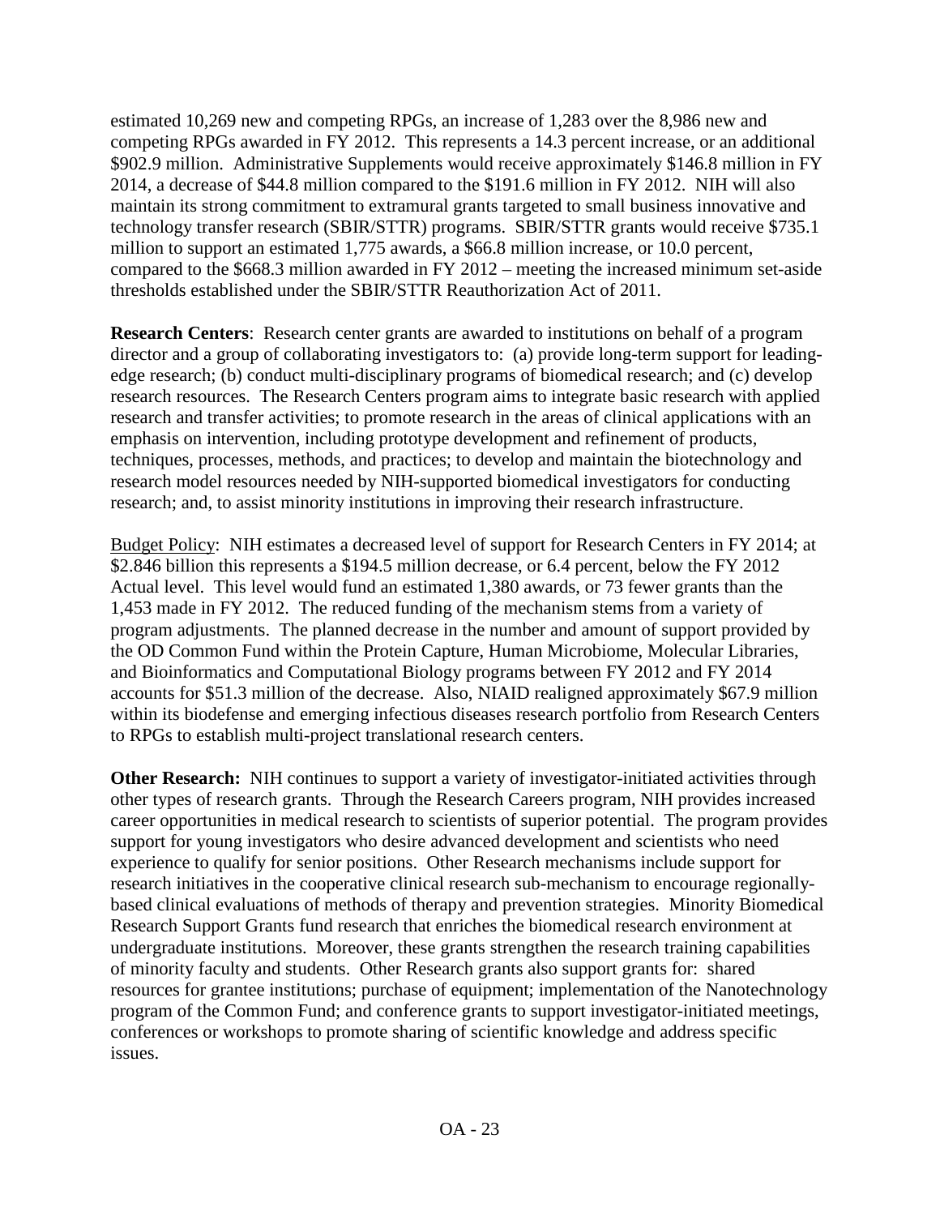estimated 10,269 new and competing RPGs, an increase of 1,283 over the 8,986 new and competing RPGs awarded in FY 2012. This represents a 14.3 percent increase, or an additional $902.9 million. Administrative Supplements would receive approximately $146.8 million in FY 2014, a decrease of $44.8 million compared to the $191.6 million in FY 2012. NIH will also maintain its strong commitment to extramural grants targeted to small business innovative and technology transfer research (SBIR/STTR) programs. SBIR/STTR grants would receive $735.1 million to support an estimated 1,775 awards, a $66.8 million increase, or 10.0 percent, compared to the $668.3 million awarded in FY 2012 – meeting the increased minimum set-aside thresholds established under the SBIR/STTR Reauthorization Act of 2011.

**Research Centers**: Research center grants are awarded to institutions on behalf of a program director and a group of collaborating investigators to: (a) provide long-term support for leading-edge research; (b) conduct multi-disciplinary programs of biomedical research; and (c) develop research resources. The Research Centers program aims to integrate basic research with applied research and transfer activities; to promote research in the areas of clinical applications with an emphasis on intervention, including prototype development and refinement of products, techniques, processes, methods, and practices; to develop and maintain the biotechnology and research model resources needed by NIH-supported biomedical investigators for conducting research; and, to assist minority institutions in improving their research infrastructure.

Budget Policy: NIH estimates a decreased level of support for Research Centers in FY 2014; at $2.846 billion this represents a $194.5 million decrease, or 6.4 percent, below the FY 2012 Actual level. This level would fund an estimated 1,380 awards, or 73 fewer grants than the 1,453 made in FY 2012. The reduced funding of the mechanism stems from a variety of program adjustments. The planned decrease in the number and amount of support provided by the OD Common Fund within the Protein Capture, Human Microbiome, Molecular Libraries, and Bioinformatics and Computational Biology programs between FY 2012 and FY 2014 accounts for $51.3 million of the decrease. Also, NIAID realigned approximately $67.9 million within its biodefense and emerging infectious diseases research portfolio from Research Centers to RPGs to establish multi-project translational research centers.

**Other Research:** NIH continues to support a variety of investigator-initiated activities through other types of research grants. Through the Research Careers program, NIH provides increased career opportunities in medical research to scientists of superior potential. The program provides support for young investigators who desire advanced development and scientists who need experience to qualify for senior positions. Other Research mechanisms include support for research initiatives in the cooperative clinical research sub-mechanism to encourage regionally-based clinical evaluations of methods of therapy and prevention strategies. Minority Biomedical Research Support Grants fund research that enriches the biomedical research environment at undergraduate institutions. Moreover, these grants strengthen the research training capabilities of minority faculty and students. Other Research grants also support grants for: shared resources for grantee institutions; purchase of equipment; implementation of the Nanotechnology program of the Common Fund; and conference grants to support investigator-initiated meetings, conferences or workshops to promote sharing of scientific knowledge and address specific issues.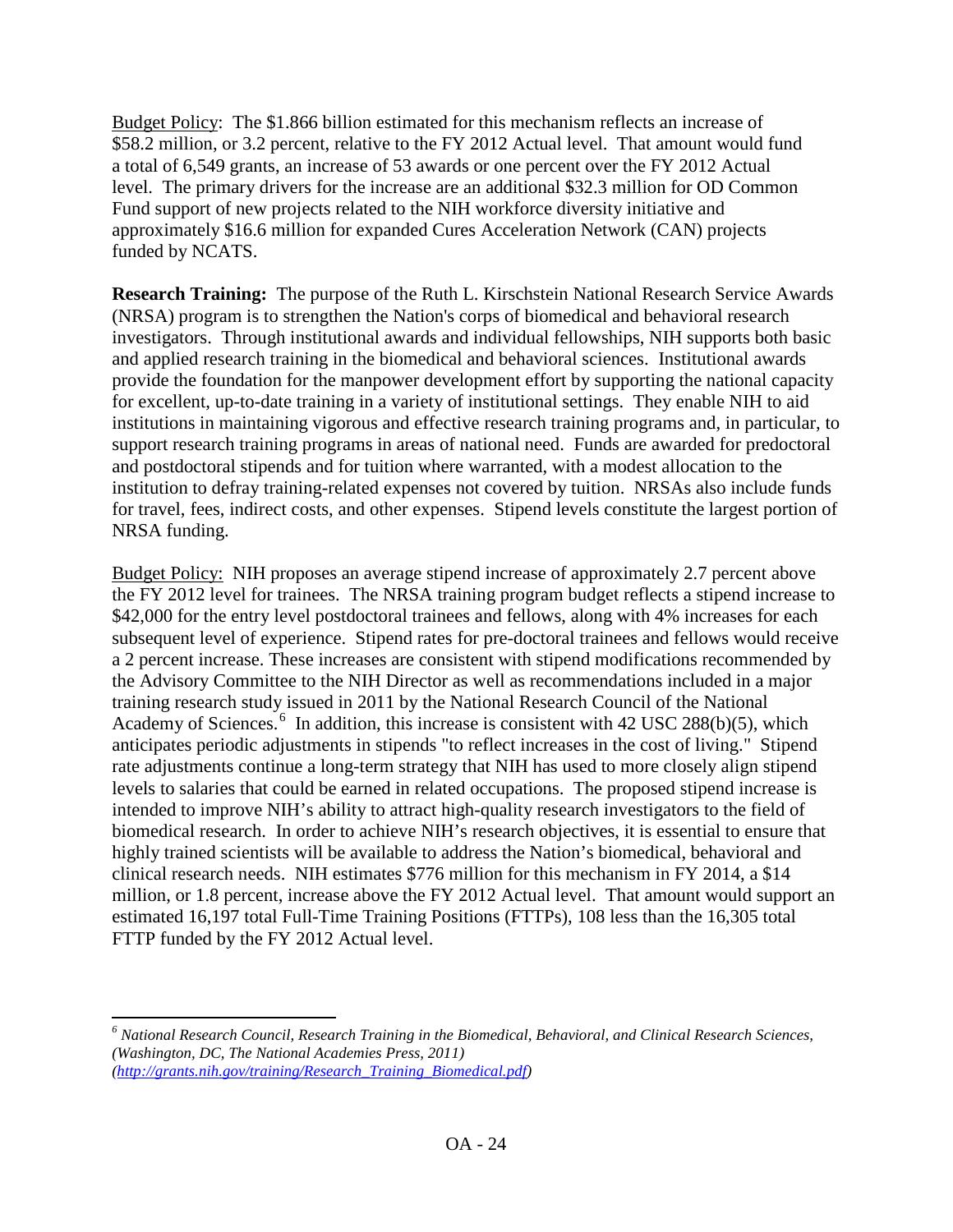Budget Policy: The $1.866 billion estimated for this mechanism reflects an increase of $58.2 million, or 3.2 percent, relative to the FY 2012 Actual level. That amount would fund a total of 6,549 grants, an increase of 53 awards or one percent over the FY 2012 Actual level. The primary drivers for the increase are an additional $32.3 million for OD Common Fund support of new projects related to the NIH workforce diversity initiative and approximately $16.6 million for expanded Cures Acceleration Network (CAN) projects funded by NCATS.

**Research Training:** The purpose of the Ruth L. Kirschstein National Research Service Awards (NRSA) program is to strengthen the Nation's corps of biomedical and behavioral research investigators. Through institutional awards and individual fellowships, NIH supports both basic and applied research training in the biomedical and behavioral sciences. Institutional awards provide the foundation for the manpower development effort by supporting the national capacity for excellent, up-to-date training in a variety of institutional settings. They enable NIH to aid institutions in maintaining vigorous and effective research training programs and, in particular, to support research training programs in areas of national need. Funds are awarded for predoctoral and postdoctoral stipends and for tuition where warranted, with a modest allocation to the institution to defray training-related expenses not covered by tuition. NRSAs also include funds for travel, fees, indirect costs, and other expenses. Stipend levels constitute the largest portion of NRSA funding.

Budget Policy: NIH proposes an average stipend increase of approximately 2.7 percent above the FY 2012 level for trainees. The NRSA training program budget reflects a stipend increase to $42,000 for the entry level postdoctoral trainees and fellows, along with 4% increases for each subsequent level of experience. Stipend rates for pre-doctoral trainees and fellows would receive a 2 percent increase. These increases are consistent with stipend modifications recommended by the Advisory Committee to the NIH Director as well as recommendations included in a major training research study issued in 2011 by the National Research Council of the National Academy of Sciences.[6] In addition, this increase is consistent with 42 USC 288(b)(5), which anticipates periodic adjustments in stipends "to reflect increases in the cost of living." Stipend rate adjustments continue a long-term strategy that NIH has used to more closely align stipend levels to salaries that could be earned in related occupations. The proposed stipend increase is intended to improve NIH's ability to attract high-quality research investigators to the field of biomedical research. In order to achieve NIH's research objectives, it is essential to ensure that highly trained scientists will be available to address the Nation's biomedical, behavioral and clinical research needs. NIH estimates $776 million for this mechanism in FY 2014, a $14 million, or 1.8 percent, increase above the FY 2012 Actual level. That amount would support an estimated 16,197 total Full-Time Training Positions (FTTPs), 108 less than the 16,305 total FTTP funded by the FY 2012 Actual level.

---

[6] *National Research Council, Research Training in the Biomedical, Behavioral, and Clinical Research Sciences, (Washington, DC, The National Academies Press, 2011) (http://grants.nih.gov/training/Research_Training_Biomedical.pdf)*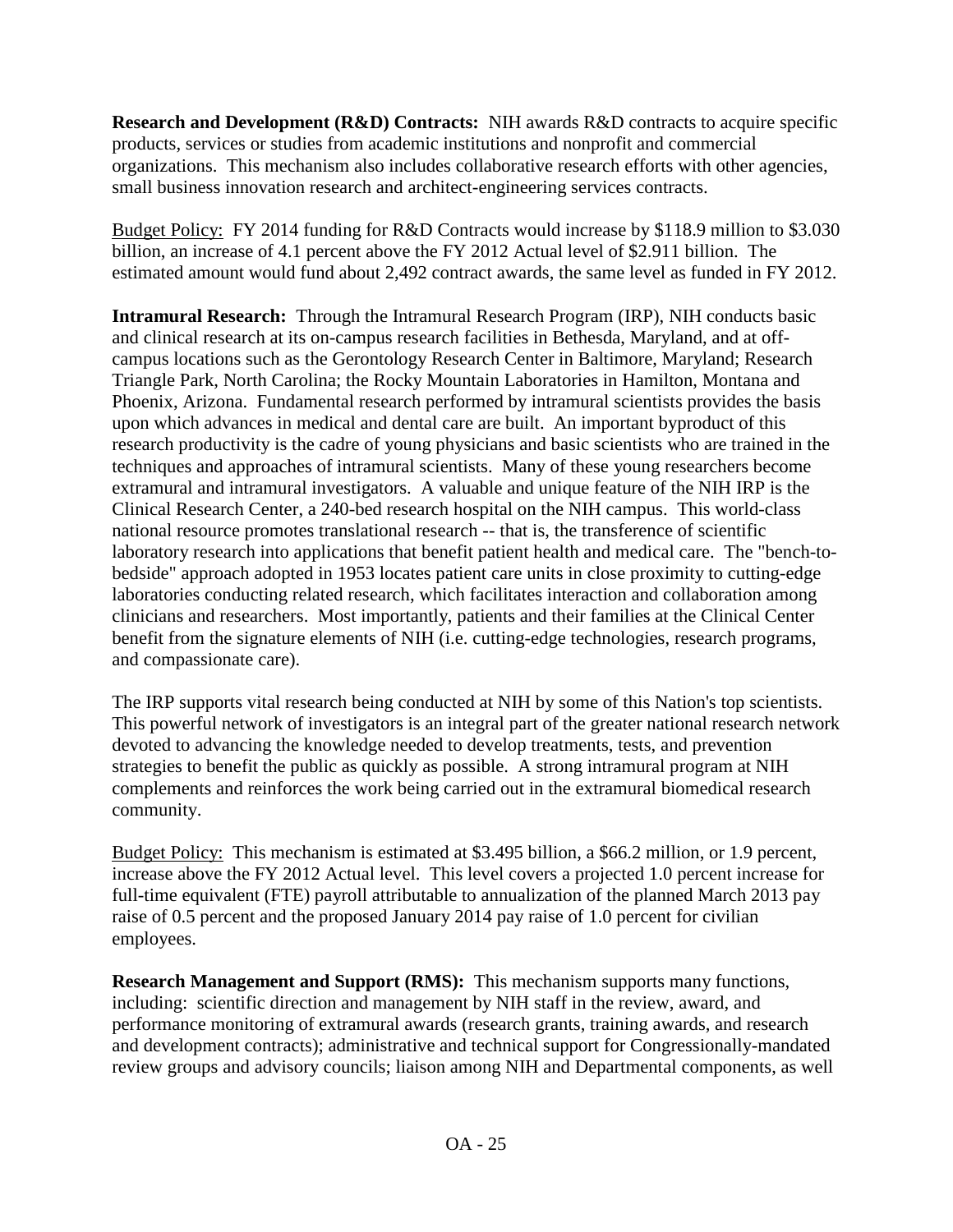**Research and Development (R&D) Contracts:** NIH awards R&D contracts to acquire specific products, services or studies from academic institutions and nonprofit and commercial organizations. This mechanism also includes collaborative research efforts with other agencies, small business innovation research and architect-engineering services contracts.

<u>Budget Policy:</u> FY 2014 funding for R&D Contracts would increase by $118.9 million to $3.030 billion, an increase of 4.1 percent above the FY 2012 Actual level of $2.911 billion. The estimated amount would fund about 2,492 contract awards, the same level as funded in FY 2012.

**Intramural Research:** Through the Intramural Research Program (IRP), NIH conducts basic and clinical research at its on-campus research facilities in Bethesda, Maryland, and at off-campus locations such as the Gerontology Research Center in Baltimore, Maryland; Research Triangle Park, North Carolina; the Rocky Mountain Laboratories in Hamilton, Montana and Phoenix, Arizona. Fundamental research performed by intramural scientists provides the basis upon which advances in medical and dental care are built. An important byproduct of this research productivity is the cadre of young physicians and basic scientists who are trained in the techniques and approaches of intramural scientists. Many of these young researchers become extramural and intramural investigators. A valuable and unique feature of the NIH IRP is the Clinical Research Center, a 240-bed research hospital on the NIH campus. This world-class national resource promotes translational research -- that is, the transference of scientific laboratory research into applications that benefit patient health and medical care. The "bench-to-bedside" approach adopted in 1953 locates patient care units in close proximity to cutting-edge laboratories conducting related research, which facilitates interaction and collaboration among clinicians and researchers. Most importantly, patients and their families at the Clinical Center benefit from the signature elements of NIH (i.e. cutting-edge technologies, research programs, and compassionate care).

The IRP supports vital research being conducted at NIH by some of this Nation's top scientists. This powerful network of investigators is an integral part of the greater national research network devoted to advancing the knowledge needed to develop treatments, tests, and prevention strategies to benefit the public as quickly as possible. A strong intramural program at NIH complements and reinforces the work being carried out in the extramural biomedical research community.

<u>Budget Policy:</u> This mechanism is estimated at $3.495 billion, a $66.2 million, or 1.9 percent, increase above the FY 2012 Actual level. This level covers a projected 1.0 percent increase for full-time equivalent (FTE) payroll attributable to annualization of the planned March 2013 pay raise of 0.5 percent and the proposed January 2014 pay raise of 1.0 percent for civilian employees.

**Research Management and Support (RMS):** This mechanism supports many functions, including: scientific direction and management by NIH staff in the review, award, and performance monitoring of extramural awards (research grants, training awards, and research and development contracts); administrative and technical support for Congressionally-mandated review groups and advisory councils; liaison among NIH and Departmental components, as well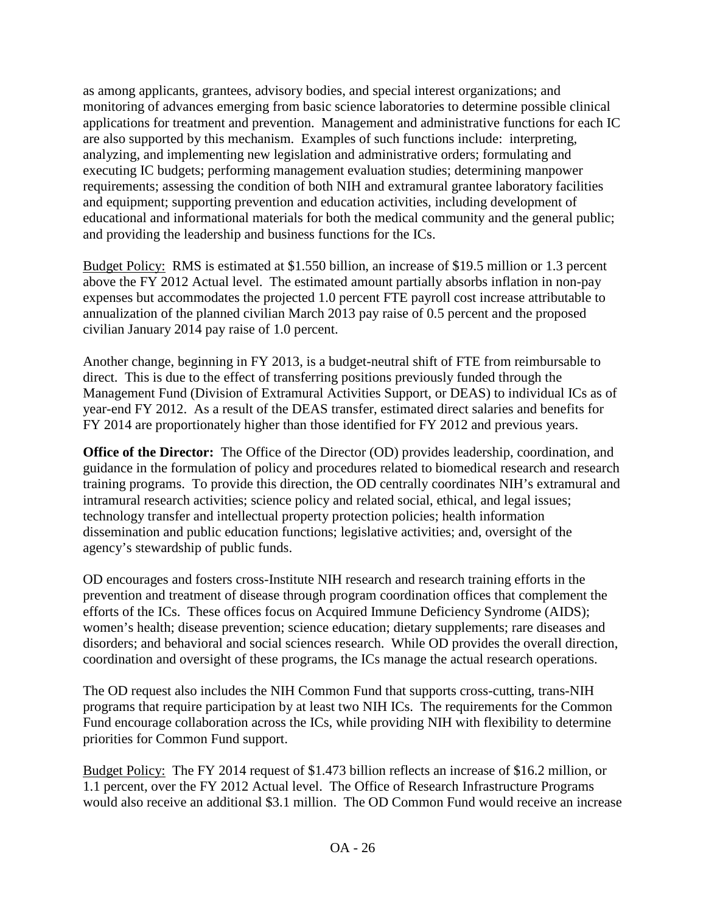as among applicants, grantees, advisory bodies, and special interest organizations; and monitoring of advances emerging from basic science laboratories to determine possible clinical applications for treatment and prevention. Management and administrative functions for each IC are also supported by this mechanism. Examples of such functions include: interpreting, analyzing, and implementing new legislation and administrative orders; formulating and executing IC budgets; performing management evaluation studies; determining manpower requirements; assessing the condition of both NIH and extramural grantee laboratory facilities and equipment; supporting prevention and education activities, including development of educational and informational materials for both the medical community and the general public; and providing the leadership and business functions for the ICs.

Budget Policy: RMS is estimated at $1.550 billion, an increase of $19.5 million or 1.3 percent above the FY 2012 Actual level. The estimated amount partially absorbs inflation in non-pay expenses but accommodates the projected 1.0 percent FTE payroll cost increase attributable to annualization of the planned civilian March 2013 pay raise of 0.5 percent and the proposed civilian January 2014 pay raise of 1.0 percent.

Another change, beginning in FY 2013, is a budget-neutral shift of FTE from reimbursable to direct. This is due to the effect of transferring positions previously funded through the Management Fund (Division of Extramural Activities Support, or DEAS) to individual ICs as of year-end FY 2012. As a result of the DEAS transfer, estimated direct salaries and benefits for FY 2014 are proportionately higher than those identified for FY 2012 and previous years.

**Office of the Director:** The Office of the Director (OD) provides leadership, coordination, and guidance in the formulation of policy and procedures related to biomedical research and research training programs. To provide this direction, the OD centrally coordinates NIH's extramural and intramural research activities; science policy and related social, ethical, and legal issues; technology transfer and intellectual property protection policies; health information dissemination and public education functions; legislative activities; and, oversight of the agency's stewardship of public funds.

OD encourages and fosters cross-Institute NIH research and research training efforts in the prevention and treatment of disease through program coordination offices that complement the efforts of the ICs. These offices focus on Acquired Immune Deficiency Syndrome (AIDS); women's health; disease prevention; science education; dietary supplements; rare diseases and disorders; and behavioral and social sciences research. While OD provides the overall direction, coordination and oversight of these programs, the ICs manage the actual research operations.

The OD request also includes the NIH Common Fund that supports cross-cutting, trans-NIH programs that require participation by at least two NIH ICs. The requirements for the Common Fund encourage collaboration across the ICs, while providing NIH with flexibility to determine priorities for Common Fund support.

Budget Policy: The FY 2014 request of $1.473 billion reflects an increase of $16.2 million, or 1.1 percent, over the FY 2012 Actual level. The Office of Research Infrastructure Programs would also receive an additional $3.1 million. The OD Common Fund would receive an increase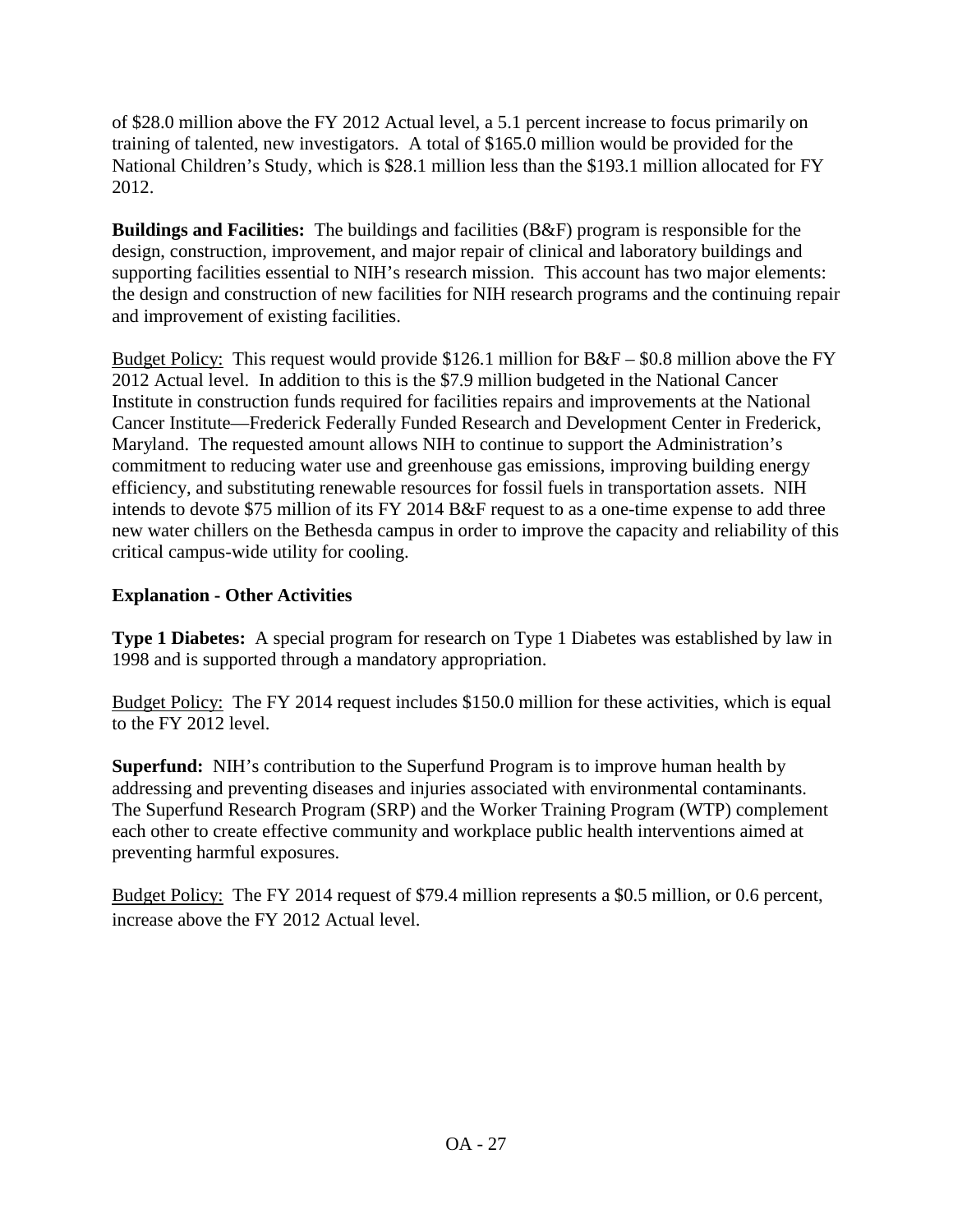of $28.0 million above the FY 2012 Actual level, a 5.1 percent increase to focus primarily on training of talented, new investigators. A total of $165.0 million would be provided for the National Children's Study, which is $28.1 million less than the $193.1 million allocated for FY 2012.

**Buildings and Facilities:** The buildings and facilities (B&F) program is responsible for the design, construction, improvement, and major repair of clinical and laboratory buildings and supporting facilities essential to NIH's research mission. This account has two major elements: the design and construction of new facilities for NIH research programs and the continuing repair and improvement of existing facilities.

<u>Budget Policy:</u> This request would provide $126.1 million for B&F – $0.8 million above the FY 2012 Actual level. In addition to this is the $7.9 million budgeted in the National Cancer Institute in construction funds required for facilities repairs and improvements at the National Cancer Institute—Frederick Federally Funded Research and Development Center in Frederick, Maryland. The requested amount allows NIH to continue to support the Administration's commitment to reducing water use and greenhouse gas emissions, improving building energy efficiency, and substituting renewable resources for fossil fuels in transportation assets. NIH intends to devote $75 million of its FY 2014 B&F request to as a one-time expense to add three new water chillers on the Bethesda campus in order to improve the capacity and reliability of this critical campus-wide utility for cooling.

**Explanation - Other Activities**

**Type 1 Diabetes:** A special program for research on Type 1 Diabetes was established by law in 1998 and is supported through a mandatory appropriation.

<u>Budget Policy:</u> The FY 2014 request includes $150.0 million for these activities, which is equal to the FY 2012 level.

**Superfund:** NIH's contribution to the Superfund Program is to improve human health by addressing and preventing diseases and injuries associated with environmental contaminants. The Superfund Research Program (SRP) and the Worker Training Program (WTP) complement each other to create effective community and workplace public health interventions aimed at preventing harmful exposures.

<u>Budget Policy:</u> The FY 2014 request of $79.4 million represents a $0.5 million, or 0.6 percent, increase above the FY 2012 Actual level.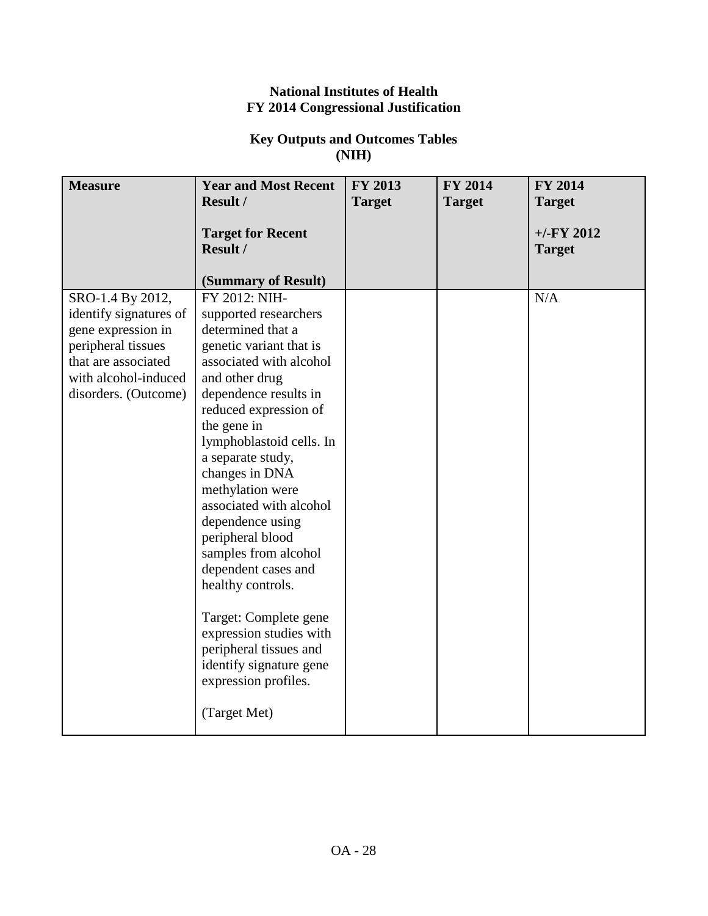**National Institutes of Health**
**FY 2014 Congressional Justification**

**Key Outputs and Outcomes Tables**
**(NIH)**

| **Measure** | **Year and Most Recent Result /** **Target for Recent Result /** **(Summary of Result)** | **FY 2013 Target** | **FY 2014 Target** | **FY 2014 Target** **+/-FY 2012 Target** |
|---|---|---|---|---|
| SRO-1.4 By 2012, identify signatures of gene expression in peripheral tissues that are associated with alcohol-induced disorders. (Outcome) | FY 2012: NIH-supported researchers determined that a genetic variant that is associated with alcohol and other drug dependence results in reduced expression of the gene in lymphoblastoid cells. In a separate study, changes in DNA methylation were associated with alcohol dependence using peripheral blood samples from alcohol dependent cases and healthy controls. Target: Complete gene expression studies with peripheral tissues and identify signature gene expression profiles. (Target Met) | | | N/A |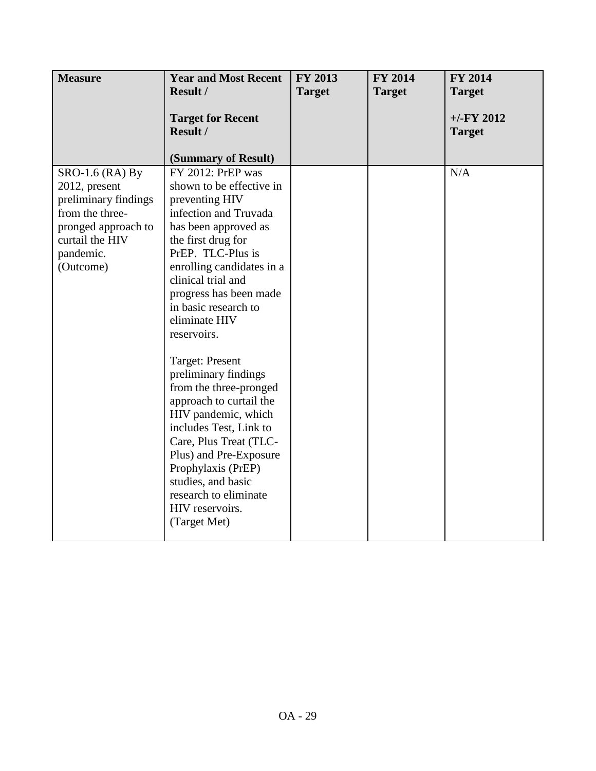| Measure | Year and Most Recent Result /<br><br>Target for Recent Result /<br><br>(Summary of Result) | FY 2013 Target | FY 2014 Target | FY 2014 Target<br><br>+/-FY 2012 Target |
|---|---|---|---|---|
| SRO-1.6 (RA) By 2012, present preliminary findings from the three-pronged approach to curtail the HIV pandemic. (Outcome) | FY 2012: PrEP was shown to be effective in preventing HIV infection and Truvada has been approved as the first drug for PrEP. TLC-Plus is enrolling candidates in a clinical trial and progress has been made in basic research to eliminate HIV reservoirs.<br><br>Target: Present preliminary findings from the three-pronged approach to curtail the HIV pandemic, which includes Test, Link to Care, Plus Treat (TLC-Plus) and Pre-Exposure Prophylaxis (PrEP) studies, and basic research to eliminate HIV reservoirs.<br>(Target Met) | | | N/A |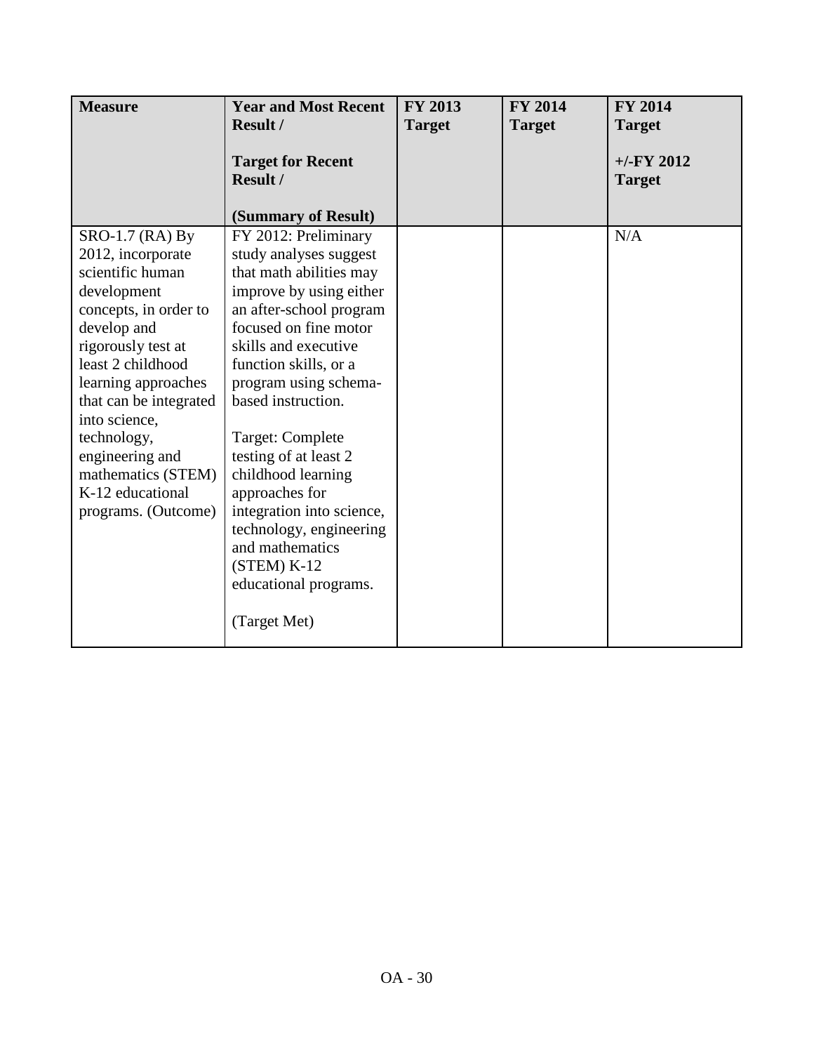| **Measure** | **Year and Most Recent Result /**<br><br>**Target for Recent Result /**<br><br>**(Summary of Result)** | **FY 2013 Target** | **FY 2014 Target** | **FY 2014 Target**<br><br>**+/-FY 2012 Target** |
|---|---|---|---|---|
| SRO-1.7 (RA) By 2012, incorporate scientific human development concepts, in order to develop and rigorously test at least 2 childhood learning approaches that can be integrated into science, technology, engineering and mathematics (STEM) K-12 educational programs. (Outcome) | FY 2012: Preliminary study analyses suggest that math abilities may improve by using either an after-school program focused on fine motor skills and executive function skills, or a program using schema-based instruction.<br><br>Target: Complete testing of at least 2 childhood learning approaches for integration into science, technology, engineering and mathematics (STEM) K-12 educational programs.<br><br>(Target Met) | | | N/A |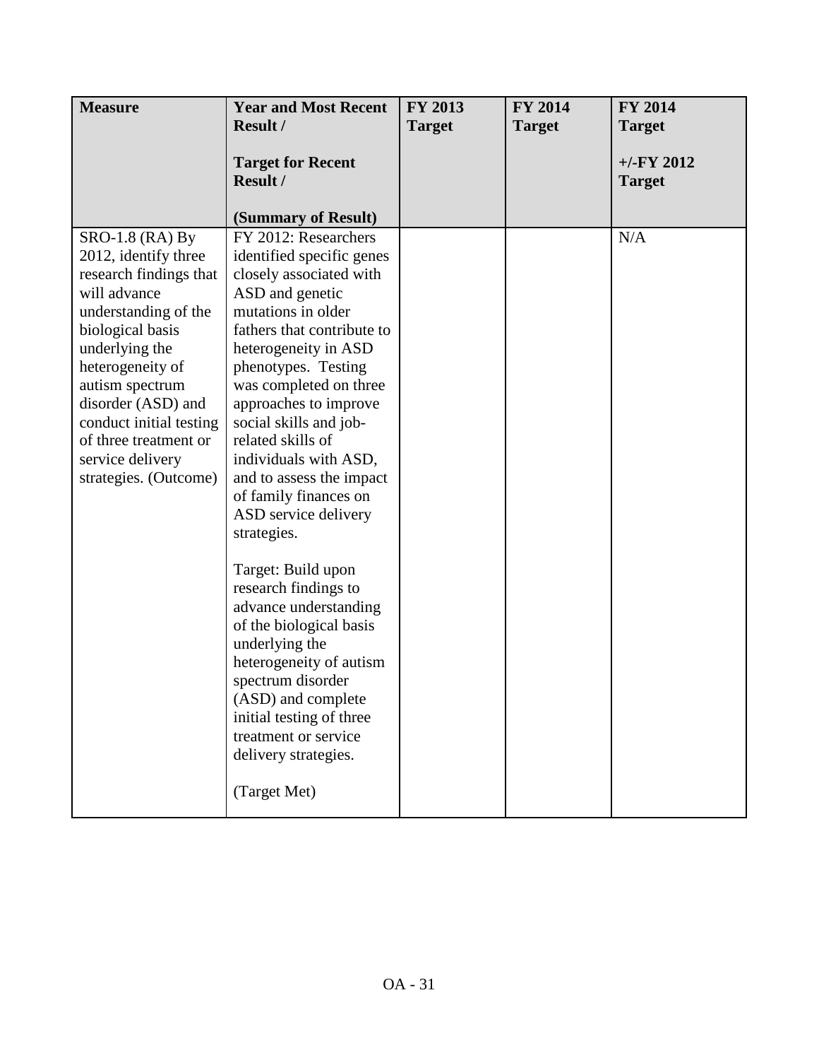| Measure | Year and Most Recent Result / Target for Recent Result / (Summary of Result) | FY 2013 Target | FY 2014 Target | FY 2014 Target +/-FY 2012 Target |
|---|---|---|---|---|
| SRO-1.8 (RA) By 2012, identify three research findings that will advance understanding of the biological basis underlying the heterogeneity of autism spectrum disorder (ASD) and conduct initial testing of three treatment or service delivery strategies. (Outcome) | FY 2012: Researchers identified specific genes closely associated with ASD and genetic mutations in older fathers that contribute to heterogeneity in ASD phenotypes. Testing was completed on three approaches to improve social skills and job-related skills of individuals with ASD, and to assess the impact of family finances on ASD service delivery strategies. <br><br> Target: Build upon research findings to advance understanding of the biological basis underlying the heterogeneity of autism spectrum disorder (ASD) and complete initial testing of three treatment or service delivery strategies. <br><br> (Target Met) | | | N/A |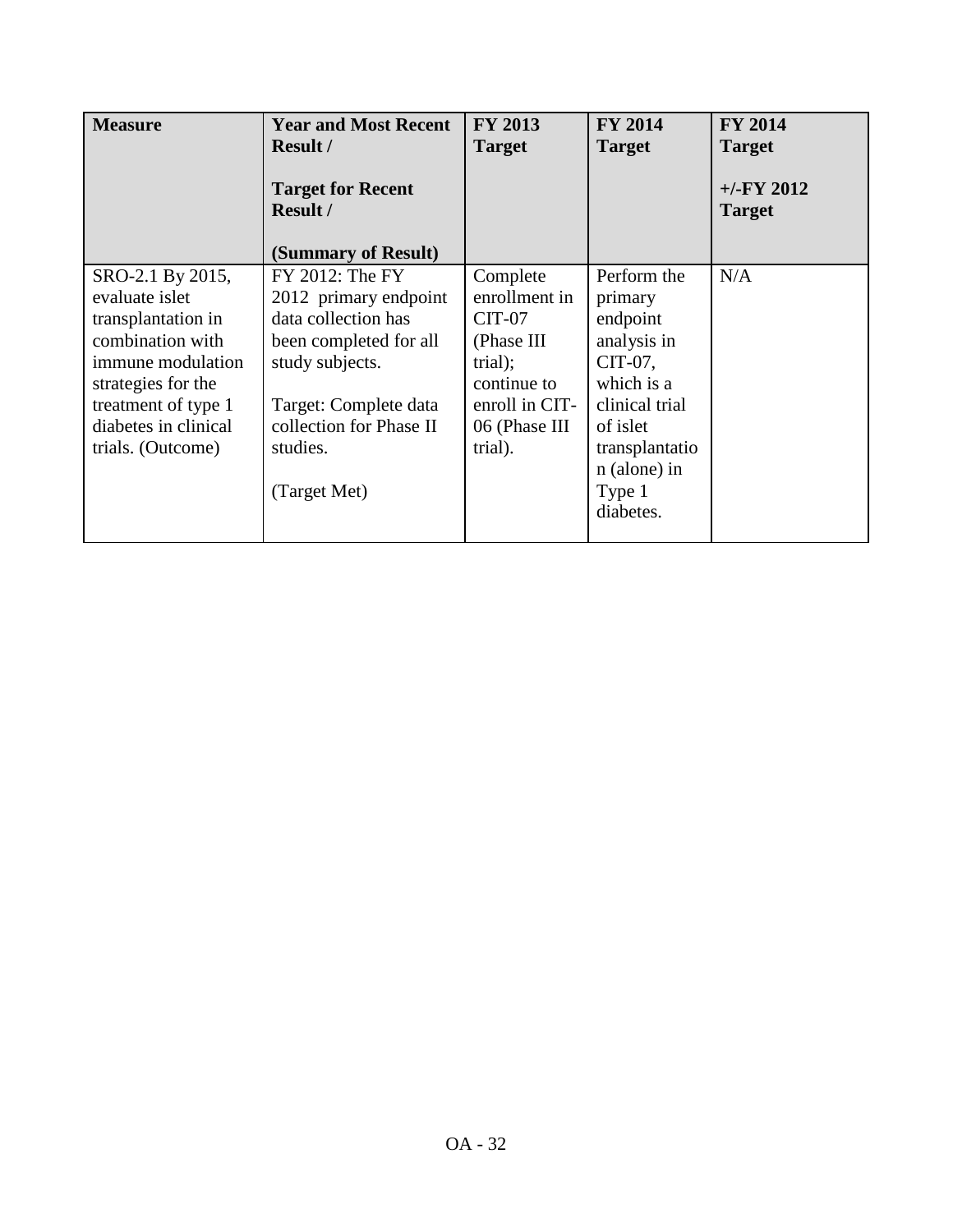| Measure | Year and Most Recent Result / Target for Recent Result / (Summary of Result) | FY 2013 Target | FY 2014 Target | FY 2014 Target +/-FY 2012 Target |
|---|---|---|---|---|
| SRO-2.1 By 2015, evaluate islet transplantation in combination with immune modulation strategies for the treatment of type 1 diabetes in clinical trials. (Outcome) | FY 2012: The FY 2012 primary endpoint data collection has been completed for all study subjects. Target: Complete data collection for Phase II studies. (Target Met) | Complete enrollment in CIT-07 (Phase III trial); continue to enroll in CIT-06 (Phase III trial). | Perform the primary endpoint analysis in CIT-07, which is a clinical trial of islet transplantation (alone) in Type 1 diabetes. | N/A |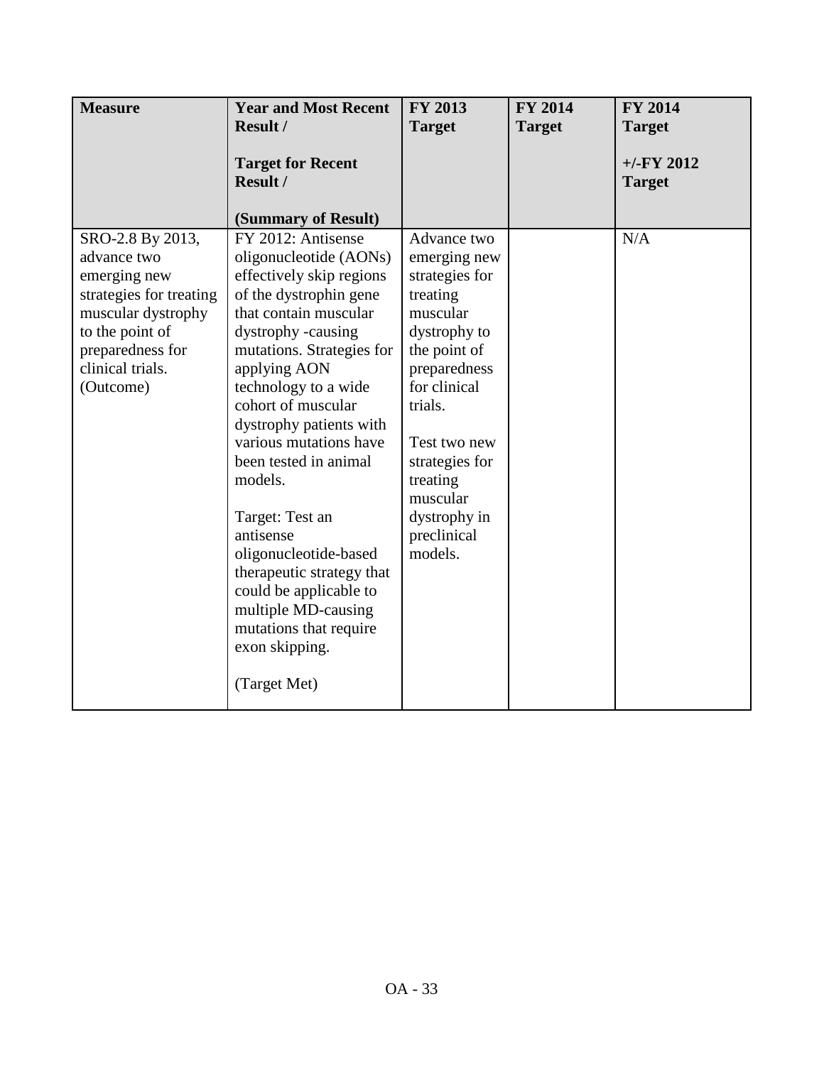| Measure | Year and Most Recent Result /<br><br>Target for Recent Result /<br><br>(Summary of Result) | FY 2013 Target | FY 2014 Target | FY 2014 Target<br><br>+/-FY 2012 Target |
|---|---|---|---|---|
| SRO-2.8 By 2013, advance two emerging new strategies for treating muscular dystrophy to the point of preparedness for clinical trials. (Outcome) | FY 2012: Antisense oligonucleotide (AONs) effectively skip regions of the dystrophin gene that contain muscular dystrophy -causing mutations. Strategies for applying AON technology to a wide cohort of muscular dystrophy patients with various mutations have been tested in animal models.<br><br>Target: Test an antisense oligonucleotide-based therapeutic strategy that could be applicable to multiple MD-causing mutations that require exon skipping.<br><br>(Target Met) | Advance two emerging new strategies for treating muscular dystrophy to the point of preparedness for clinical trials.<br><br>Test two new strategies for treating muscular dystrophy in preclinical models. | | N/A |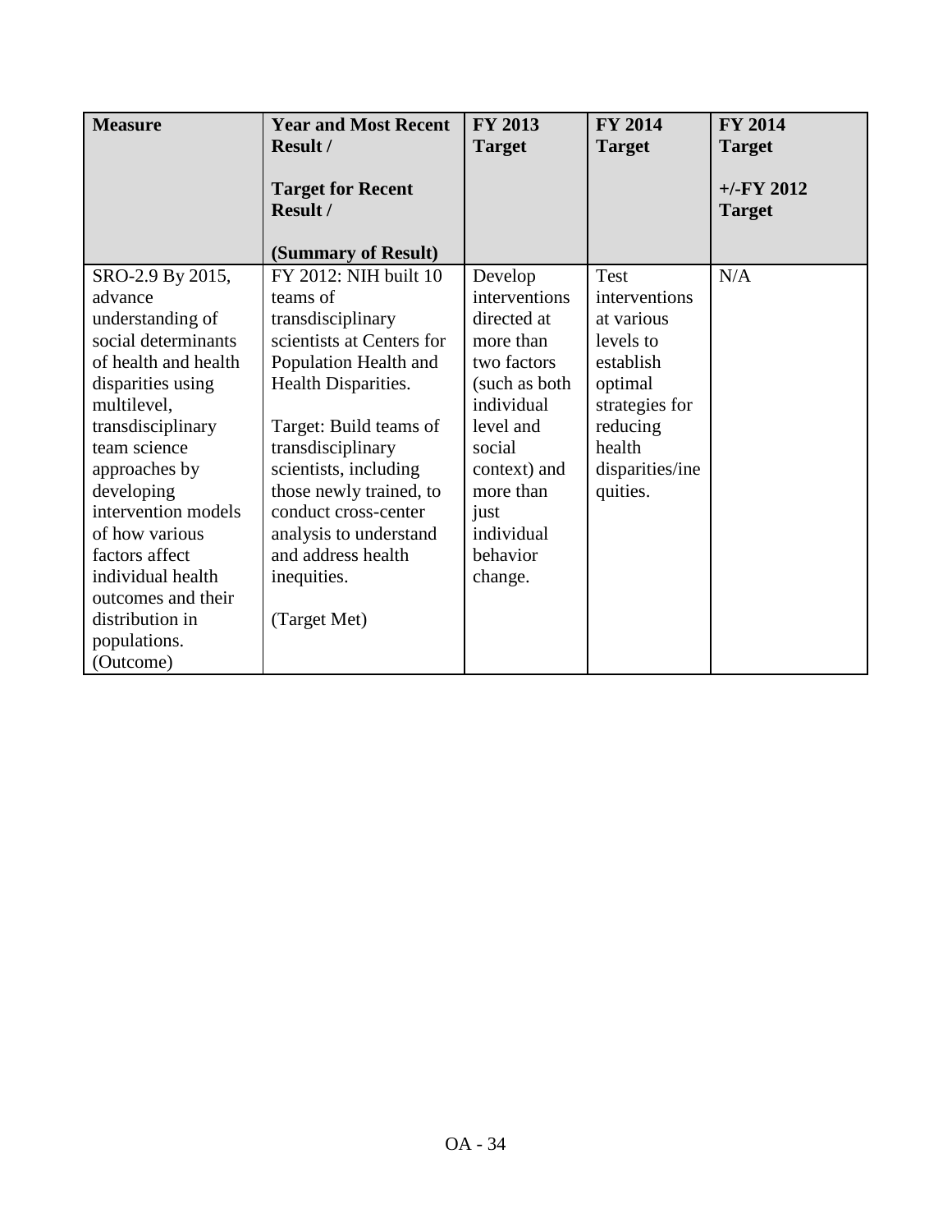| **Measure** | **Year and Most Recent Result /**<br><br>**Target for Recent Result /**<br><br>**(Summary of Result)** | **FY 2013 Target** | **FY 2014 Target** | **FY 2014 Target**<br><br>**+/-FY 2012 Target** |
|---|---|---|---|---|
| SRO-2.9 By 2015, advance understanding of social determinants of health and health disparities using multilevel, transdisciplinary team science approaches by developing intervention models of how various factors affect individual health outcomes and their distribution in populations. (Outcome) | FY 2012: NIH built 10 teams of transdisciplinary scientists at Centers for Population Health and Health Disparities.<br><br>Target: Build teams of transdisciplinary scientists, including those newly trained, to conduct cross-center analysis to understand and address health inequities.<br><br>(Target Met) | Develop interventions directed at more than two factors (such as both individual level and social context) and more than just individual behavior change. | Test interventions at various levels to establish optimal strategies for reducing health disparities/inequities. | N/A |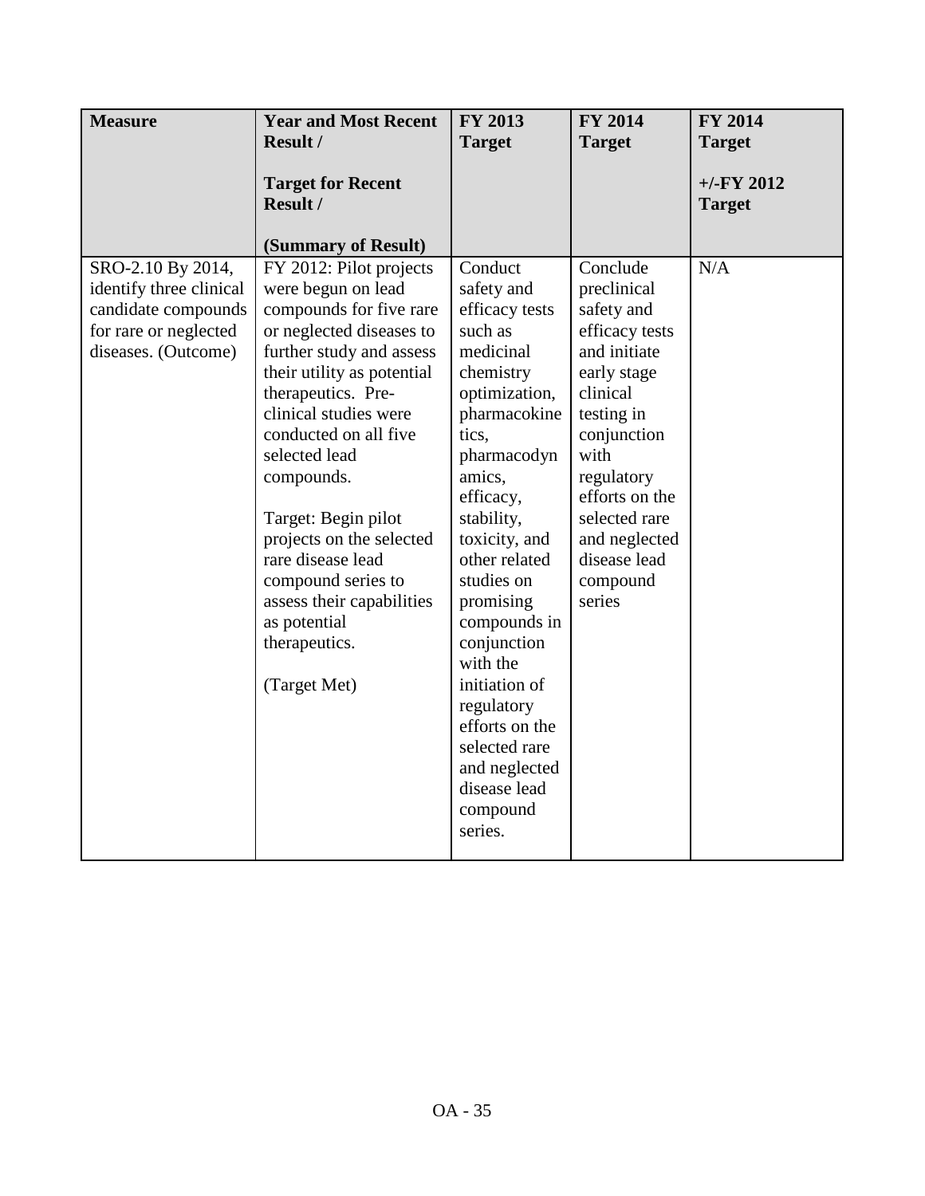| Measure | Year and Most Recent Result / <br><br> Target for Recent Result / <br><br> (Summary of Result) | FY 2013 Target | FY 2014 Target | FY 2014 Target <br><br> +/-FY 2012 Target |
|---|---|---|---|---|
| SRO-2.10 By 2014, identify three clinical candidate compounds for rare or neglected diseases. (Outcome) | FY 2012: Pilot projects were begun on lead compounds for five rare or neglected diseases to further study and assess their utility as potential therapeutics. Pre-clinical studies were conducted on all five selected lead compounds. <br><br> Target: Begin pilot projects on the selected rare disease lead compound series to assess their capabilities as potential therapeutics. <br><br> (Target Met) | Conduct safety and efficacy tests such as medicinal chemistry optimization, pharmacokinetics, pharmacodynamics, efficacy, stability, toxicity, and other related studies on promising compounds in conjunction with the initiation of regulatory efforts on the selected rare and neglected disease lead compound series. | Conclude preclinical safety and efficacy tests and initiate early stage clinical testing in conjunction with regulatory efforts on the selected rare and neglected disease lead compound series | N/A |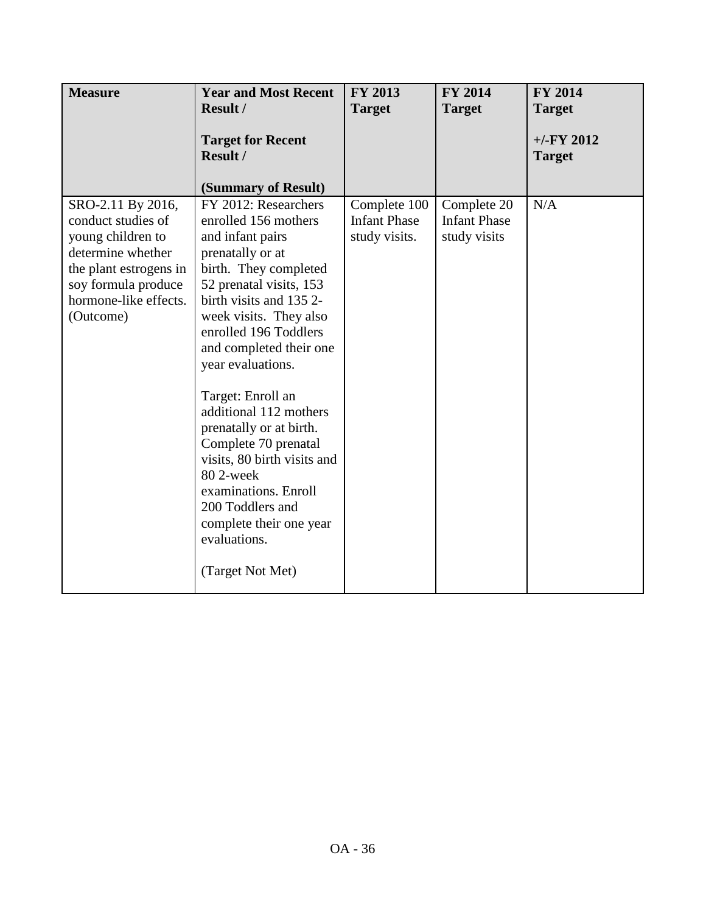| Measure | Year and Most Recent Result /<br><br>Target for Recent Result /<br><br>(Summary of Result) | FY 2013 Target | FY 2014 Target | FY 2014 Target<br><br>+/-FY 2012 Target |
|---|---|---|---|---|
| SRO-2.11 By 2016, conduct studies of young children to determine whether the plant estrogens in soy formula produce hormone-like effects. (Outcome) | FY 2012: Researchers enrolled 156 mothers and infant pairs prenatally or at birth. They completed 52 prenatal visits, 153 birth visits and 135 2-week visits. They also enrolled 196 Toddlers and completed their one year evaluations.<br><br>Target: Enroll an additional 112 mothers prenatally or at birth. Complete 70 prenatal visits, 80 birth visits and 80 2-week examinations. Enroll 200 Toddlers and complete their one year evaluations.<br><br>(Target Not Met) | Complete 100 Infant Phase study visits. | Complete 20 Infant Phase study visits | N/A |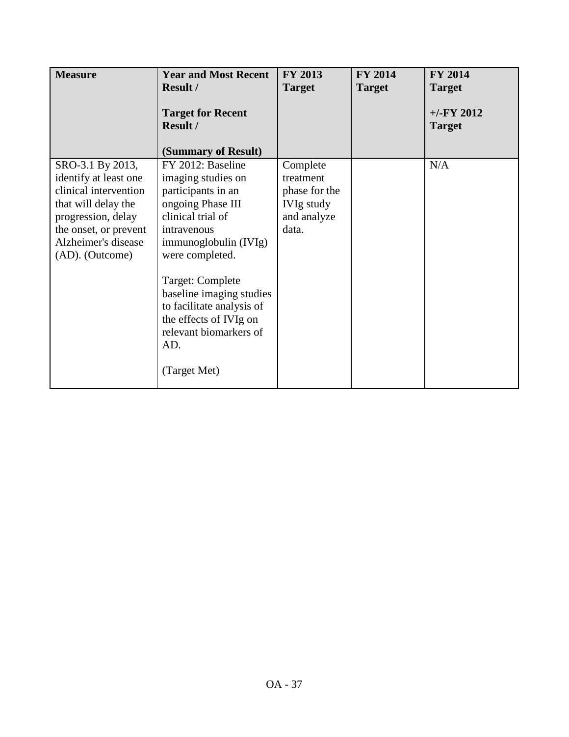| **Measure** | **Year and Most Recent Result /**<br><br>**Target for Recent Result /**<br><br>**(Summary of Result)** | **FY 2013 Target** | **FY 2014 Target** | **FY 2014 Target**<br><br>**+/-FY 2012 Target** |
|---|---|---|---|---|
| SRO-3.1 By 2013, identify at least one clinical intervention that will delay the progression, delay the onset, or prevent Alzheimer's disease (AD). (Outcome) | FY 2012: Baseline imaging studies on participants in an ongoing Phase III clinical trial of intravenous immunoglobulin (IVIg) were completed.<br><br>Target: Complete baseline imaging studies to facilitate analysis of the effects of IVIg on relevant biomarkers of AD.<br><br>(Target Met) | Complete treatment phase for the IVIg study and analyze data. | | N/A |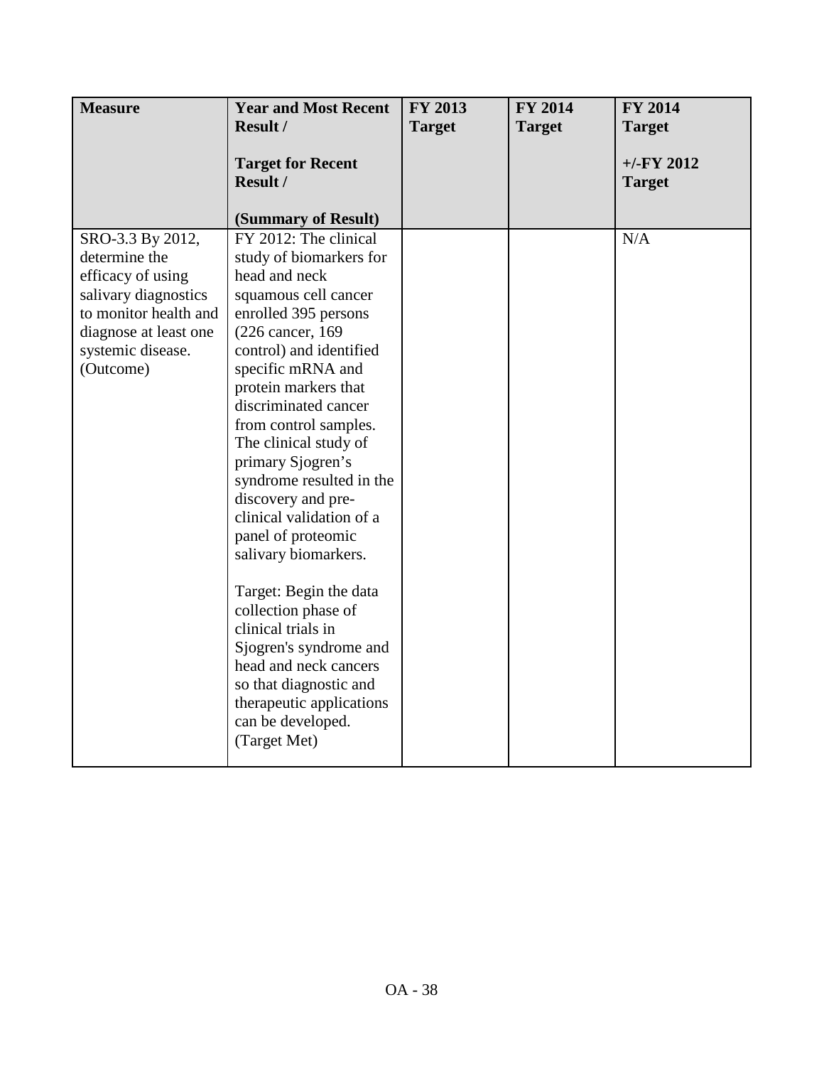| Measure | Year and Most Recent Result / <br><br> Target for Recent Result / <br><br> (Summary of Result) | FY 2013 Target | FY 2014 Target | FY 2014 Target <br><br> +/-FY 2012 Target |
|---|---|---|---|---|
| SRO-3.3 By 2012, determine the efficacy of using salivary diagnostics to monitor health and diagnose at least one systemic disease. (Outcome) | FY 2012: The clinical study of biomarkers for head and neck squamous cell cancer enrolled 395 persons (226 cancer, 169 control) and identified specific mRNA and protein markers that discriminated cancer from control samples. The clinical study of primary Sjogren's syndrome resulted in the discovery and pre-clinical validation of a panel of proteomic salivary biomarkers. <br><br> Target: Begin the data collection phase of clinical trials in Sjogren's syndrome and head and neck cancers so that diagnostic and therapeutic applications can be developed. (Target Met) | | | N/A |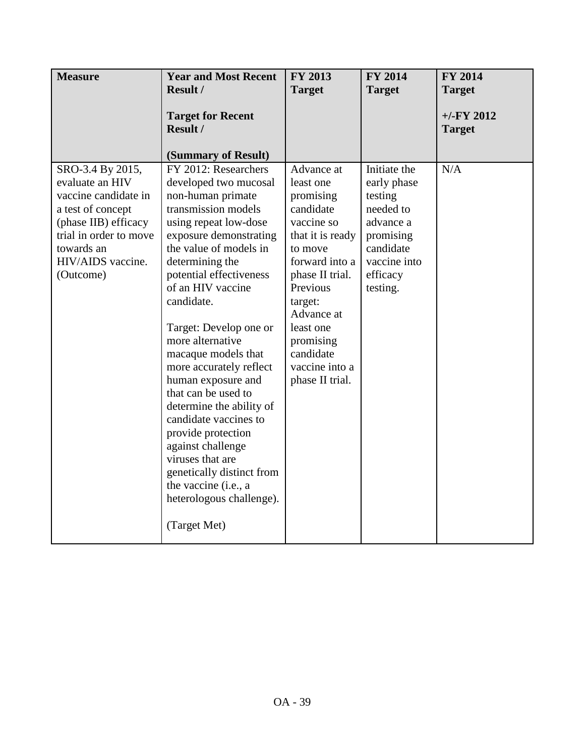| Measure | Year and Most Recent Result / <br><br> Target for Recent Result / <br><br> (Summary of Result) | FY 2013 Target | FY 2014 Target | FY 2014 Target <br><br> +/-FY 2012 Target |
|---|---|---|---|---|
| SRO-3.4 By 2015, evaluate an HIV vaccine candidate in a test of concept (phase IIB) efficacy trial in order to move towards an HIV/AIDS vaccine. (Outcome) | FY 2012: Researchers developed two mucosal non-human primate transmission models using repeat low-dose exposure demonstrating the value of models in determining the potential effectiveness of an HIV vaccine candidate. <br><br> Target: Develop one or more alternative macaque models that more accurately reflect human exposure and that can be used to determine the ability of candidate vaccines to provide protection against challenge viruses that are genetically distinct from the vaccine (i.e., a heterologous challenge). <br><br> (Target Met) | Advance at least one promising candidate vaccine so that it is ready to move forward into a phase II trial. Previous target: Advance at least one promising candidate vaccine into a phase II trial. | Initiate the early phase testing needed to advance a promising candidate vaccine into efficacy testing. | N/A |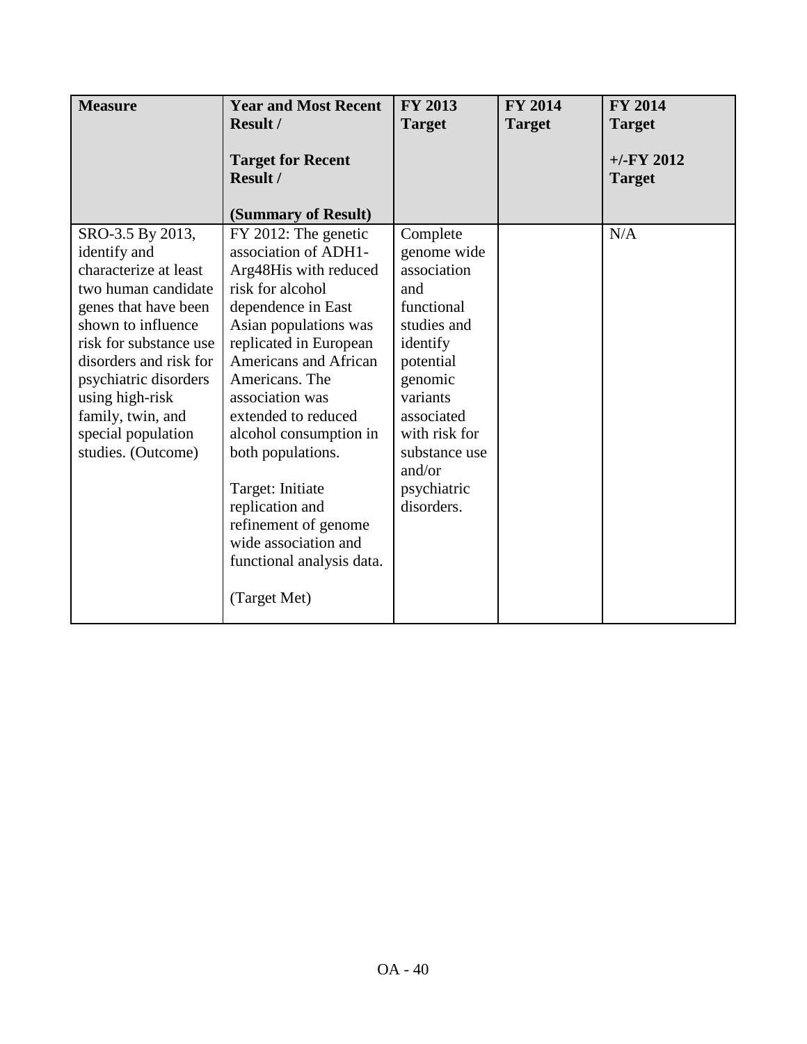| Measure | Year and Most Recent Result / <br><br> Target for Recent Result / <br><br> (Summary of Result) | FY 2013 Target | FY 2014 Target | FY 2014 Target <br><br> +/-FY 2012 Target |
|---|---|---|---|---|
| SRO-3.5 By 2013, identify and characterize at least two human candidate genes that have been shown to influence risk for substance use disorders and risk for psychiatric disorders using high-risk family, twin, and special population studies. (Outcome) | FY 2012: The genetic association of ADH1-Arg48His with reduced risk for alcohol dependence in East Asian populations was replicated in European Americans and African Americans. The association was extended to reduced alcohol consumption in both populations. <br><br> Target: Initiate replication and refinement of genome wide association and functional analysis data. <br><br> (Target Met) | Complete genome wide association and functional studies and identify potential genomic variants associated with risk for substance use and/or psychiatric disorders. | | N/A |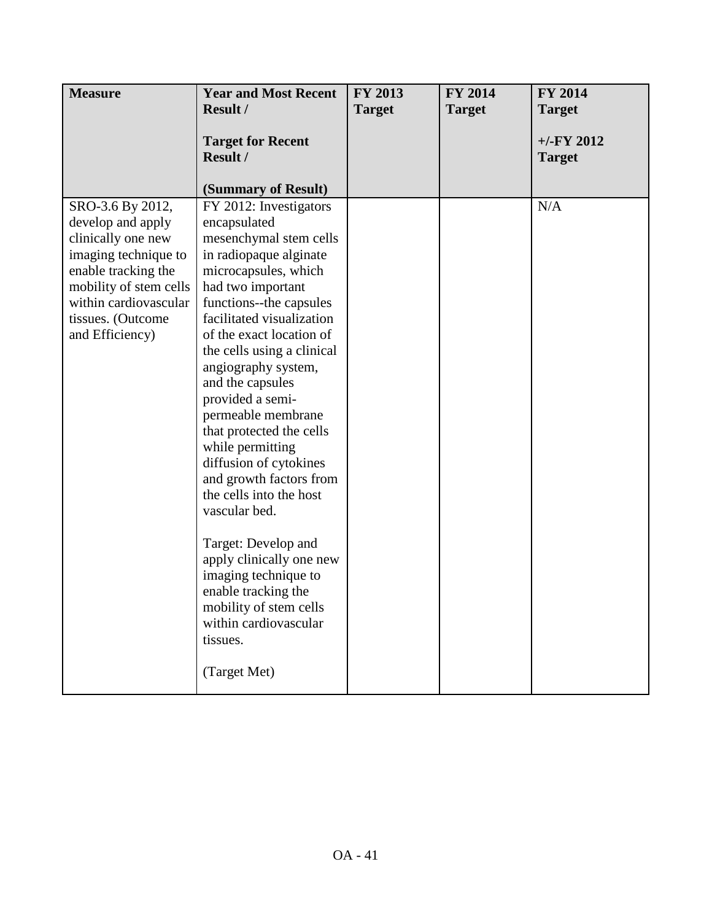| Measure | Year and Most Recent Result / <br><br>Target for Recent Result / <br><br>(Summary of Result) | FY 2013 Target | FY 2014 Target | FY 2014 Target <br><br>+/-FY 2012 Target |
|---|---|---|---|---|
| SRO-3.6 By 2012, develop and apply clinically one new imaging technique to enable tracking the mobility of stem cells within cardiovascular tissues. (Outcome and Efficiency) | FY 2012: Investigators encapsulated mesenchymal stem cells in radiopaque alginate microcapsules, which had two important functions--the capsules facilitated visualization of the exact location of the cells using a clinical angiography system, and the capsules provided a semi-permeable membrane that protected the cells while permitting diffusion of cytokines and growth factors from the cells into the host vascular bed. <br><br>Target: Develop and apply clinically one new imaging technique to enable tracking the mobility of stem cells within cardiovascular tissues. <br><br>(Target Met) | | | N/A |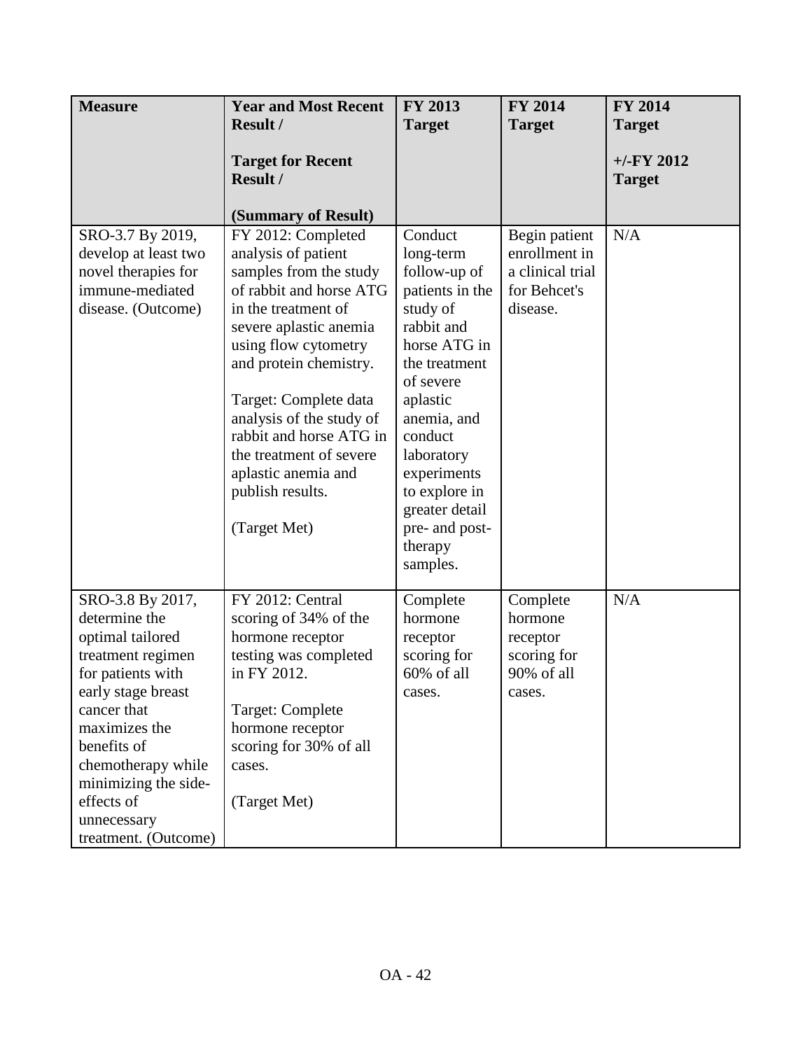| Measure | Year and Most Recent Result / Target for Recent Result / (Summary of Result) | FY 2013 Target | FY 2014 Target | FY 2014 Target +/-FY 2012 Target |
|---|---|---|---|---|
| SRO-3.7 By 2019, develop at least two novel therapies for immune-mediated disease. (Outcome) | FY 2012: Completed analysis of patient samples from the study of rabbit and horse ATG in the treatment of severe aplastic anemia using flow cytometry and protein chemistry.<br><br>Target: Complete data analysis of the study of rabbit and horse ATG in the treatment of severe aplastic anemia and publish results.<br><br>(Target Met) | Conduct long-term follow-up of patients in the study of rabbit and horse ATG in the treatment of severe aplastic anemia, and conduct laboratory experiments to explore in greater detail pre- and post-therapy samples. | Begin patient enrollment in a clinical trial for Behcet's disease. | N/A |
| SRO-3.8 By 2017, determine the optimal tailored treatment regimen for patients with early stage breast cancer that maximizes the benefits of chemotherapy while minimizing the side-effects of unnecessary treatment. (Outcome) | FY 2012: Central scoring of 34% of the hormone receptor testing was completed in FY 2012.<br><br>Target: Complete hormone receptor scoring for 30% of all cases.<br><br>(Target Met) | Complete hormone receptor scoring for 60% of all cases. | Complete hormone receptor scoring for 90% of all cases. | N/A |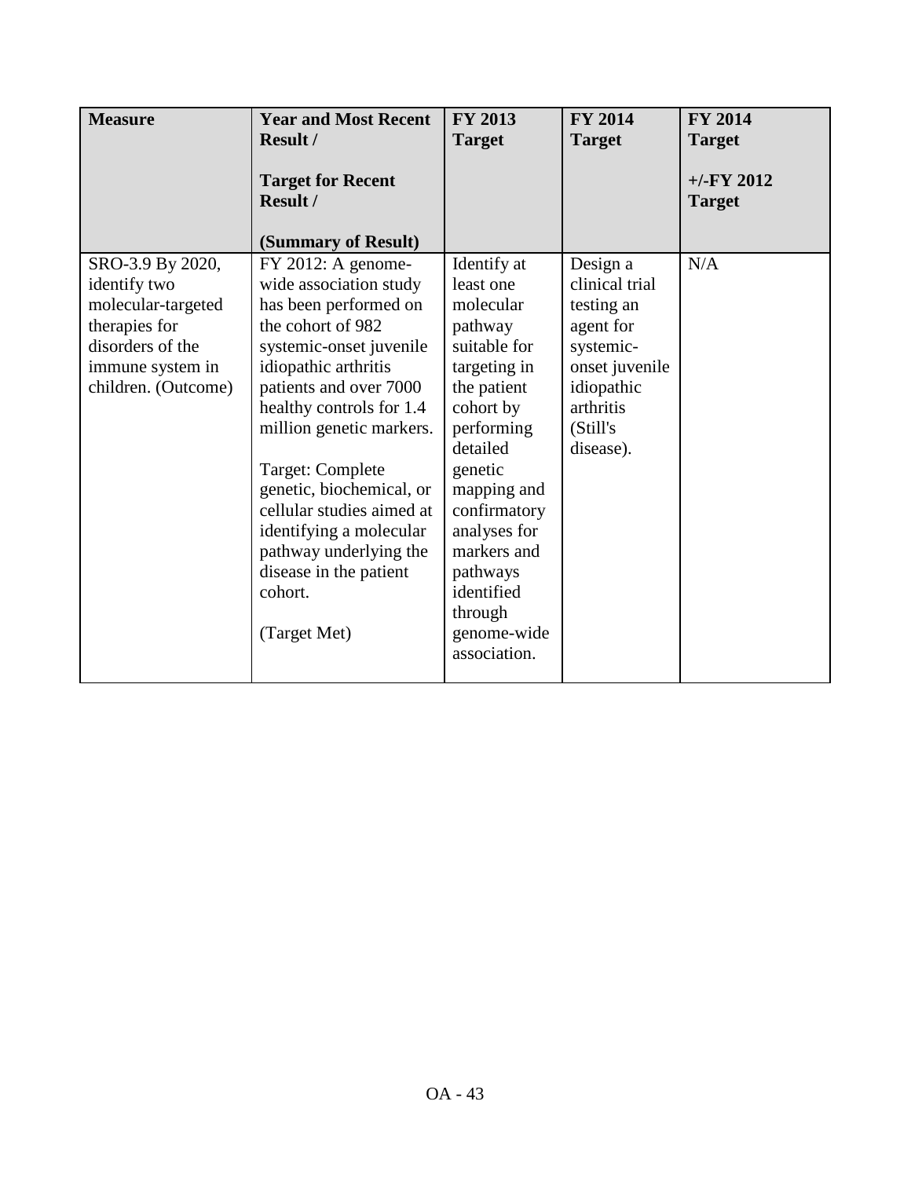| Measure | Year and Most Recent Result / Target for Recent Result / (Summary of Result) | FY 2013 Target | FY 2014 Target | FY 2014 Target +/-FY 2012 Target |
|---|---|---|---|---|
| SRO-3.9 By 2020, identify two molecular-targeted therapies for disorders of the immune system in children. (Outcome) | FY 2012: A genome-wide association study has been performed on the cohort of 982 systemic-onset juvenile idiopathic arthritis patients and over 7000 healthy controls for 1.4 million genetic markers. Target: Complete genetic, biochemical, or cellular studies aimed at identifying a molecular pathway underlying the disease in the patient cohort. (Target Met) | Identify at least one molecular pathway suitable for targeting in the patient cohort by performing detailed genetic mapping and confirmatory analyses for markers and pathways identified through genome-wide association. | Design a clinical trial testing an agent for systemic-onset juvenile idiopathic arthritis (Still's disease). | N/A |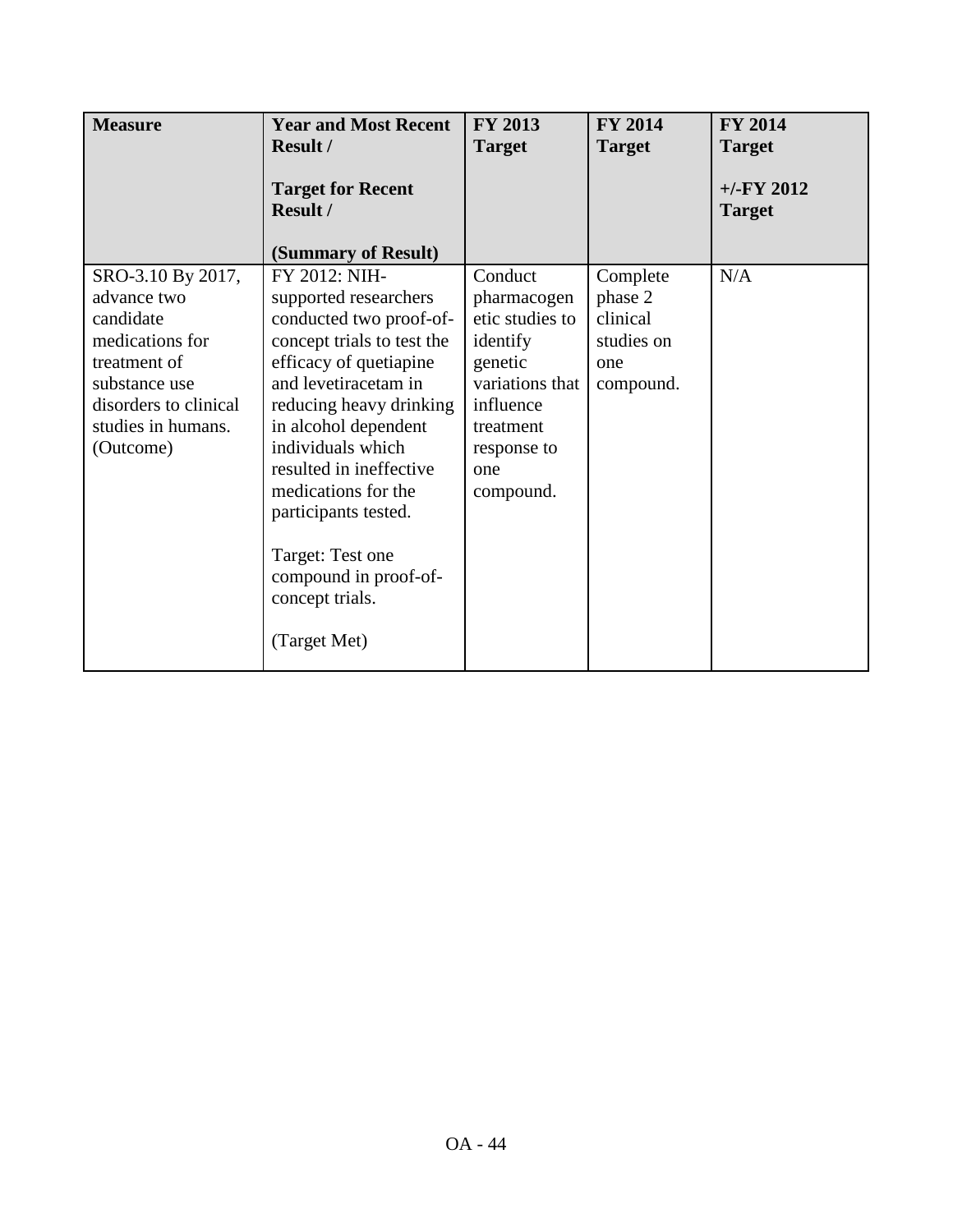| Measure | Year and Most Recent Result / <br><br> Target for Recent Result / <br><br> (Summary of Result) | FY 2013 Target | FY 2014 Target | FY 2014 Target <br><br> +/-FY 2012 Target |
|---|---|---|---|---|
| SRO-3.10 By 2017, advance two candidate medications for treatment of substance use disorders to clinical studies in humans. (Outcome) | FY 2012: NIH-supported researchers conducted two proof-of-concept trials to test the efficacy of quetiapine and levetiracetam in reducing heavy drinking in alcohol dependent individuals which resulted in ineffective medications for the participants tested. <br><br> Target: Test one compound in proof-of-concept trials. <br><br> (Target Met) | Conduct pharmacogenetic studies to identify genetic variations that influence treatment response to one compound. | Complete phase 2 clinical studies on one compound. | N/A |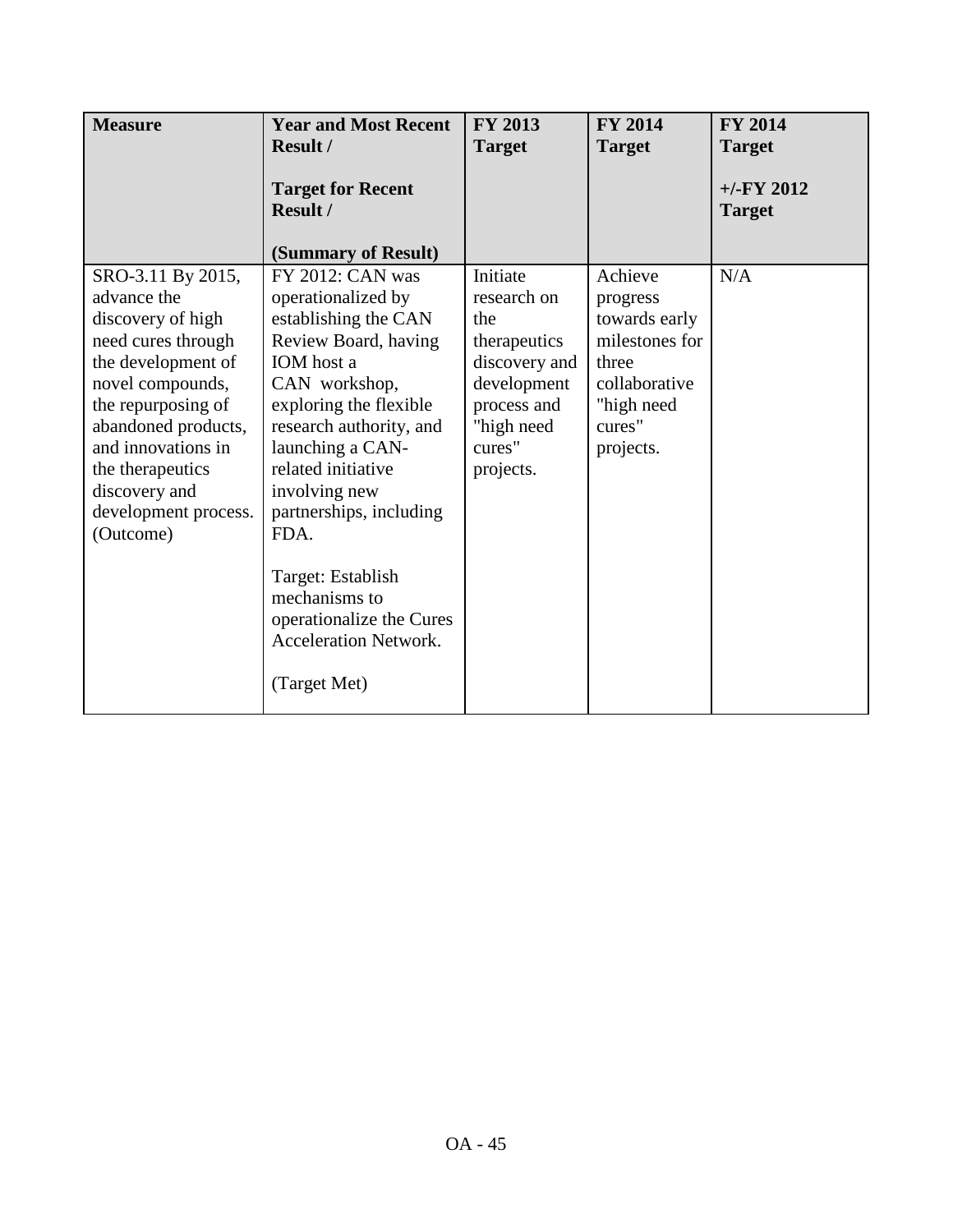| Measure | Year and Most Recent Result / Target for Recent Result / (Summary of Result) | FY 2013 Target | FY 2014 Target | FY 2014 Target +/-FY 2012 Target |
|---|---|---|---|---|
| SRO-3.11 By 2015, advance the discovery of high need cures through the development of novel compounds, the repurposing of abandoned products, and innovations in the therapeutics discovery and development process. (Outcome) | FY 2012: CAN was operationalized by establishing the CAN Review Board, having IOM host a CAN workshop, exploring the flexible research authority, and launching a CAN-related initiative involving new partnerships, including FDA.<br><br>Target: Establish mechanisms to operationalize the Cures Acceleration Network.<br><br>(Target Met) | Initiate research on the therapeutics discovery and development process and "high need cures" projects. | Achieve progress towards early milestones for three collaborative "high need cures" projects. | N/A |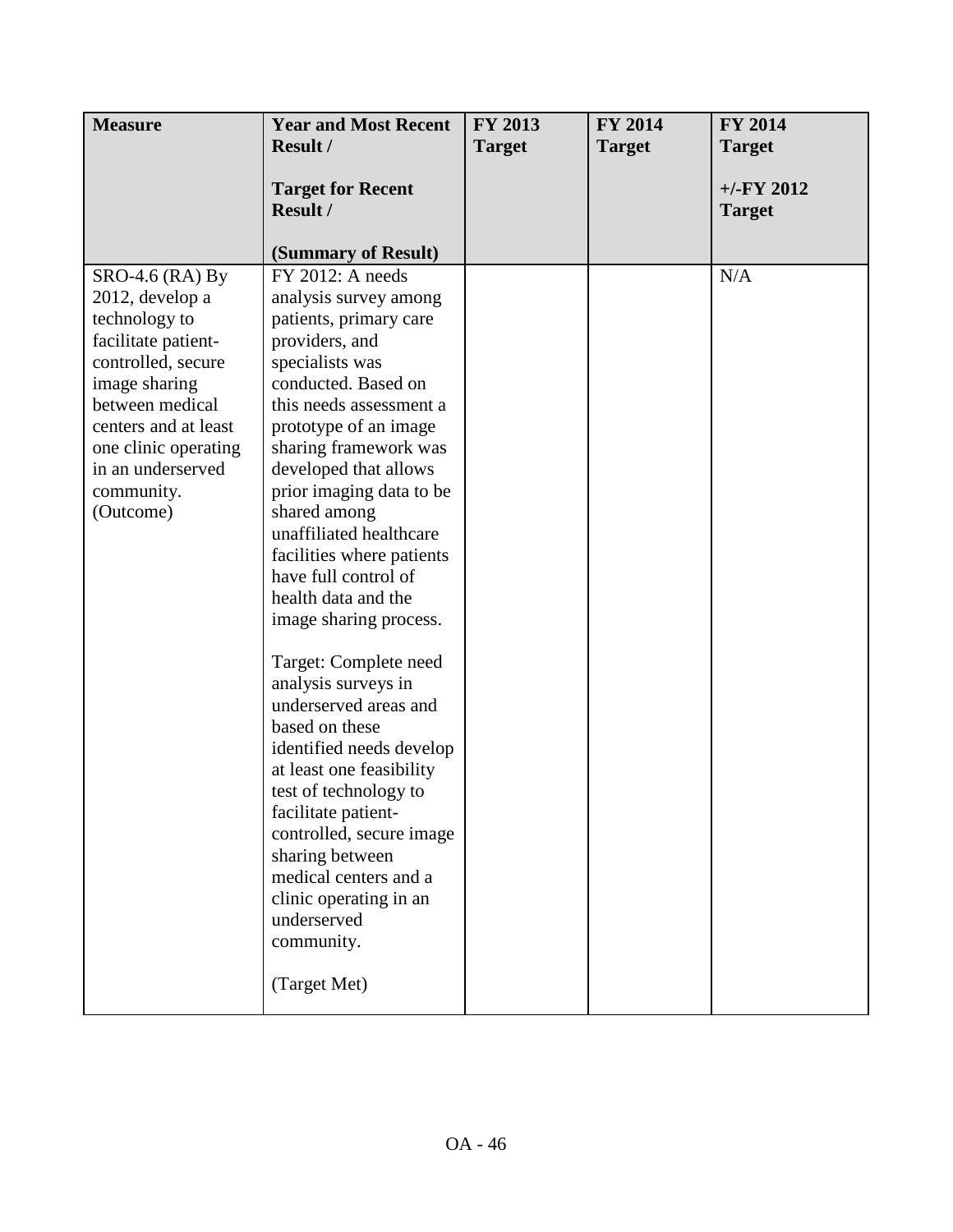| Measure | Year and Most Recent Result / Target for Recent Result / (Summary of Result) | FY 2013 Target | FY 2014 Target | FY 2014 Target +/-FY 2012 Target |
|---|---|---|---|---|
| SRO-4.6 (RA) By 2012, develop a technology to facilitate patient-controlled, secure image sharing between medical centers and at least one clinic operating in an underserved community. (Outcome) | FY 2012: A needs analysis survey among patients, primary care providers, and specialists was conducted. Based on this needs assessment a prototype of an image sharing framework was developed that allows prior imaging data to be shared among unaffiliated healthcare facilities where patients have full control of health data and the image sharing process.<br><br>Target: Complete need analysis surveys in underserved areas and based on these identified needs develop at least one feasibility test of technology to facilitate patient-controlled, secure image sharing between medical centers and a clinic operating in an underserved community.<br><br>(Target Met) | | | N/A |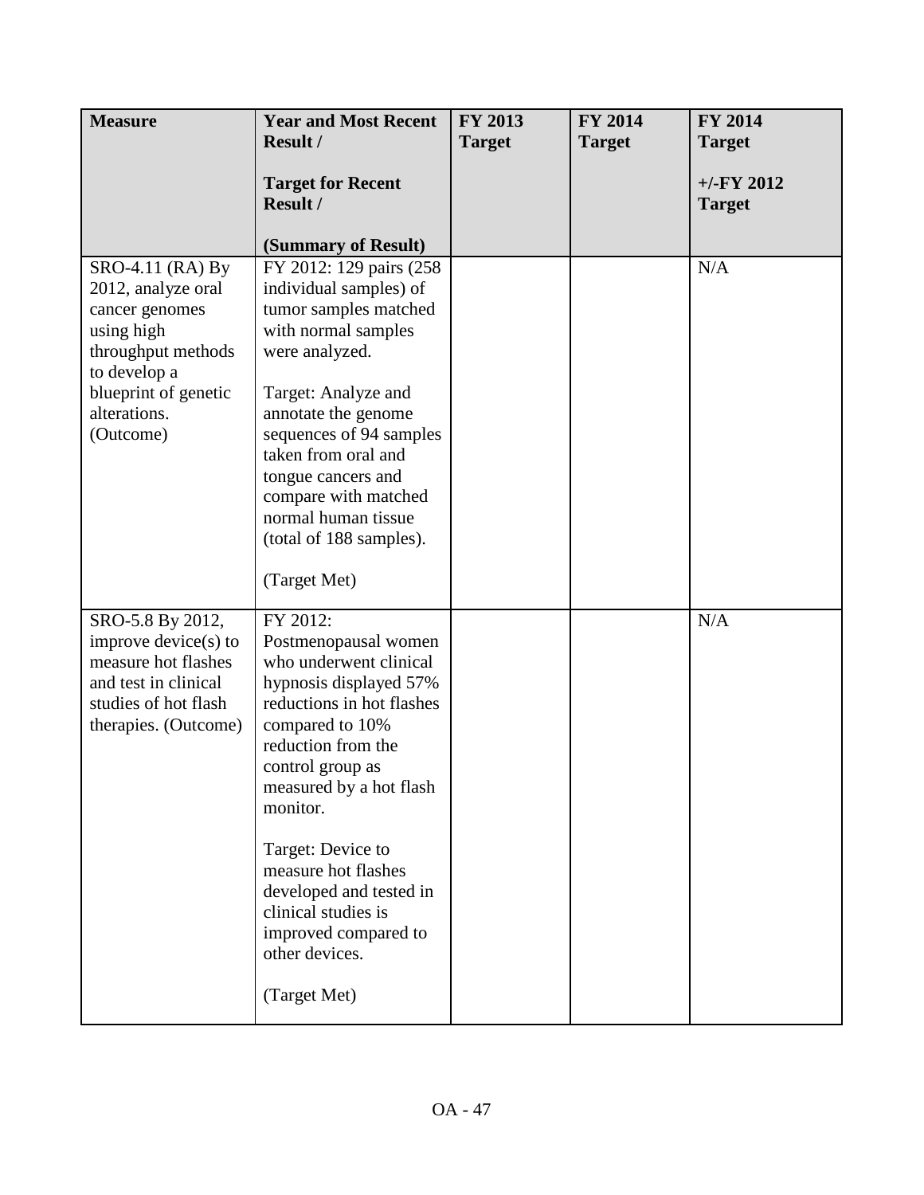| **Measure** | **Year and Most Recent Result /**<br><br>**Target for Recent Result /**<br><br>**(Summary of Result)** | **FY 2013 Target** | **FY 2014 Target** | **FY 2014 Target**<br><br>**+/-FY 2012 Target** |
|---|---|---|---|---|
| SRO-4.11 (RA) By 2012, analyze oral cancer genomes using high throughput methods to develop a blueprint of genetic alterations. (Outcome) | FY 2012: 129 pairs (258 individual samples) of tumor samples matched with normal samples were analyzed.<br><br>Target: Analyze and annotate the genome sequences of 94 samples taken from oral and tongue cancers and compare with matched normal human tissue (total of 188 samples).<br><br>(Target Met) | | | N/A |
| SRO-5.8 By 2012, improve device(s) to measure hot flashes and test in clinical studies of hot flash therapies. (Outcome) | FY 2012: Postmenopausal women who underwent clinical hypnosis displayed 57% reductions in hot flashes compared to 10% reduction from the control group as measured by a hot flash monitor.<br><br>Target: Device to measure hot flashes developed and tested in clinical studies is improved compared to other devices.<br><br>(Target Met) | | | N/A |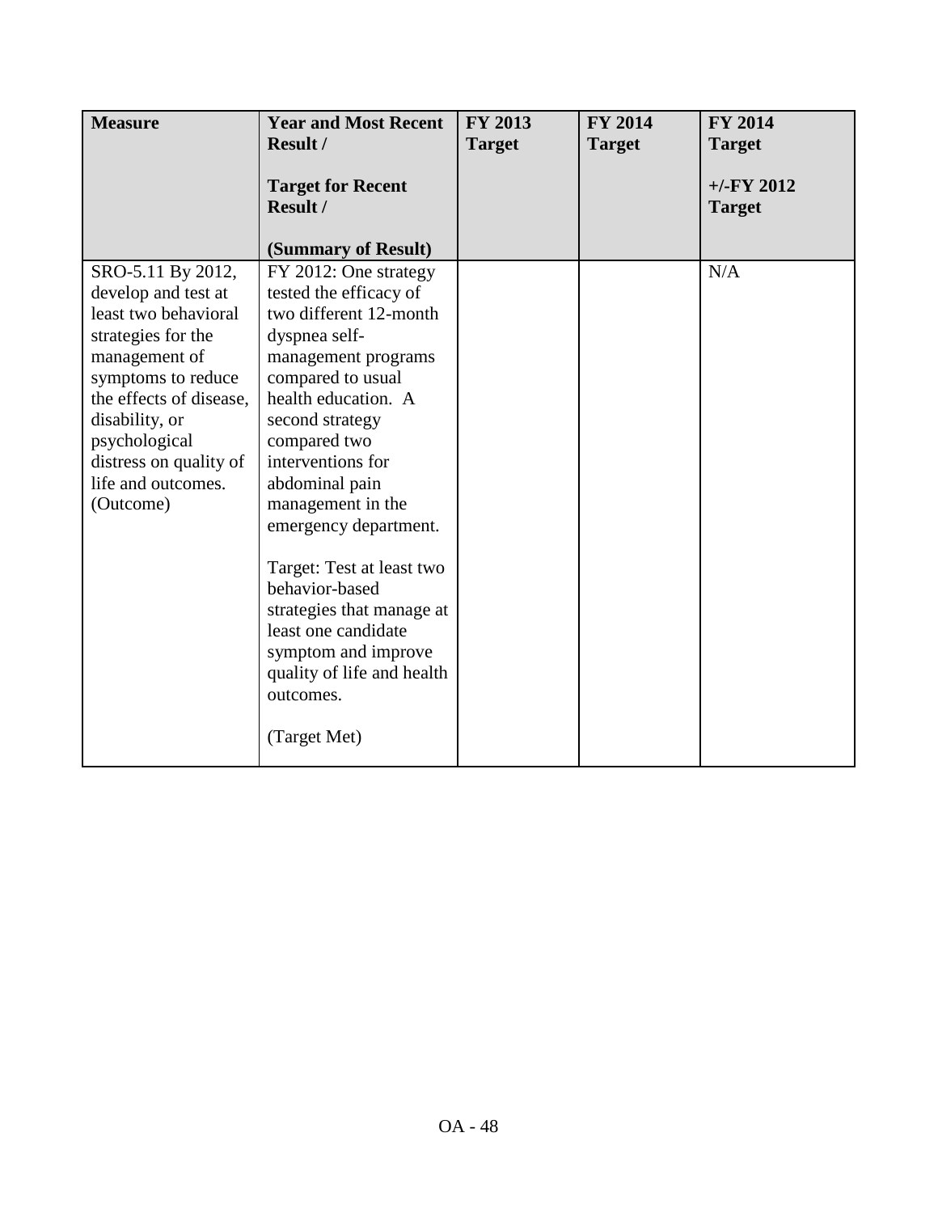| Measure | Year and Most Recent Result / <br><br> Target for Recent Result / <br><br> (Summary of Result) | FY 2013 Target | FY 2014 Target | FY 2014 Target <br><br> +/-FY 2012 Target |
|---|---|---|---|---|
| SRO-5.11 By 2012, develop and test at least two behavioral strategies for the management of symptoms to reduce the effects of disease, disability, or psychological distress on quality of life and outcomes. (Outcome) | FY 2012: One strategy tested the efficacy of two different 12-month dyspnea self-management programs compared to usual health education. A second strategy compared two interventions for abdominal pain management in the emergency department. <br><br> Target: Test at least two behavior-based strategies that manage at least one candidate symptom and improve quality of life and health outcomes. <br><br> (Target Met) | | | N/A |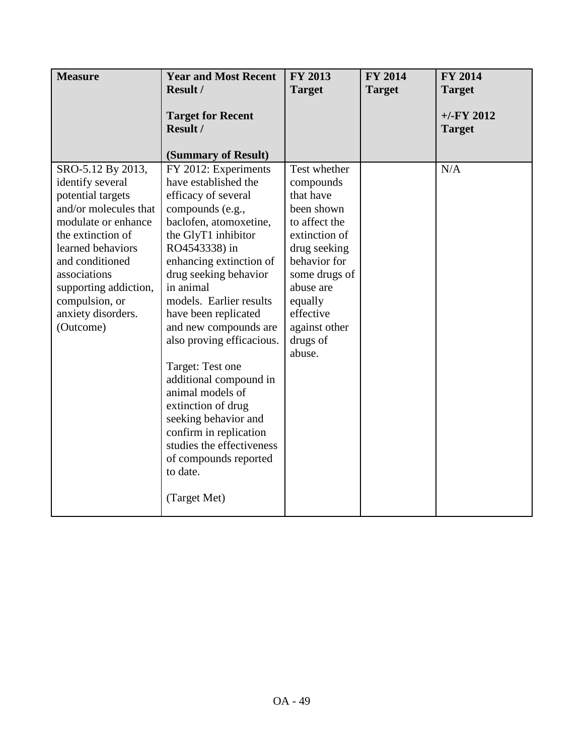| Measure | Year and Most Recent Result /<br><br>Target for Recent Result /<br><br>(Summary of Result) | FY 2013 Target | FY 2014 Target | FY 2014 Target<br><br>+/-FY 2012 Target |
|---|---|---|---|---|
| SRO-5.12 By 2013, identify several potential targets and/or molecules that modulate or enhance the extinction of learned behaviors and conditioned associations supporting addiction, compulsion, or anxiety disorders. (Outcome) | FY 2012: Experiments have established the efficacy of several compounds (e.g., baclofen, atomoxetine, the GlyT1 inhibitor RO4543338) in enhancing extinction of drug seeking behavior in animal models. Earlier results have been replicated and new compounds are also proving efficacious.<br><br>Target: Test one additional compound in animal models of extinction of drug seeking behavior and confirm in replication studies the effectiveness of compounds reported to date.<br><br>(Target Met) | Test whether compounds that have been shown to affect the extinction of drug seeking behavior for some drugs of abuse are equally effective against other drugs of abuse. | | N/A |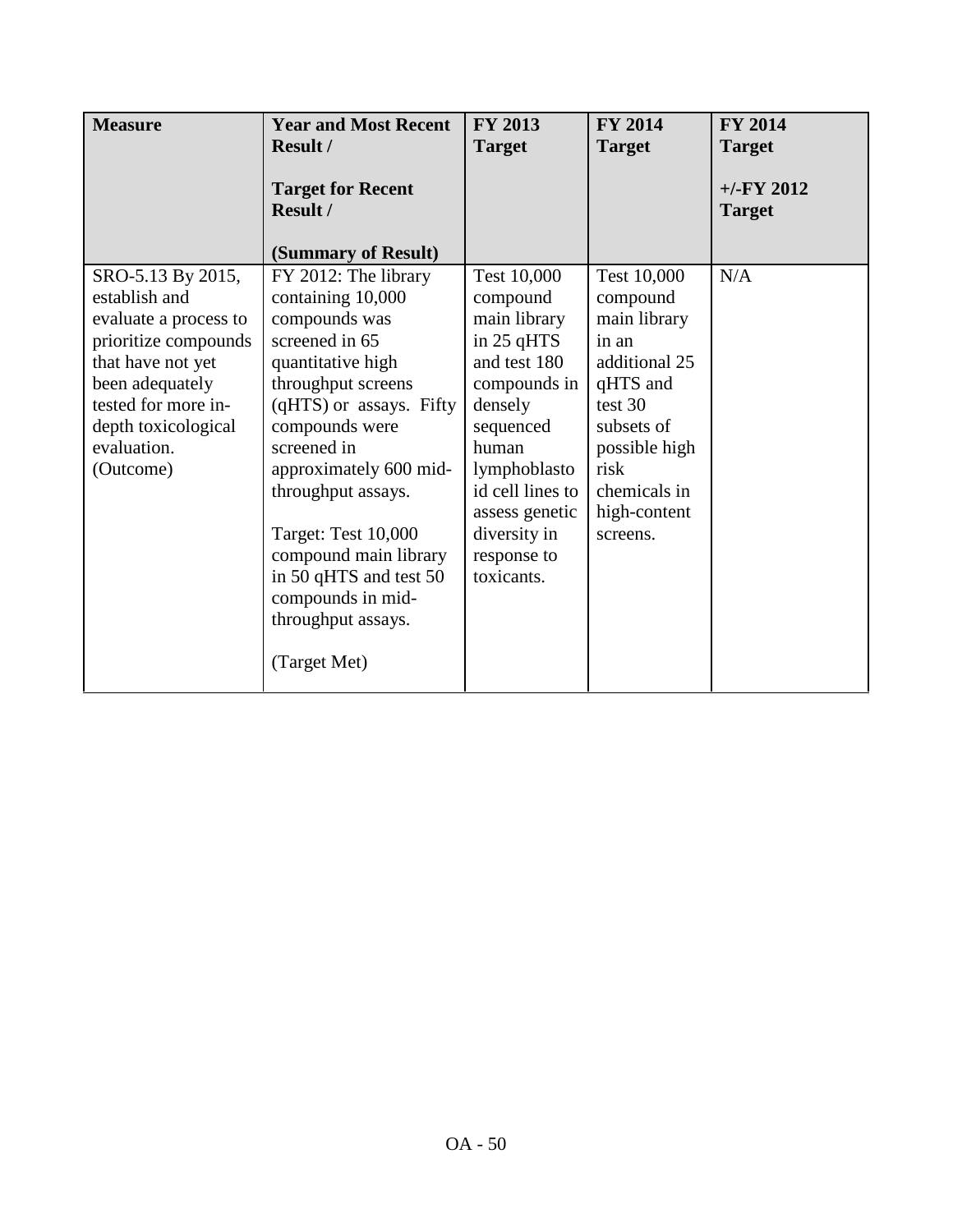| Measure | Year and Most Recent Result / <br><br> Target for Recent Result / <br><br> (Summary of Result) | FY 2013 Target | FY 2014 Target | FY 2014 Target <br><br> +/-FY 2012 Target |
|---|---|---|---|---|
| SRO-5.13 By 2015, establish and evaluate a process to prioritize compounds that have not yet been adequately tested for more in-depth toxicological evaluation. (Outcome) | FY 2012: The library containing 10,000 compounds was screened in 65 quantitative high throughput screens (qHTS) or assays. Fifty compounds were screened in approximately 600 mid-throughput assays. <br><br> Target: Test 10,000 compound main library in 50 qHTS and test 50 compounds in mid-throughput assays. <br><br> (Target Met) | Test 10,000 compound main library in 25 qHTS and test 180 compounds in densely sequenced human lymphoblastoid cell lines to assess genetic diversity in response to toxicants. | Test 10,000 compound main library in an additional 25 qHTS and test 30 subsets of possible high risk chemicals in high-content screens. | N/A |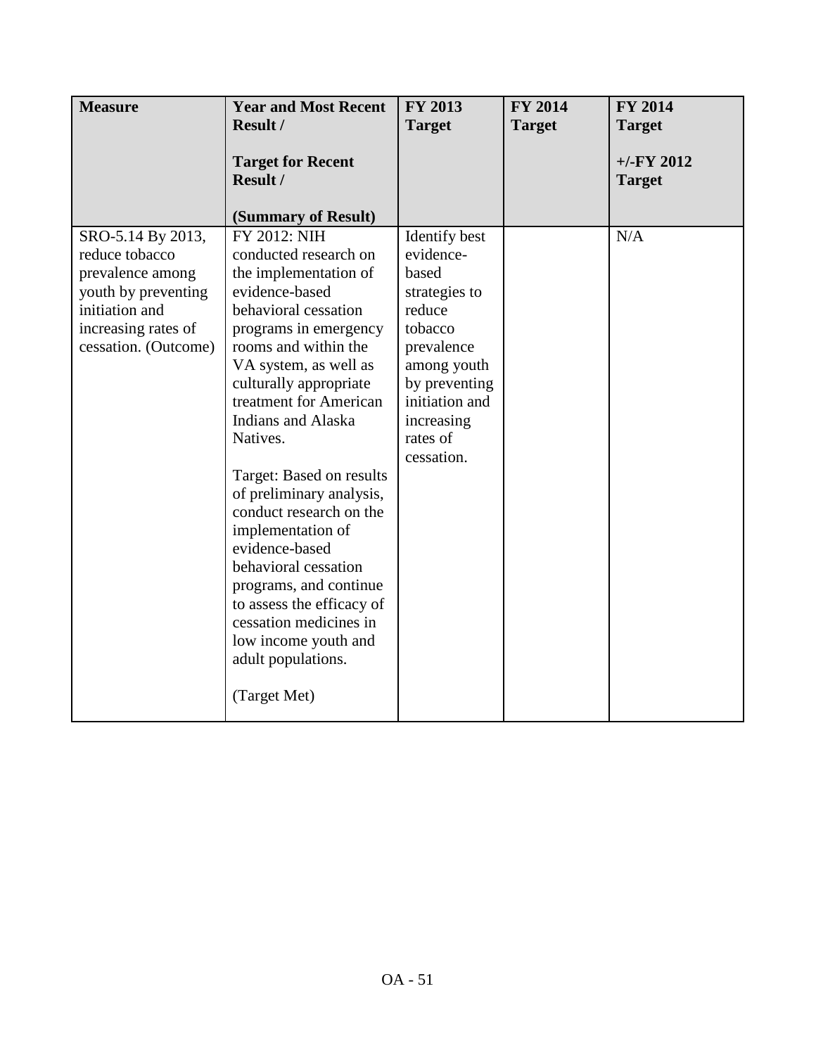| Measure | Year and Most Recent Result / <br><br> Target for Recent Result / <br><br> (Summary of Result) | FY 2013 Target | FY 2014 Target | FY 2014 Target <br><br> +/-FY 2012 Target |
|---|---|---|---|---|
| SRO-5.14 By 2013, reduce tobacco prevalence among youth by preventing initiation and increasing rates of cessation. (Outcome) | FY 2012: NIH conducted research on the implementation of evidence-based behavioral cessation programs in emergency rooms and within the VA system, as well as culturally appropriate treatment for American Indians and Alaska Natives. <br><br> Target: Based on results of preliminary analysis, conduct research on the implementation of evidence-based behavioral cessation programs, and continue to assess the efficacy of cessation medicines in low income youth and adult populations. <br><br> (Target Met) | Identify best evidence-based strategies to reduce tobacco prevalence among youth by preventing initiation and increasing rates of cessation. | | N/A |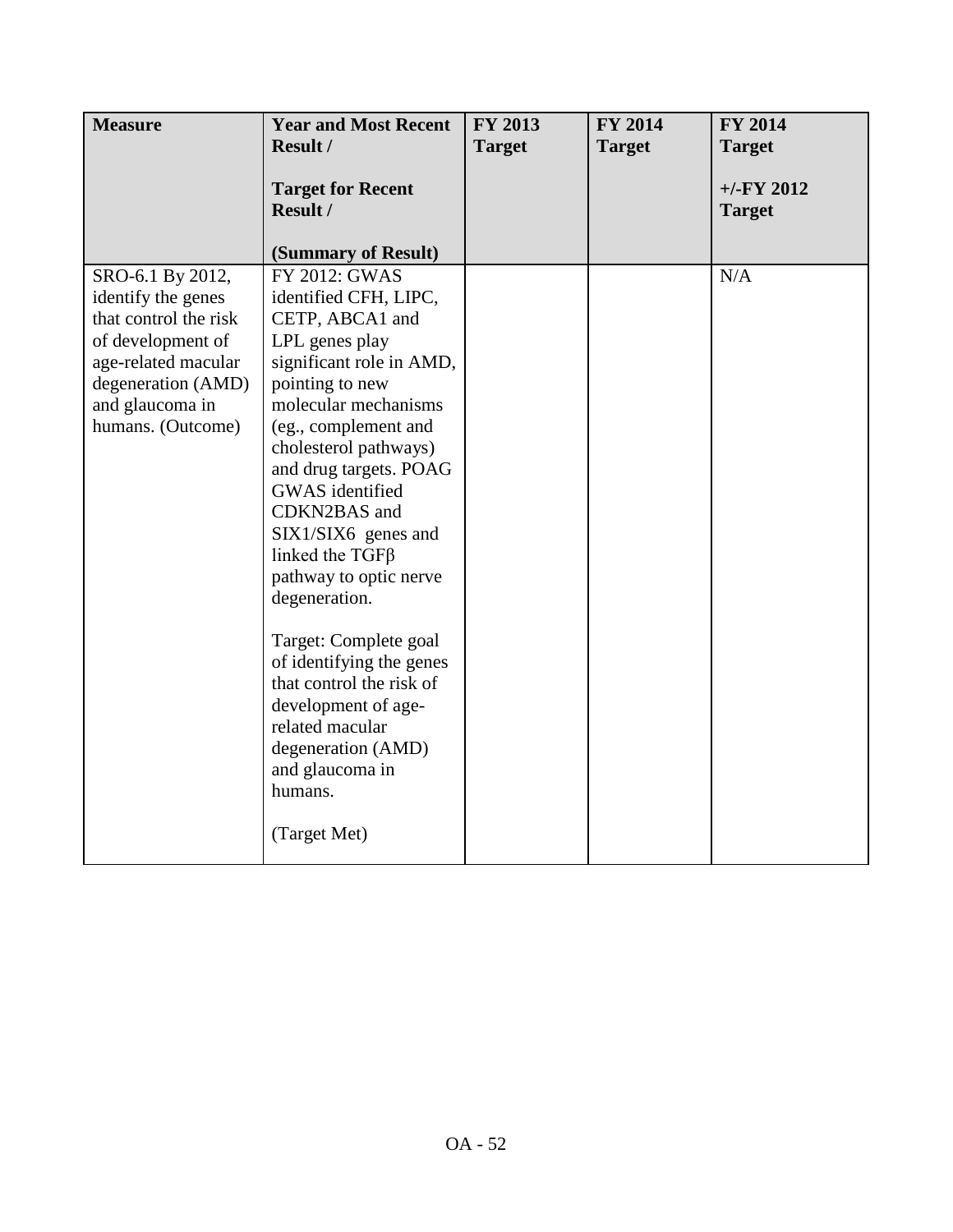| **Measure** | **Year and Most Recent Result /**<br><br>**Target for Recent Result /**<br><br>**(Summary of Result)** | **FY 2013 Target** | **FY 2014 Target** | **FY 2014 Target**<br><br>**+/-FY 2012 Target** |
|---|---|---|---|---|
| SRO-6.1 By 2012, identify the genes that control the risk of development of age-related macular degeneration (AMD) and glaucoma in humans. (Outcome) | FY 2012: GWAS identified CFH, LIPC, CETP, ABCA1 and LPL genes play significant role in AMD, pointing to new molecular mechanisms (eg., complement and cholesterol pathways) and drug targets. POAG GWAS identified CDKN2BAS and SIX1/SIX6 genes and linked the TGFβ pathway to optic nerve degeneration.<br><br>Target: Complete goal of identifying the genes that control the risk of development of age-related macular degeneration (AMD) and glaucoma in humans.<br><br>(Target Met) | | | N/A |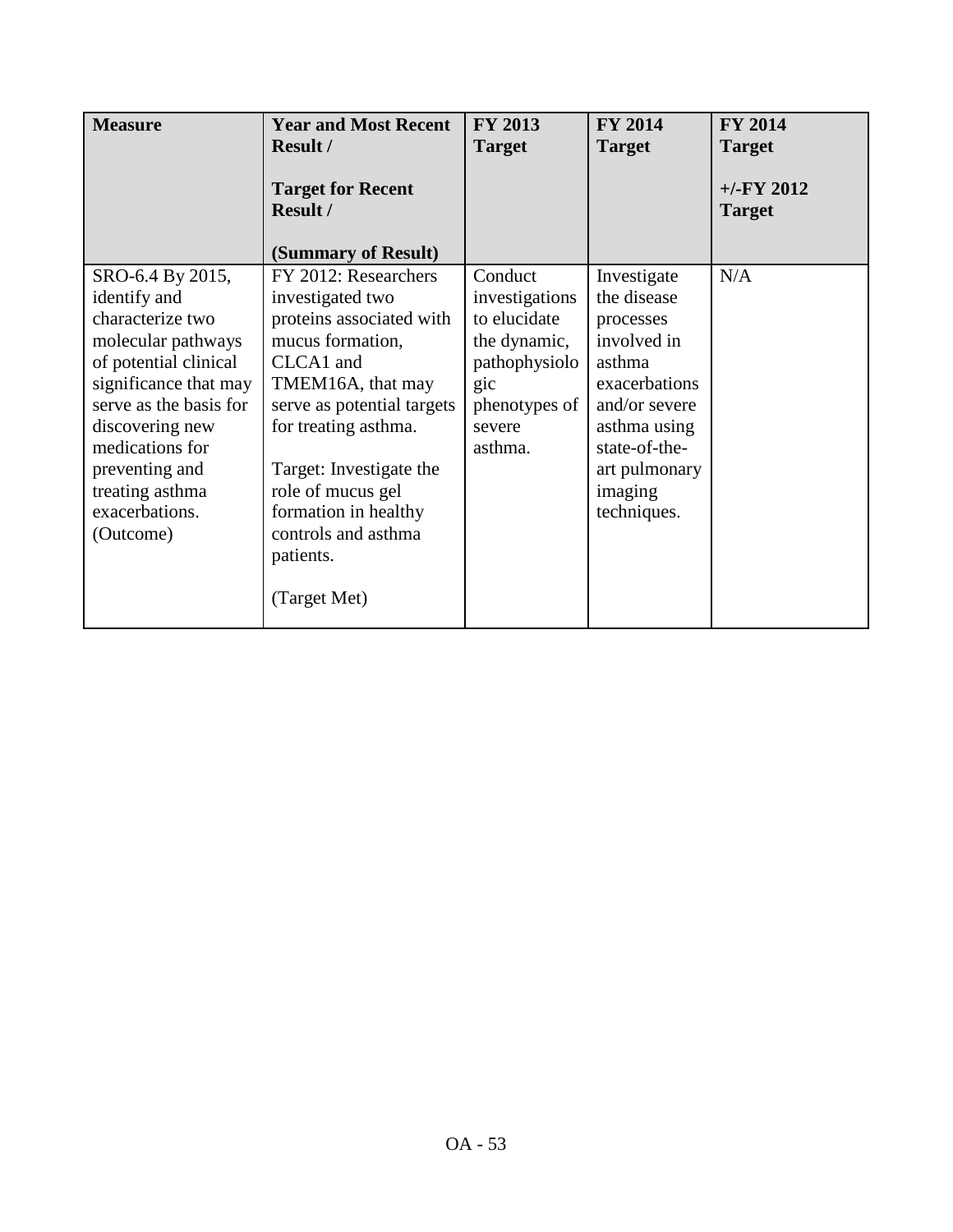| Measure | Year and Most Recent Result / Target for Recent Result / (Summary of Result) | FY 2013 Target | FY 2014 Target | FY 2014 Target +/-FY 2012 Target |
|---|---|---|---|---|
| SRO-6.4 By 2015, identify and characterize two molecular pathways of potential clinical significance that may serve as the basis for discovering new medications for preventing and treating asthma exacerbations. (Outcome) | FY 2012: Researchers investigated two proteins associated with mucus formation, CLCA1 and TMEM16A, that may serve as potential targets for treating asthma. Target: Investigate the role of mucus gel formation in healthy controls and asthma patients. (Target Met) | Conduct investigations to elucidate the dynamic, pathophysiologic phenotypes of severe asthma. | Investigate the disease processes involved in asthma exacerbations and/or severe asthma using state-of-the-art pulmonary imaging techniques. | N/A |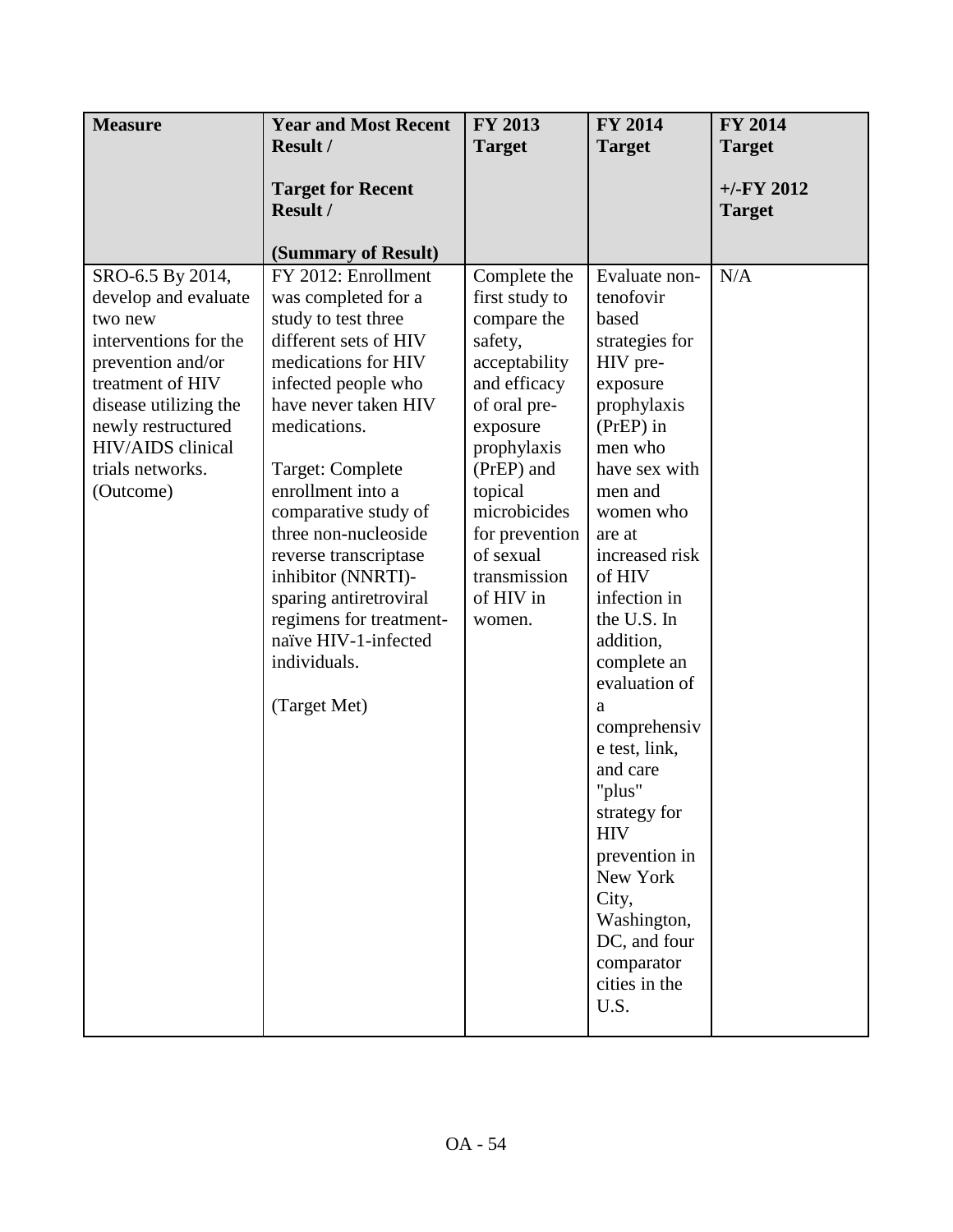| Measure | Year and Most Recent Result / Target for Recent Result / (Summary of Result) | FY 2013 Target | FY 2014 Target | FY 2014 Target +/-FY 2012 Target |
|---|---|---|---|---|
| SRO-6.5 By 2014, develop and evaluate two new interventions for the prevention and/or treatment of HIV disease utilizing the newly restructured HIV/AIDS clinical trials networks. (Outcome) | FY 2012: Enrollment was completed for a study to test three different sets of HIV medications for HIV infected people who have never taken HIV medications.<br><br>Target: Complete enrollment into a comparative study of three non-nucleoside reverse transcriptase inhibitor (NNRTI)-sparing antiretroviral regimens for treatment-naïve HIV-1-infected individuals.<br><br>(Target Met) | Complete the first study to compare the safety, acceptability and efficacy of oral pre-exposure prophylaxis (PrEP) and topical microbicides for prevention of sexual transmission of HIV in women. | Evaluate non-tenofovir based strategies for HIV pre-exposure prophylaxis (PrEP) in men who have sex with men and women who are at increased risk of HIV infection in the U.S. In addition, complete an evaluation of a comprehensive test, link, and care "plus" strategy for HIV prevention in New York City, Washington, DC, and four comparator cities in the U.S. | N/A |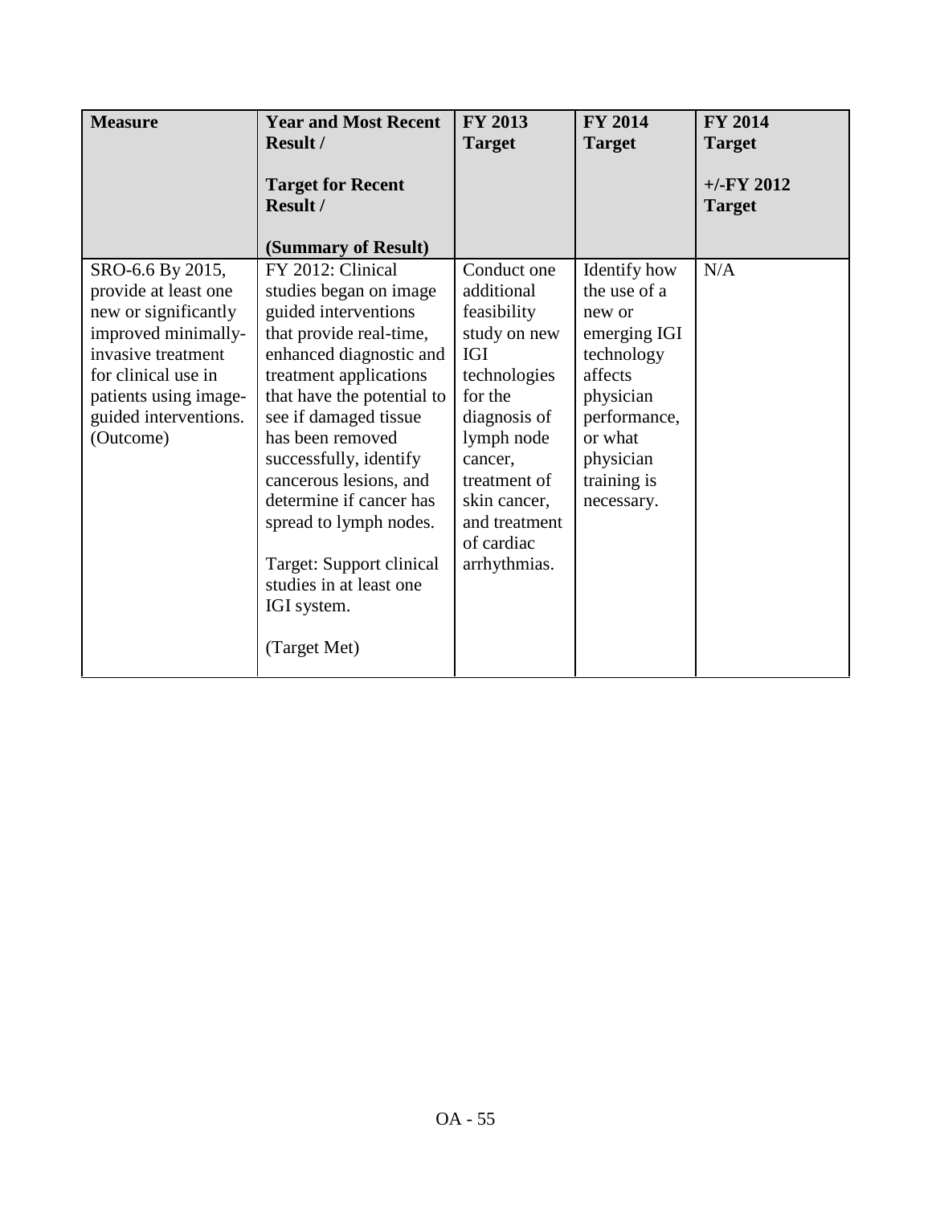| Measure | Year and Most Recent Result / Target for Recent Result / (Summary of Result) | FY 2013 Target | FY 2014 Target | FY 2014 Target +/-FY 2012 Target |
|---|---|---|---|---|
| SRO-6.6 By 2015, provide at least one new or significantly improved minimally-invasive treatment for clinical use in patients using image-guided interventions. (Outcome) | FY 2012: Clinical studies began on image guided interventions that provide real-time, enhanced diagnostic and treatment applications that have the potential to see if damaged tissue has been removed successfully, identify cancerous lesions, and determine if cancer has spread to lymph nodes. Target: Support clinical studies in at least one IGI system. (Target Met) | Conduct one additional feasibility study on new IGI technologies for the diagnosis of lymph node cancer, treatment of skin cancer, and treatment of cardiac arrhythmias. | Identify how the use of a new or emerging IGI technology affects physician performance, or what physician training is necessary. | N/A |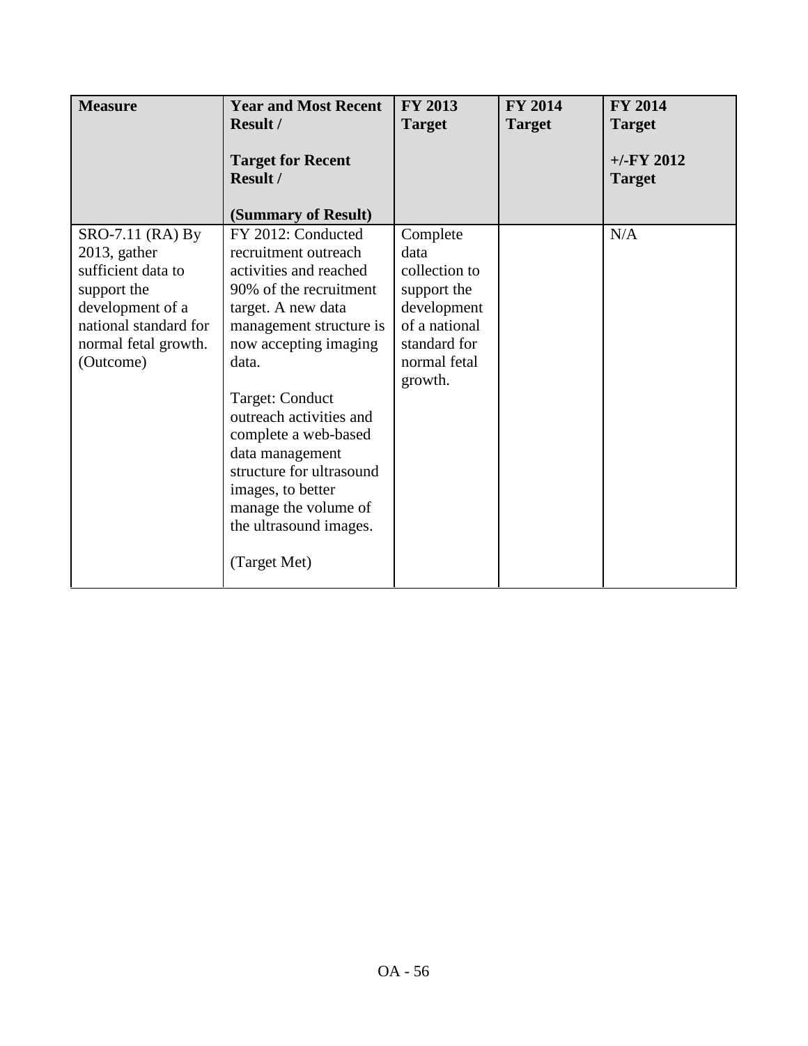| Measure | Year and Most Recent Result / <br><br> Target for Recent Result / <br><br> (Summary of Result) | FY 2013 Target | FY 2014 Target | FY 2014 Target <br><br> +/-FY 2012 Target |
|---|---|---|---|---|
| SRO-7.11 (RA) By 2013, gather sufficient data to support the development of a national standard for normal fetal growth. (Outcome) | FY 2012: Conducted recruitment outreach activities and reached 90% of the recruitment target. A new data management structure is now accepting imaging data. <br><br> Target: Conduct outreach activities and complete a web-based data management structure for ultrasound images, to better manage the volume of the ultrasound images. <br><br> (Target Met) | Complete data collection to support the development of a national standard for normal fetal growth. | | N/A |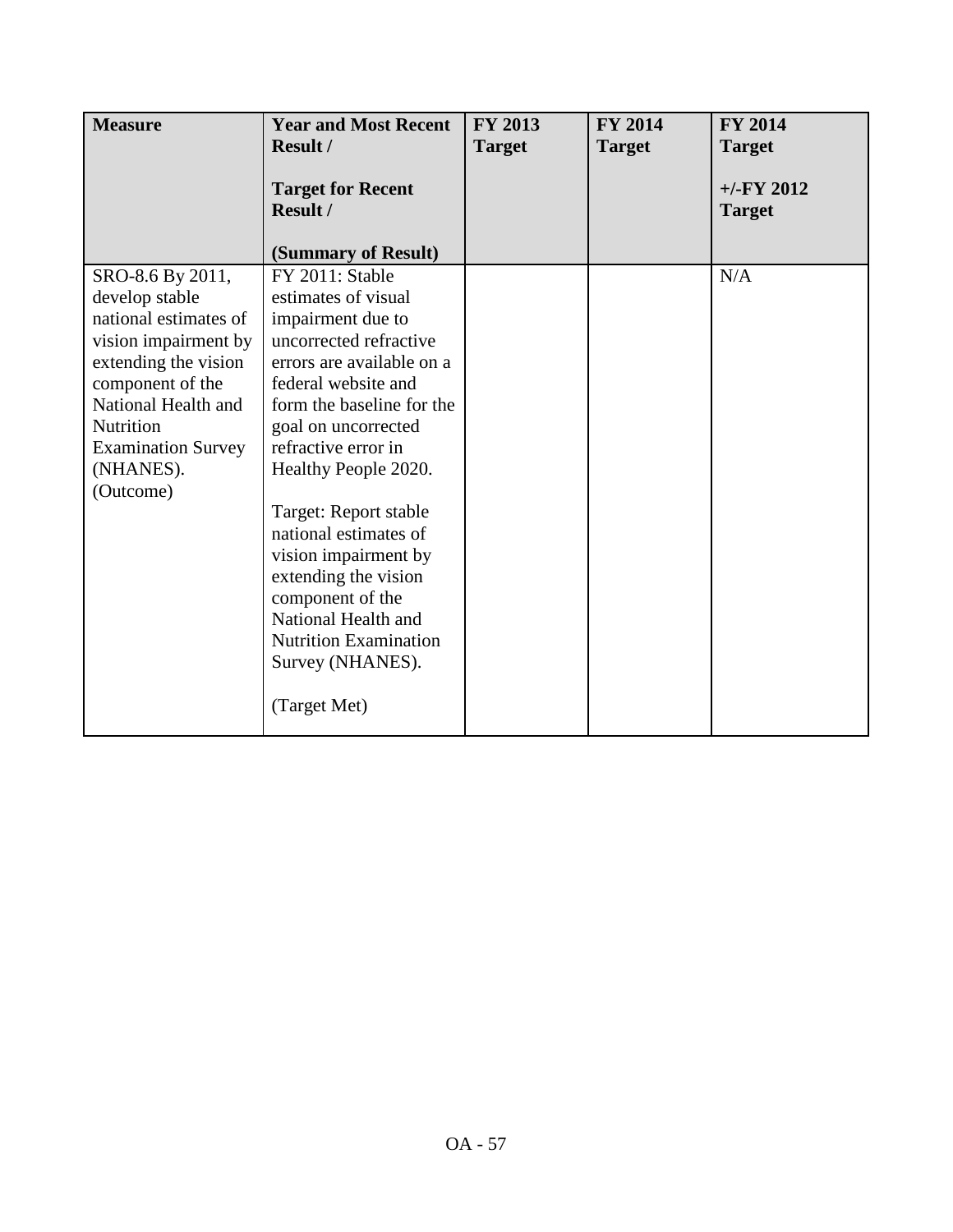| Measure | Year and Most Recent Result / <br><br> Target for Recent Result / <br><br> (Summary of Result) | FY 2013 Target | FY 2014 Target | FY 2014 Target <br><br> +/-FY 2012 Target |
|---|---|---|---|---|
| SRO-8.6 By 2011, develop stable national estimates of vision impairment by extending the vision component of the National Health and Nutrition Examination Survey (NHANES). (Outcome) | FY 2011: Stable estimates of visual impairment due to uncorrected refractive errors are available on a federal website and form the baseline for the goal on uncorrected refractive error in Healthy People 2020. <br><br> Target: Report stable national estimates of vision impairment by extending the vision component of the National Health and Nutrition Examination Survey (NHANES). <br><br> (Target Met) | | | N/A |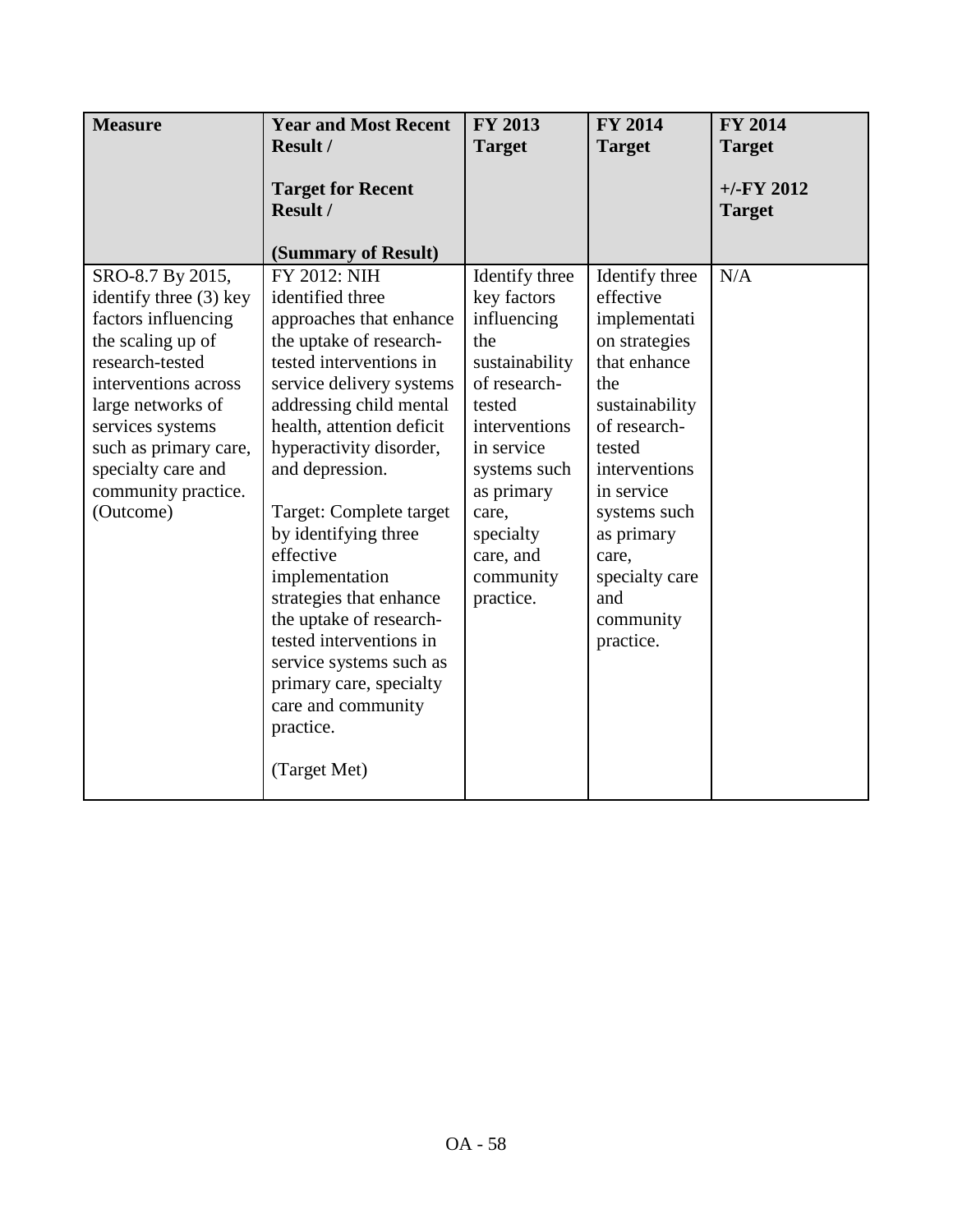| Measure | Year and Most Recent Result / <br><br> Target for Recent Result / <br><br> (Summary of Result) | FY 2013 Target | FY 2014 Target | FY 2014 Target <br><br> +/-FY 2012 Target |
|---|---|---|---|---|
| SRO-8.7 By 2015, identify three (3) key factors influencing the scaling up of research-tested interventions across large networks of services systems such as primary care, specialty care and community practice. (Outcome) | FY 2012: NIH identified three approaches that enhance the uptake of research-tested interventions in service delivery systems addressing child mental health, attention deficit hyperactivity disorder, and depression. <br><br> Target: Complete target by identifying three effective implementation strategies that enhance the uptake of research-tested interventions in service systems such as primary care, specialty care and community practice. <br><br> (Target Met) | Identify three key factors influencing the sustainability of research-tested interventions in service systems such as primary care, specialty care, and community practice. | Identify three effective implementation strategies that enhance the sustainability of research-tested interventions in service systems such as primary care, specialty care and community practice. | N/A |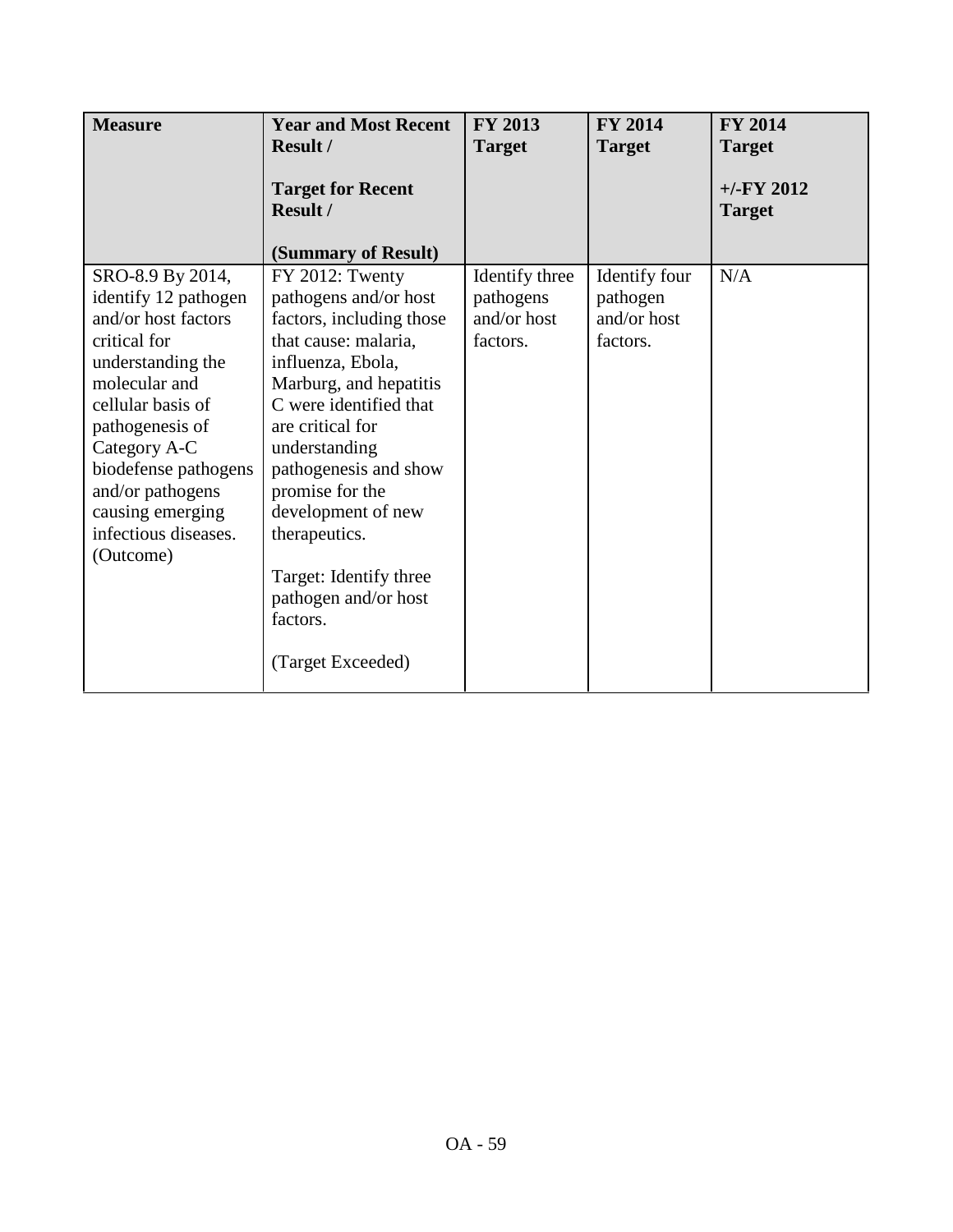| Measure | Year and Most Recent Result / <br><br> Target for Recent Result / <br><br> (Summary of Result) | FY 2013 Target | FY 2014 Target | FY 2014 Target <br><br> +/-FY 2012 Target |
|---|---|---|---|---|
| SRO-8.9 By 2014, identify 12 pathogen and/or host factors critical for understanding the molecular and cellular basis of pathogenesis of Category A-C biodefense pathogens and/or pathogens causing emerging infectious diseases. (Outcome) | FY 2012: Twenty pathogens and/or host factors, including those that cause: malaria, influenza, Ebola, Marburg, and hepatitis C were identified that are critical for understanding pathogenesis and show promise for the development of new therapeutics. <br><br> Target: Identify three pathogen and/or host factors. <br><br> (Target Exceeded) | Identify three pathogens and/or host factors. | Identify four pathogen and/or host factors. | N/A |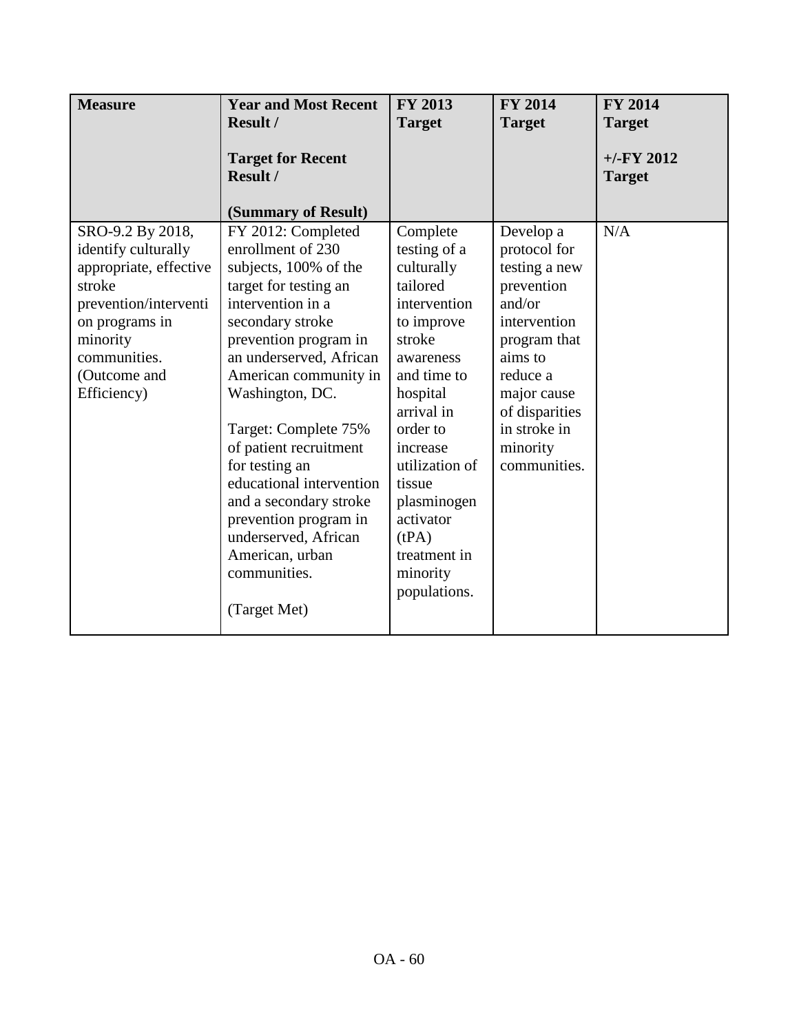| Measure | Year and Most Recent Result / <br><br> Target for Recent Result / <br><br> (Summary of Result) | FY 2013 Target | FY 2014 Target | FY 2014 Target <br><br> +/-FY 2012 Target |
|---|---|---|---|---|
| SRO-9.2 By 2018, identify culturally appropriate, effective stroke prevention/intervention programs in minority communities. (Outcome and Efficiency) | FY 2012: Completed enrollment of 230 subjects, 100% of the target for testing an intervention in a secondary stroke prevention program in an underserved, African American community in Washington, DC. <br><br> Target: Complete 75% of patient recruitment for testing an educational intervention and a secondary stroke prevention program in underserved, African American, urban communities. <br><br> (Target Met) | Complete testing of a culturally tailored intervention to improve stroke awareness and time to hospital arrival in order to increase utilization of tissue plasminogen activator (tPA) treatment in minority populations. | Develop a protocol for testing a new prevention and/or intervention program that aims to reduce a major cause of disparities in stroke in minority communities. | N/A |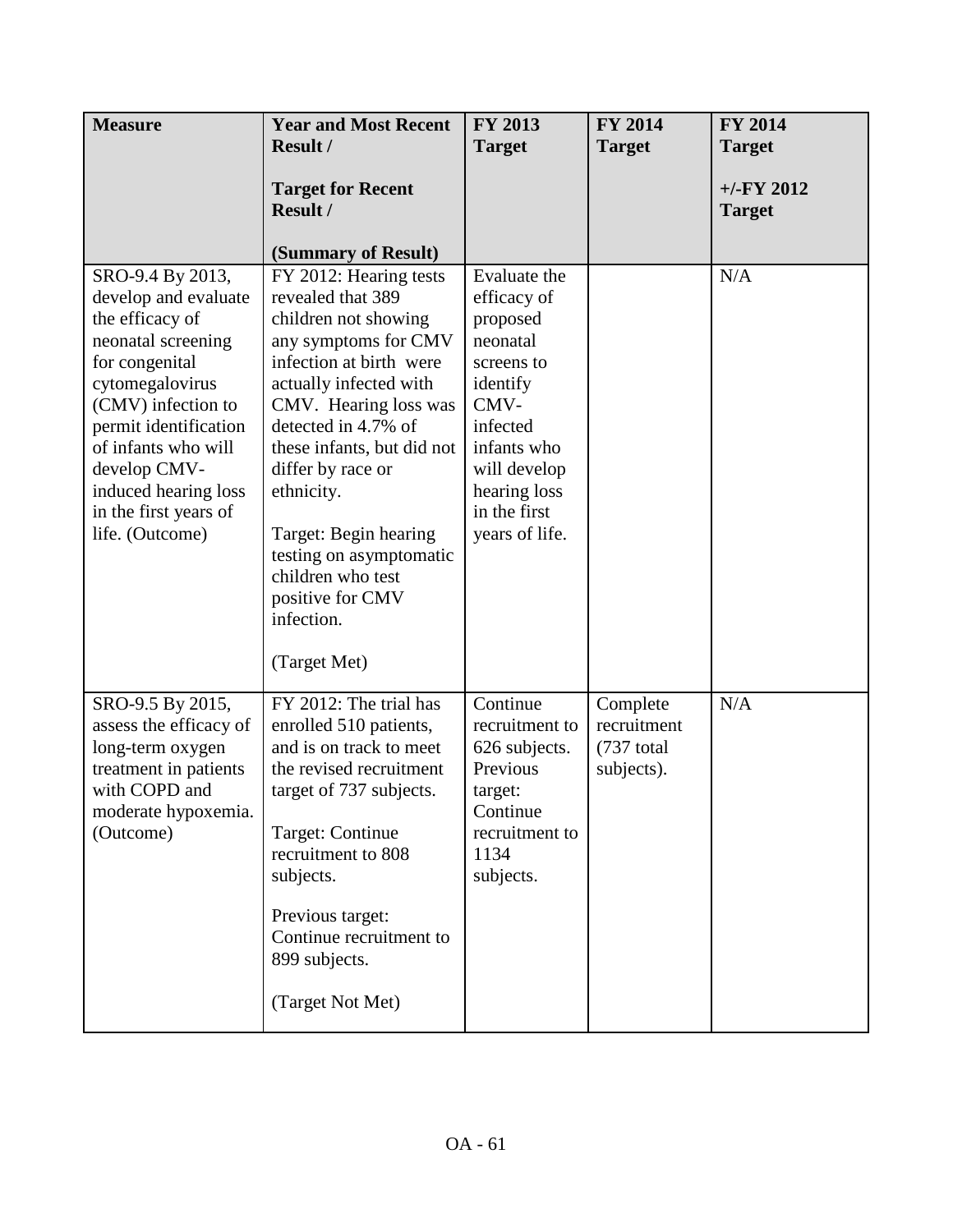| Measure | Year and Most Recent Result / <br><br> Target for Recent Result / <br><br> (Summary of Result) | FY 2013 Target | FY 2014 Target | FY 2014 Target <br><br> +/-FY 2012 Target |
|---|---|---|---|---|
| SRO-9.4 By 2013, develop and evaluate the efficacy of neonatal screening for congenital cytomegalovirus (CMV) infection to permit identification of infants who will develop CMV-induced hearing loss in the first years of life. (Outcome) | FY 2012: Hearing tests revealed that 389 children not showing any symptoms for CMV infection at birth were actually infected with CMV. Hearing loss was detected in 4.7% of these infants, but did not differ by race or ethnicity. <br><br> Target: Begin hearing testing on asymptomatic children who test positive for CMV infection. <br><br> (Target Met) | Evaluate the efficacy of proposed neonatal screens to identify CMV-infected infants who will develop hearing loss in the first years of life. | | N/A |
| SRO-9.5 By 2015, assess the efficacy of long-term oxygen treatment in patients with COPD and moderate hypoxemia. (Outcome) | FY 2012: The trial has enrolled 510 patients, and is on track to meet the revised recruitment target of 737 subjects. <br><br> Target: Continue recruitment to 808 subjects. <br><br> Previous target: Continue recruitment to 899 subjects. <br><br> (Target Not Met) | Continue recruitment to 626 subjects. Previous target: Continue recruitment to 1134 subjects. | Complete recruitment (737 total subjects). | N/A |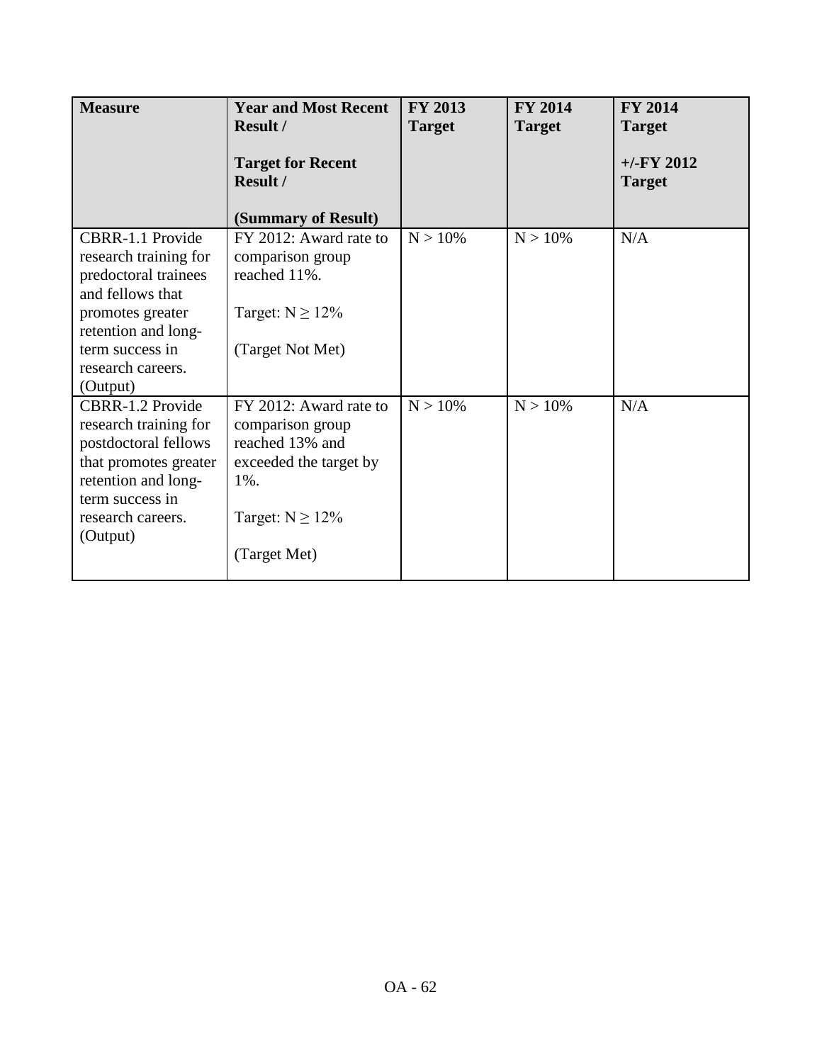| Measure | Year and Most Recent Result / Target for Recent Result / (Summary of Result) | FY 2013 Target | FY 2014 Target | FY 2014 Target +/-FY 2012 Target |
|---|---|---|---|---|
| CBRR-1.1 Provide research training for predoctoral trainees and fellows that promotes greater retention and long-term success in research careers. (Output) | FY 2012: Award rate to comparison group reached 11%. Target: $N \geq 12\%$ (Target Not Met) | $N > 10\%$ | $N > 10\%$ | N/A |
| CBRR-1.2 Provide research training for postdoctoral fellows that promotes greater retention and long-term success in research careers. (Output) | FY 2012: Award rate to comparison group reached 13% and exceeded the target by 1%. Target: $N \geq 12\%$ (Target Met) | $N > 10\%$ | $N > 10\%$ | N/A |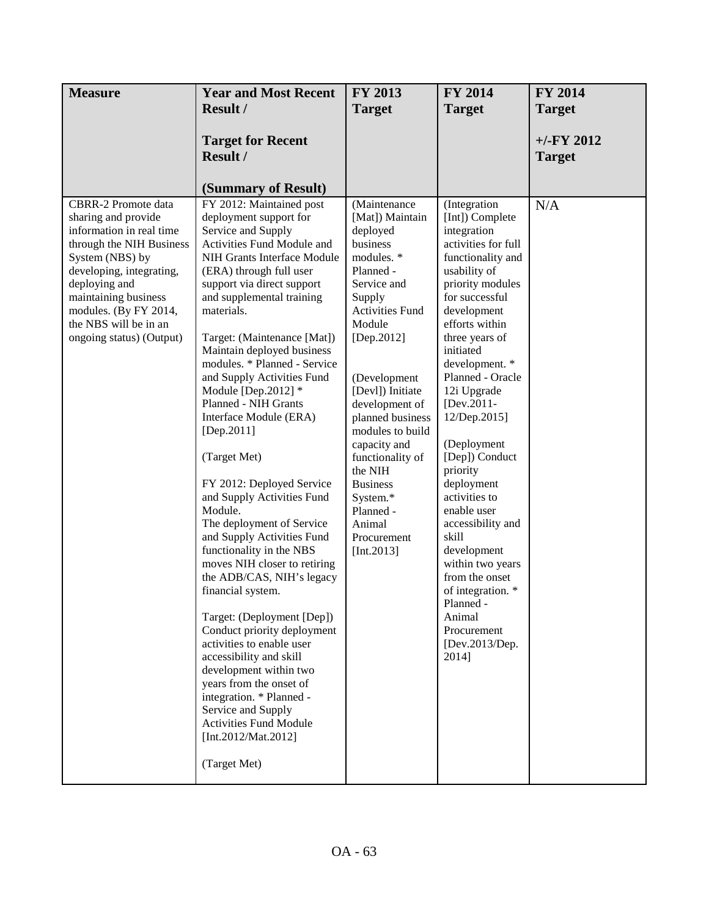| Measure | Year and Most Recent Result / Target for Recent Result / (Summary of Result) | FY 2013 Target | FY 2014 Target | FY 2014 Target +/-FY 2012 Target |
|---|---|---|---|---|
| CBRR-2 Promote data sharing and provide information in real time through the NIH Business System (NBS) by developing, integrating, deploying and maintaining business modules. (By FY 2014, the NBS will be in an ongoing status) (Output) | FY 2012: Maintained post deployment support for Service and Supply Activities Fund Module and NIH Grants Interface Module (ERA) through full user support via direct support and supplemental training materials.<br><br>Target: (Maintenance [Mat]) Maintain deployed business modules. * Planned - Service and Supply Activities Fund Module [Dep.2012] * Planned - NIH Grants Interface Module (ERA) [Dep.2011]<br><br>(Target Met)<br><br>FY 2012: Deployed Service and Supply Activities Fund Module. The deployment of Service and Supply Activities Fund functionality in the NBS moves NIH closer to retiring the ADB/CAS, NIH's legacy financial system.<br><br>Target: (Deployment [Dep]) Conduct priority deployment activities to enable user accessibility and skill development within two years from the onset of integration. * Planned - Service and Supply Activities Fund Module [Int.2012/Mat.2012]<br><br>(Target Met) | (Maintenance [Mat]) Maintain deployed business modules. * Planned - Service and Supply Activities Fund Module [Dep.2012]<br><br>(Development [Devl]) Initiate development of planned business modules to build capacity and functionality of the NIH Business System.* Planned - Animal Procurement [Int.2013] | (Integration [Int]) Complete integration activities for full functionality and usability of priority modules for successful development efforts within three years of initiated development. * Planned - Oracle 12i Upgrade [Dev.2011-12/Dep.2015]<br><br>(Deployment [Dep]) Conduct priority deployment activities to enable user accessibility and skill development within two years from the onset of integration. * Planned - Animal Procurement [Dev.2013/Dep. 2014] | N/A |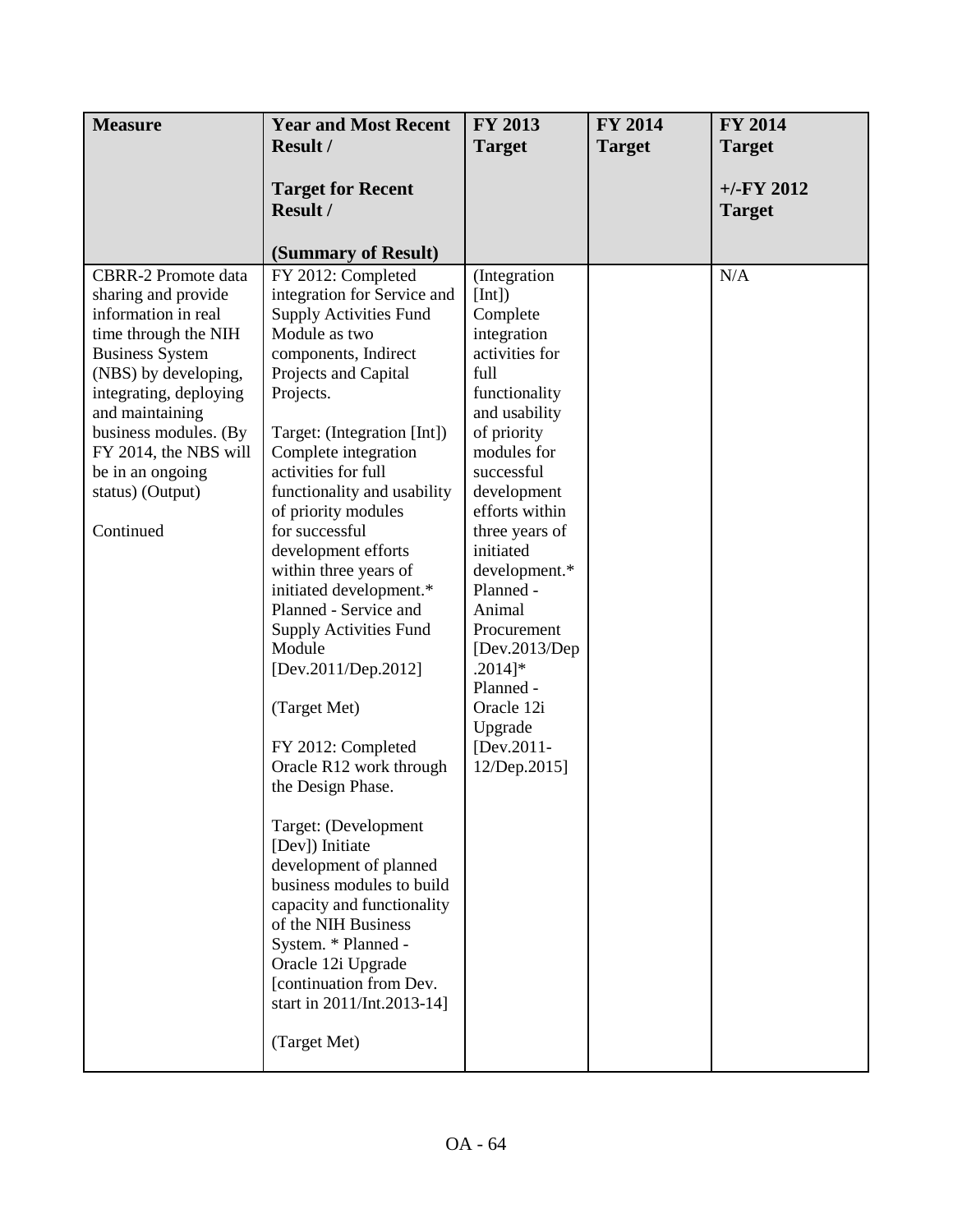| **Measure** | **Year and Most Recent Result /**<br><br>**Target for Recent Result /**<br><br>**(Summary of Result)** | **FY 2013 Target** | **FY 2014 Target** | **FY 2014 Target**<br><br>**+/-FY 2012 Target** |
|---|---|---|---|---|
| CBRR-2 Promote data sharing and provide information in real time through the NIH Business System (NBS) by developing, integrating, deploying and maintaining business modules. (By FY 2014, the NBS will be in an ongoing status) (Output)<br><br>Continued | FY 2012: Completed integration for Service and Supply Activities Fund Module as two components, Indirect Projects and Capital Projects.<br><br>Target: (Integration [Int]) Complete integration activities for full functionality and usability of priority modules for successful development efforts within three years of initiated development.* Planned - Service and Supply Activities Fund Module [Dev.2011/Dep.2012]<br><br>(Target Met)<br><br>FY 2012: Completed Oracle R12 work through the Design Phase.<br><br>Target: (Development [Dev]) Initiate development of planned business modules to build capacity and functionality of the NIH Business System. * Planned - Oracle 12i Upgrade [continuation from Dev. start in 2011/Int.2013-14]<br><br>(Target Met) | (Integration [Int]) Complete integration activities for full functionality and usability of priority modules for successful development efforts within three years of initiated development.* Planned - Animal Procurement [Dev.2013/Dep.2014]* Planned - Oracle 12i Upgrade [Dev.2011-12/Dep.2015] | | N/A |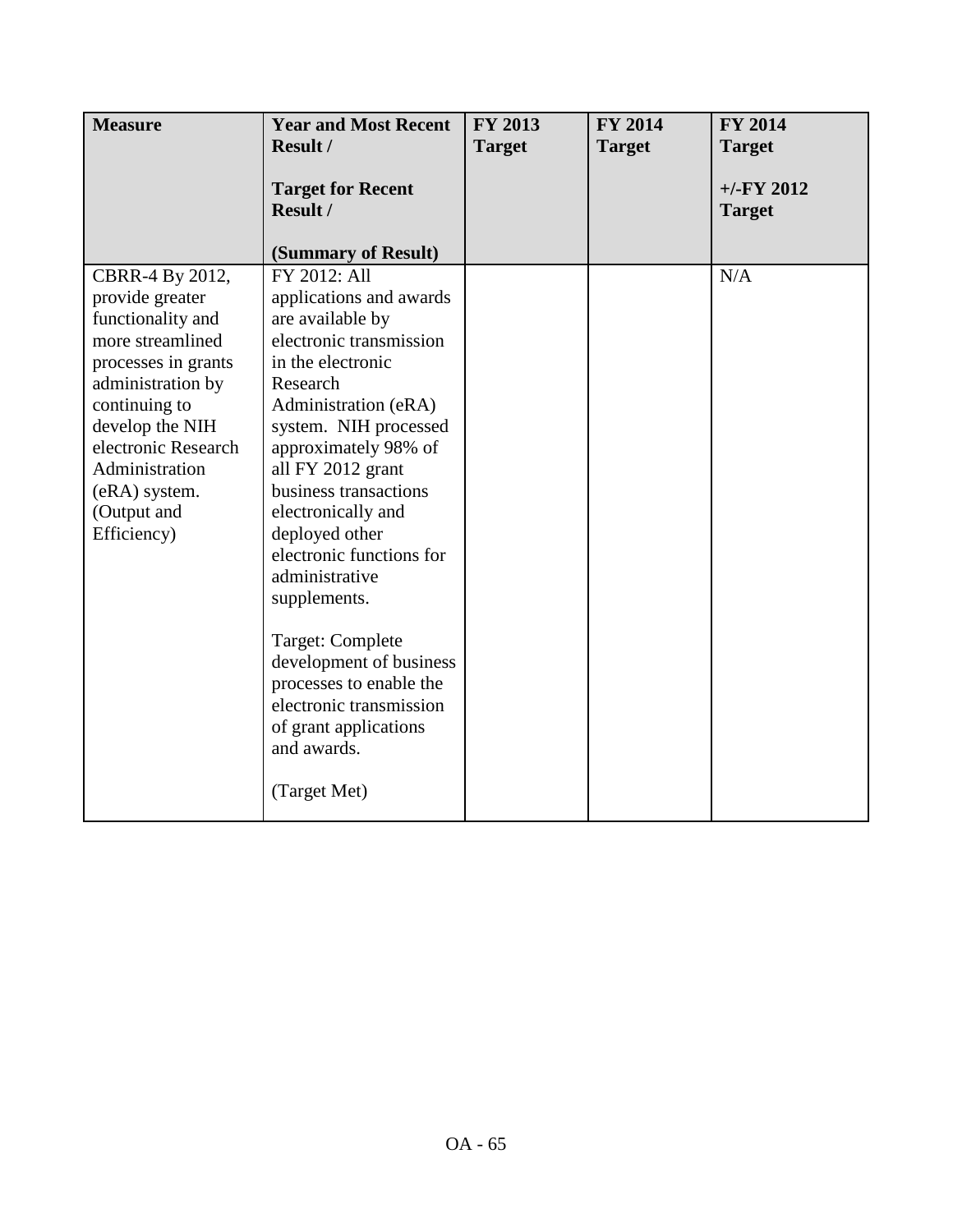| Measure | Year and Most Recent Result / Target for Recent Result / (Summary of Result) | FY 2013 Target | FY 2014 Target | FY 2014 Target +/-FY 2012 Target |
|---|---|---|---|---|
| CBRR-4 By 2012, provide greater functionality and more streamlined processes in grants administration by continuing to develop the NIH electronic Research Administration (eRA) system. (Output and Efficiency) | FY 2012: All applications and awards are available by electronic transmission in the electronic Research Administration (eRA) system. NIH processed approximately 98% of all FY 2012 grant business transactions electronically and deployed other electronic functions for administrative supplements. Target: Complete development of business processes to enable the electronic transmission of grant applications and awards. (Target Met) | | | N/A |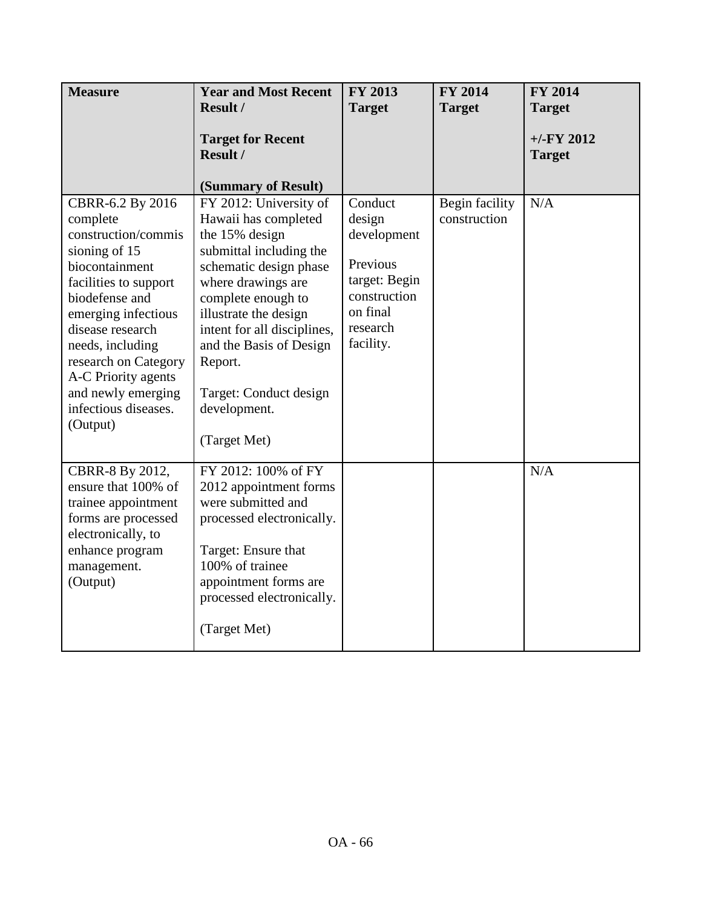| Measure | Year and Most Recent Result / Target for Recent Result / (Summary of Result) | FY 2013 Target | FY 2014 Target | FY 2014 Target +/-FY 2012 Target |
|---|---|---|---|---|
| CBRR-6.2 By 2016 complete construction/commissioning of 15 biocontainment facilities to support biodefense and emerging infectious disease research needs, including research on Category A-C Priority agents and newly emerging infectious diseases. (Output) | FY 2012: University of Hawaii has completed the 15% design submittal including the schematic design phase where drawings are complete enough to illustrate the design intent for all disciplines, and the Basis of Design Report. Target: Conduct design development. (Target Met) | Conduct design development Previous target: Begin construction on final research facility. | Begin facility construction | N/A |
| CBRR-8 By 2012, ensure that 100% of trainee appointment forms are processed electronically, to enhance program management. (Output) | FY 2012: 100% of FY 2012 appointment forms were submitted and processed electronically. Target: Ensure that 100% of trainee appointment forms are processed electronically. (Target Met) | | | N/A |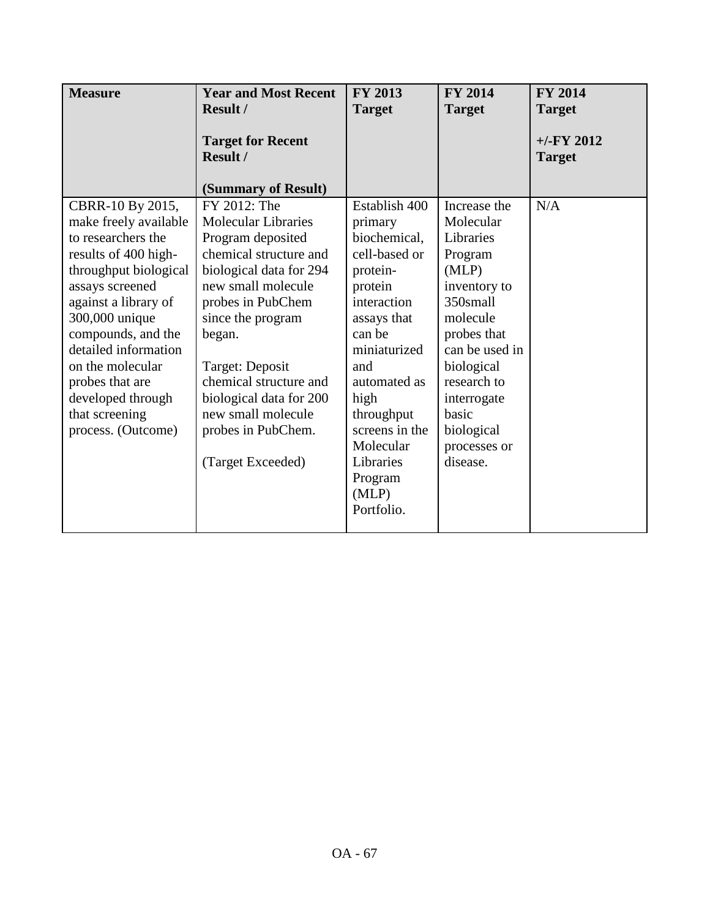| **Measure** | **Year and Most Recent Result /**<br><br>**Target for Recent Result /**<br><br>**(Summary of Result)** | **FY 2013 Target** | **FY 2014 Target** | **FY 2014 Target**<br><br>**+/-FY 2012 Target** |
|---|---|---|---|---|
| CBRR-10 By 2015, make freely available to researchers the results of 400 high-throughput biological assays screened against a library of 300,000 unique compounds, and the detailed information on the molecular probes that are developed through that screening process. (Outcome) | FY 2012: The Molecular Libraries Program deposited chemical structure and biological data for 294 new small molecule probes in PubChem since the program began.<br><br>Target: Deposit chemical structure and biological data for 200 new small molecule probes in PubChem.<br><br>(Target Exceeded) | Establish 400 primary biochemical, cell-based or protein-protein interaction assays that can be miniaturized and automated as high throughput screens in the Molecular Libraries Program (MLP) Portfolio. | Increase the Molecular Libraries Program (MLP) inventory to 350small molecule probes that can be used in biological research to interrogate basic biological processes or disease. | N/A |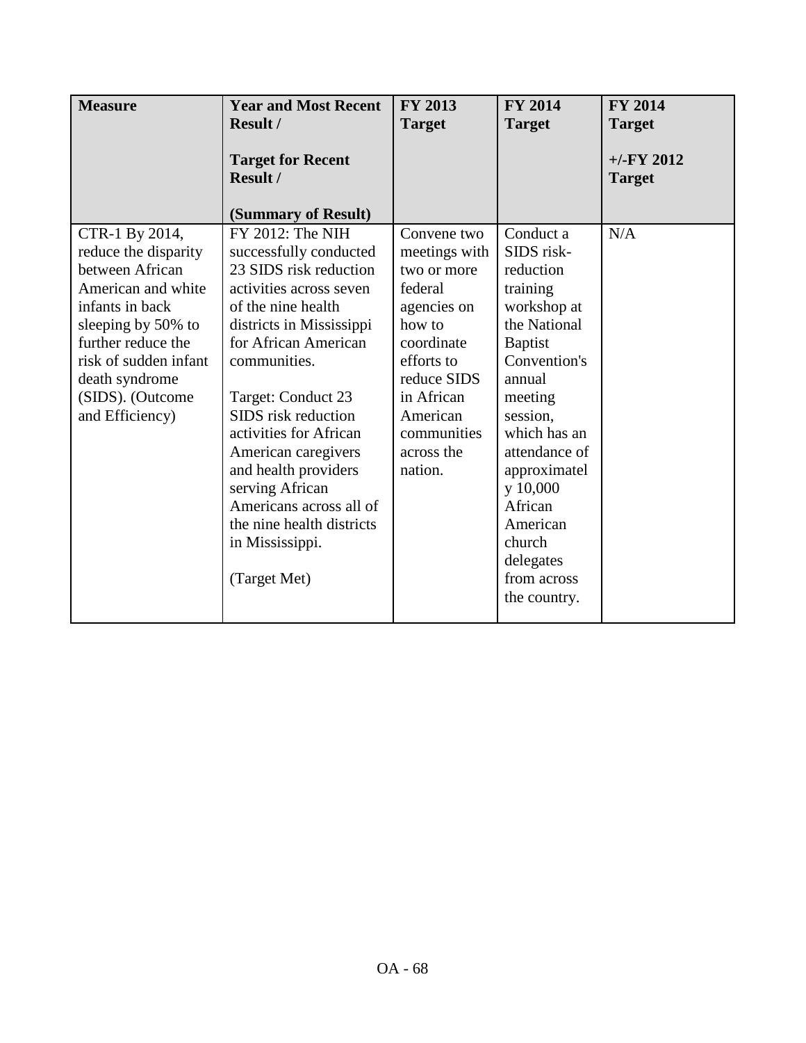| Measure | Year and Most Recent Result / Target for Recent Result / (Summary of Result) | FY 2013 Target | FY 2014 Target | FY 2014 Target +/-FY 2012 Target |
|---|---|---|---|---|
| CTR-1 By 2014, reduce the disparity between African American and white infants in back sleeping by 50% to further reduce the risk of sudden infant death syndrome (SIDS). (Outcome and Efficiency) | FY 2012: The NIH successfully conducted 23 SIDS risk reduction activities across seven of the nine health districts in Mississippi for African American communities.<br><br>Target: Conduct 23 SIDS risk reduction activities for African American caregivers and health providers serving African Americans across all of the nine health districts in Mississippi.<br><br>(Target Met) | Convene two meetings with two or more federal agencies on how to coordinate efforts to reduce SIDS in African American communities across the nation. | Conduct a SIDS risk-reduction training workshop at the National Baptist Convention's annual meeting session, which has an attendance of approximately 10,000 African American church delegates from across the country. | N/A |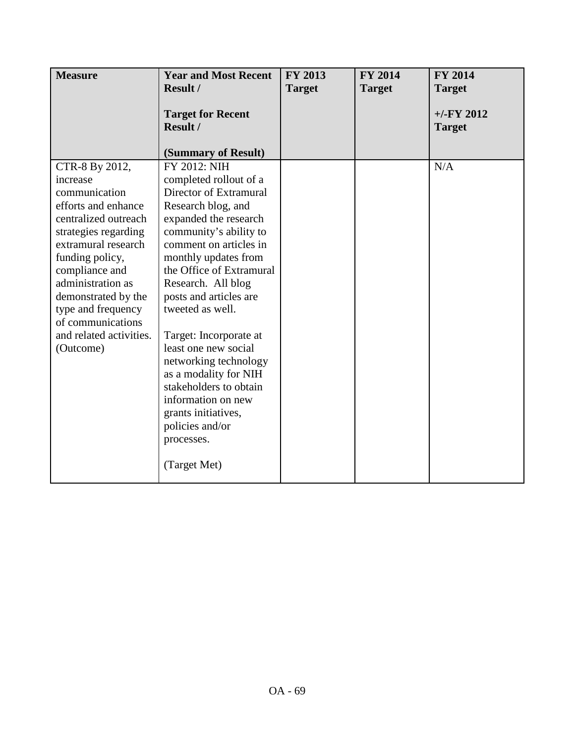| Measure | Year and Most Recent Result / <br><br> Target for Recent Result / <br><br> (Summary of Result) | FY 2013 Target | FY 2014 Target | FY 2014 Target <br><br> +/-FY 2012 Target |
|---|---|---|---|---|
| CTR-8 By 2012, increase communication efforts and enhance centralized outreach strategies regarding extramural research funding policy, compliance and administration as demonstrated by the type and frequency of communications and related activities. (Outcome) | FY 2012: NIH completed rollout of a Director of Extramural Research blog, and expanded the research community's ability to comment on articles in monthly updates from the Office of Extramural Research. All blog posts and articles are tweeted as well. <br><br> Target: Incorporate at least one new social networking technology as a modality for NIH stakeholders to obtain information on new grants initiatives, policies and/or processes. <br><br> (Target Met) | | | N/A |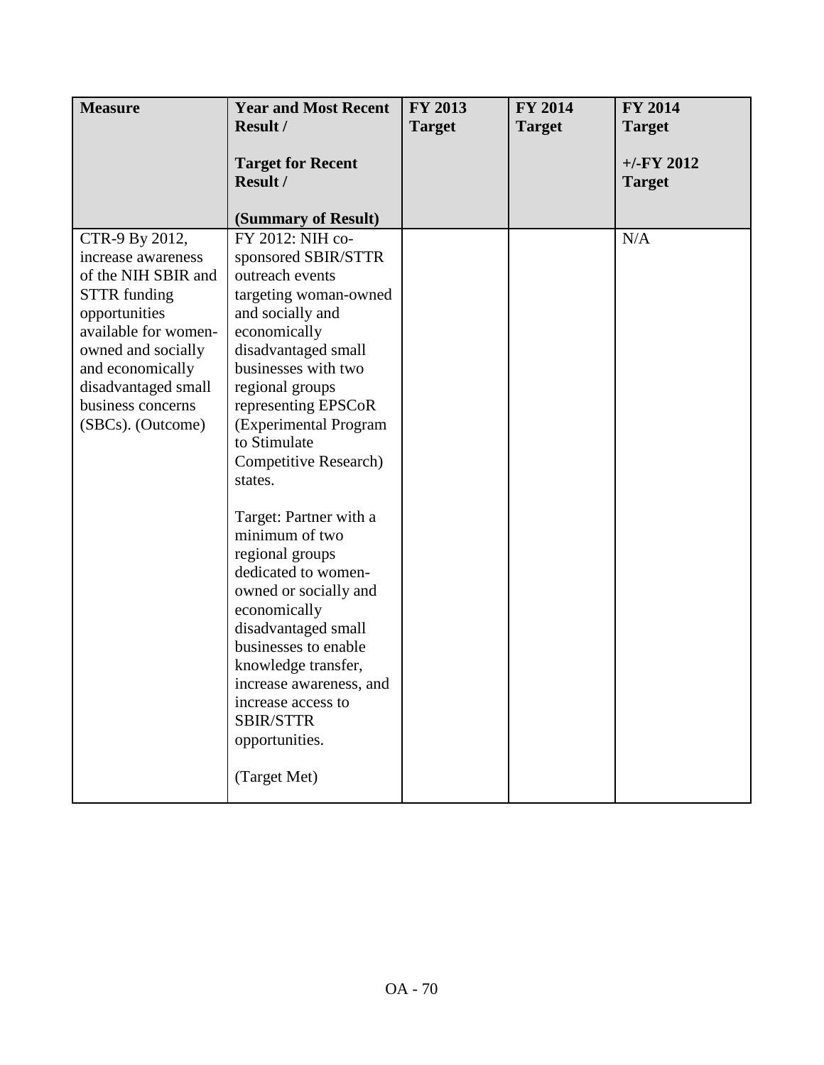| Measure | Year and Most Recent Result / <br><br> Target for Recent Result / <br><br> (Summary of Result) | FY 2013 Target | FY 2014 Target | FY 2014 Target <br><br> +/-FY 2012 Target |
|---|---|---|---|---|
| CTR-9 By 2012, increase awareness of the NIH SBIR and STTR funding opportunities available for women-owned and socially and economically disadvantaged small business concerns (SBCs). (Outcome) | FY 2012: NIH co-sponsored SBIR/STTR outreach events targeting woman-owned and socially and economically disadvantaged small businesses with two regional groups representing EPSCoR (Experimental Program to Stimulate Competitive Research) states. <br><br> Target: Partner with a minimum of two regional groups dedicated to women-owned or socially and economically disadvantaged small businesses to enable knowledge transfer, increase awareness, and increase access to SBIR/STTR opportunities. <br><br> (Target Met) | | | N/A |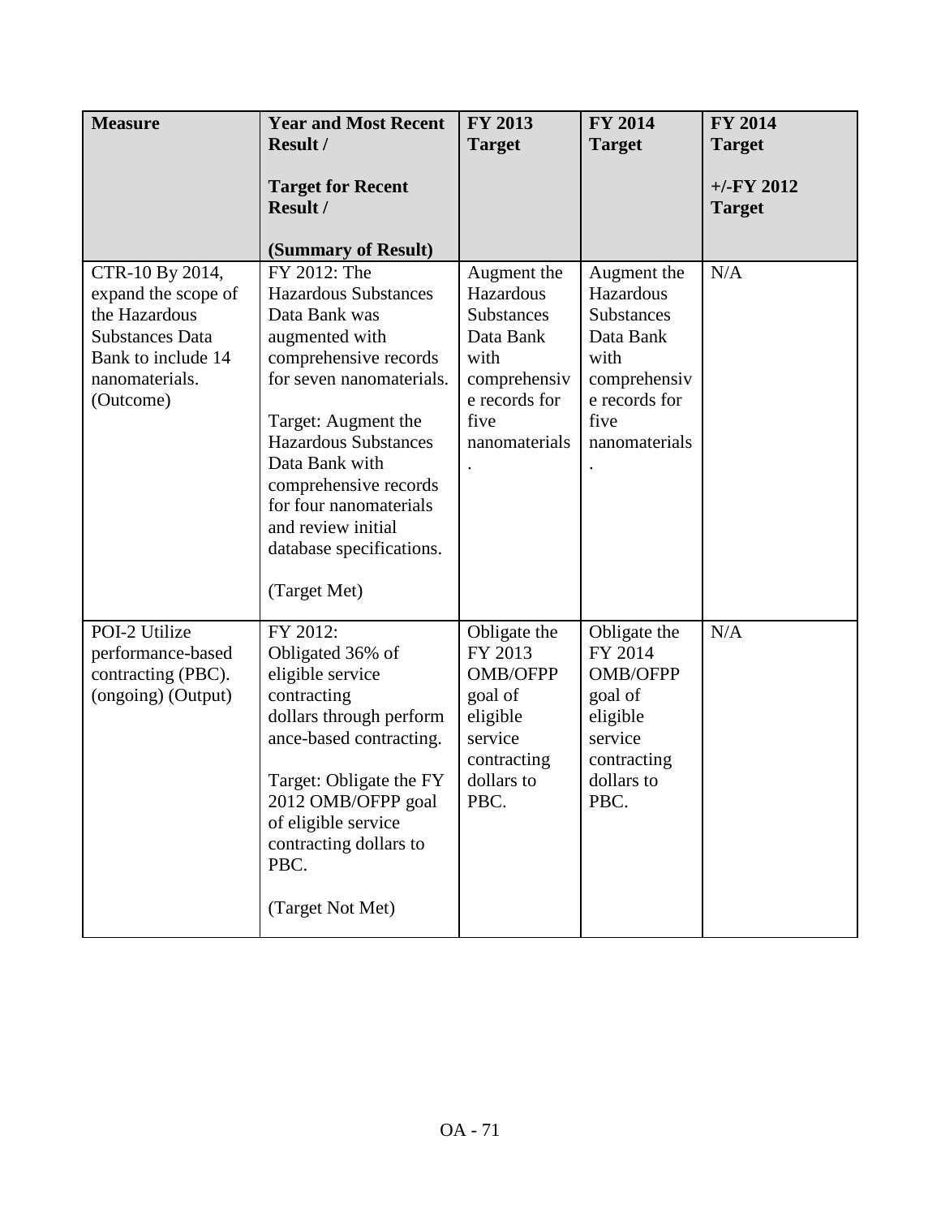| Measure | Year and Most Recent Result / Target for Recent Result / (Summary of Result) | FY 2013 Target | FY 2014 Target | FY 2014 Target +/-FY 2012 Target |
|---|---|---|---|---|
| CTR-10 By 2014, expand the scope of the Hazardous Substances Data Bank to include 14 nanomaterials. (Outcome) | FY 2012: The Hazardous Substances Data Bank was augmented with comprehensive records for seven nanomaterials. <br><br> Target: Augment the Hazardous Substances Data Bank with comprehensive records for four nanomaterials and review initial database specifications. <br><br> (Target Met) | Augment the Hazardous Substances Data Bank with comprehensive records for five nanomaterials. | Augment the Hazardous Substances Data Bank with comprehensive records for five nanomaterials. | N/A |
| POI-2 Utilize performance-based contracting (PBC). (ongoing) (Output) | FY 2012: Obligated 36% of eligible service contracting dollars through performance-based contracting. <br><br> Target: Obligate the FY 2012 OMB/OFPP goal of eligible service contracting dollars to PBC. <br><br> (Target Not Met) | Obligate the FY 2013 OMB/OFPP goal of eligible service contracting dollars to PBC. | Obligate the FY 2014 OMB/OFPP goal of eligible service contracting dollars to PBC. | N/A |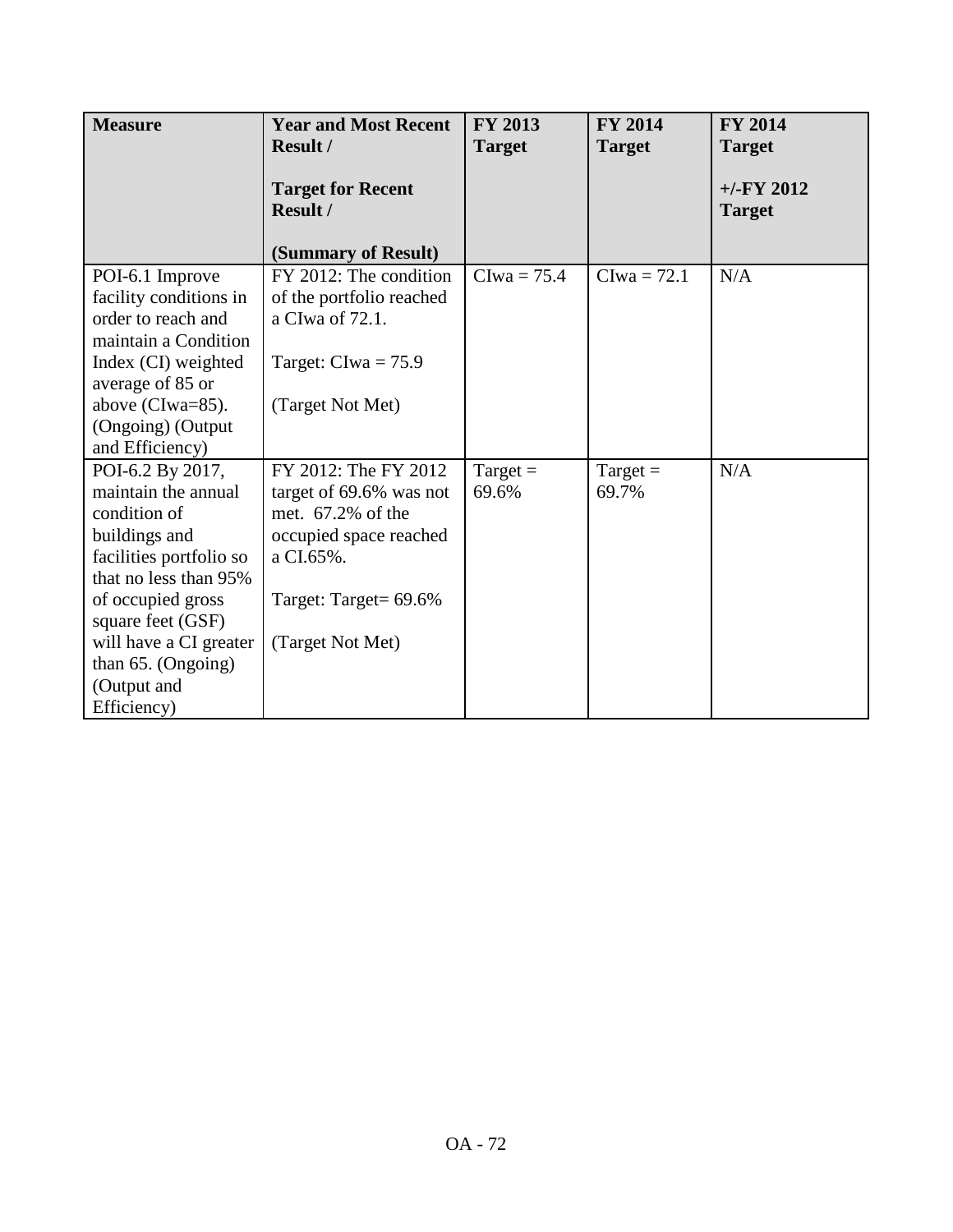| Measure | Year and Most Recent Result / Target for Recent Result / (Summary of Result) | FY 2013 Target | FY 2014 Target | FY 2014 Target +/-FY 2012 Target |
|---|---|---|---|---|
| POI-6.1 Improve facility conditions in order to reach and maintain a Condition Index (CI) weighted average of 85 or above (CIwa=85). (Ongoing) (Output and Efficiency) | FY 2012: The condition of the portfolio reached a CIwa of 72.1. Target: CIwa = 75.9 (Target Not Met) | CIwa = 75.4 | CIwa = 72.1 | N/A |
| POI-6.2 By 2017, maintain the annual condition of buildings and facilities portfolio so that no less than 95% of occupied gross square feet (GSF) will have a CI greater than 65. (Ongoing) (Output and Efficiency) | FY 2012: The FY 2012 target of 69.6% was not met. 67.2% of the occupied space reached a CI.65%. Target: Target= 69.6% (Target Not Met) | Target = 69.6% | Target = 69.7% | N/A |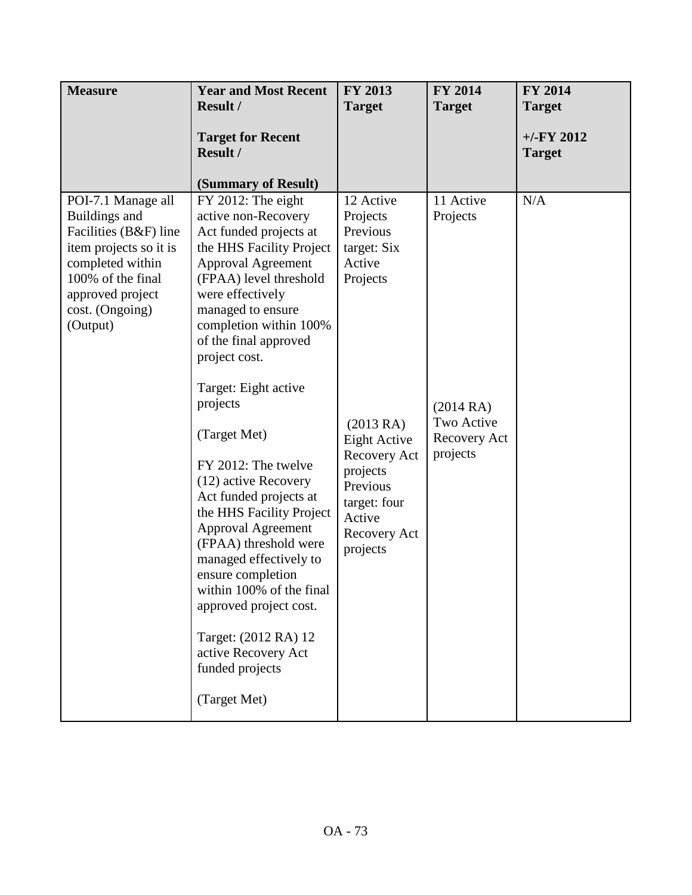| **Measure** | **Year and Most Recent Result /**<br><br>**Target for Recent Result /**<br><br>**(Summary of Result)** | **FY 2013 Target** | **FY 2014 Target** | **FY 2014 Target**<br><br>**+/-FY 2012 Target** |
|---|---|---|---|---|
| POI-7.1 Manage all Buildings and Facilities (B&F) line item projects so it is completed within 100% of the final approved project cost. (Ongoing) (Output) | FY 2012: The eight active non-Recovery Act funded projects at the HHS Facility Project Approval Agreement (FPAA) level threshold were effectively managed to ensure completion within 100% of the final approved project cost.<br><br>Target: Eight active projects<br><br>(Target Met)<br><br>FY 2012: The twelve (12) active Recovery Act funded projects at the HHS Facility Project Approval Agreement (FPAA) threshold were managed effectively to ensure completion within 100% of the final approved project cost.<br><br>Target: (2012 RA) 12 active Recovery Act funded projects<br><br>(Target Met) | 12 Active Projects Previous target: Six Active Projects<br><br>(2013 RA) Eight Active Recovery Act projects Previous target: four Active Recovery Act projects | 11 Active Projects<br><br>(2014 RA) Two Active Recovery Act projects | N/A |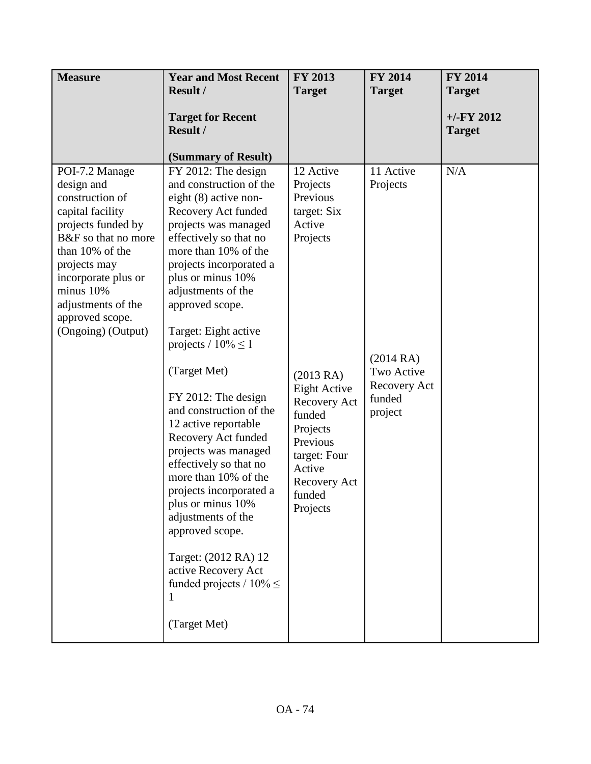| **Measure** | **Year and Most Recent Result /<br><br>Target for Recent Result /<br><br>(Summary of Result)** | **FY 2013 Target** | **FY 2014 Target** | **FY 2014 Target<br><br>+/-FY 2012 Target** |
|---|---|---|---|---|
| POI-7.2 Manage design and construction of capital facility projects funded by B&F so that no more than 10% of the projects may incorporate plus or minus 10% adjustments of the approved scope. (Ongoing) (Output) | FY 2012: The design and construction of the eight (8) active non-Recovery Act funded projects was managed effectively so that no more than 10% of the projects incorporated a plus or minus 10% adjustments of the approved scope.<br><br>Target: Eight active projects / 10% ≤ 1<br><br>(Target Met)<br><br>FY 2012: The design and construction of the 12 active reportable Recovery Act funded projects was managed effectively so that no more than 10% of the projects incorporated a plus or minus 10% adjustments of the approved scope.<br><br>Target: (2012 RA) 12 active Recovery Act funded projects / 10% ≤ 1<br><br>(Target Met) | 12 Active Projects Previous target: Six Active Projects<br><br>(2013 RA) Eight Active Recovery Act funded Projects Previous target: Four Active Recovery Act funded Projects | 11 Active Projects<br><br>(2014 RA) Two Active Recovery Act funded project | N/A |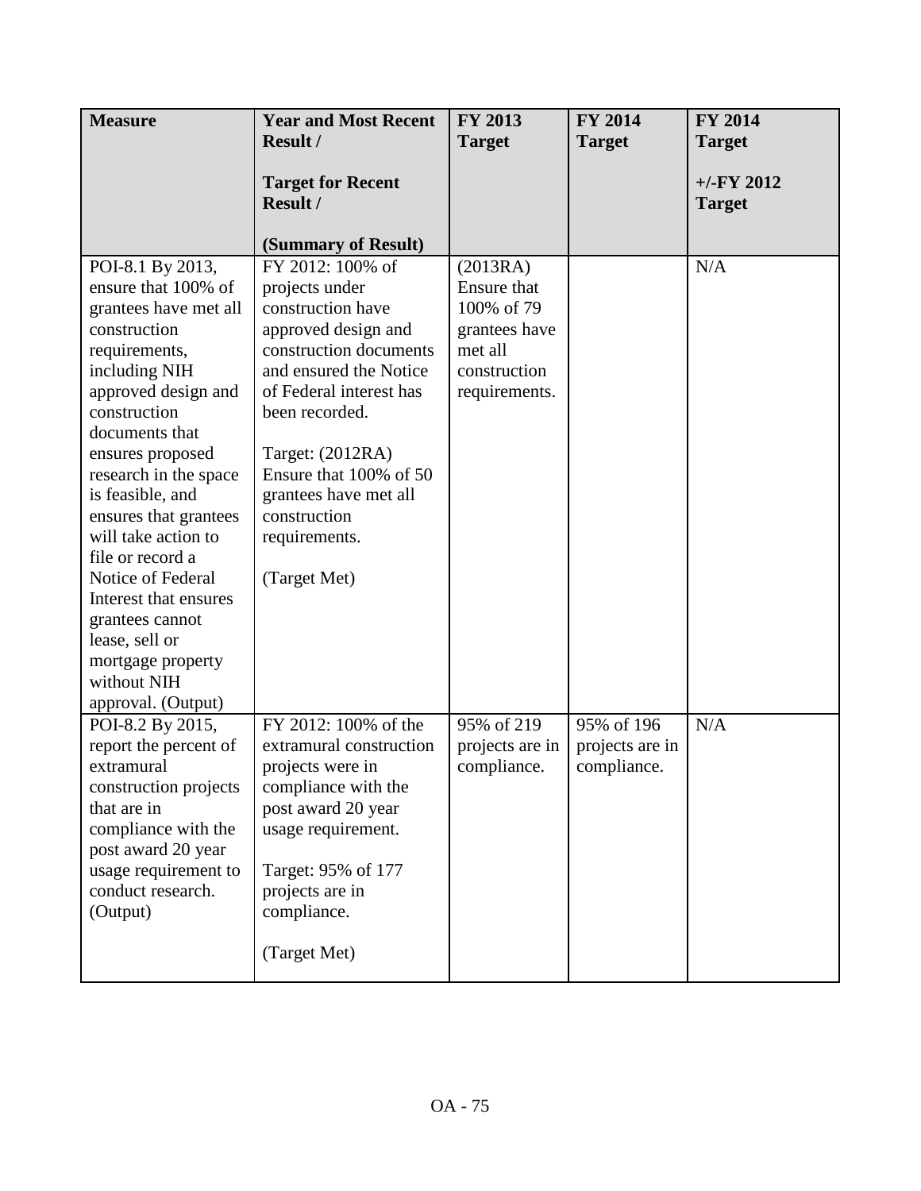| Measure | Year and Most Recent Result / Target for Recent Result / (Summary of Result) | FY 2013 Target | FY 2014 Target | FY 2014 Target +/-FY 2012 Target |
|---|---|---|---|---|
| POI-8.1 By 2013, ensure that 100% of grantees have met all construction requirements, including NIH approved design and construction documents that ensures proposed research in the space is feasible, and ensures that grantees will take action to file or record a Notice of Federal Interest that ensures grantees cannot lease, sell or mortgage property without NIH approval. (Output) | FY 2012: 100% of projects under construction have approved design and construction documents and ensured the Notice of Federal interest has been recorded. Target: (2012RA) Ensure that 100% of 50 grantees have met all construction requirements. (Target Met) | (2013RA) Ensure that 100% of 79 grantees have met all construction requirements. | | N/A |
| POI-8.2 By 2015, report the percent of extramural construction projects that are in compliance with the post award 20 year usage requirement to conduct research. (Output) | FY 2012: 100% of the extramural construction projects were in compliance with the post award 20 year usage requirement. Target: 95% of 177 projects are in compliance. (Target Met) | 95% of 219 projects are in compliance. | 95% of 196 projects are in compliance. | N/A |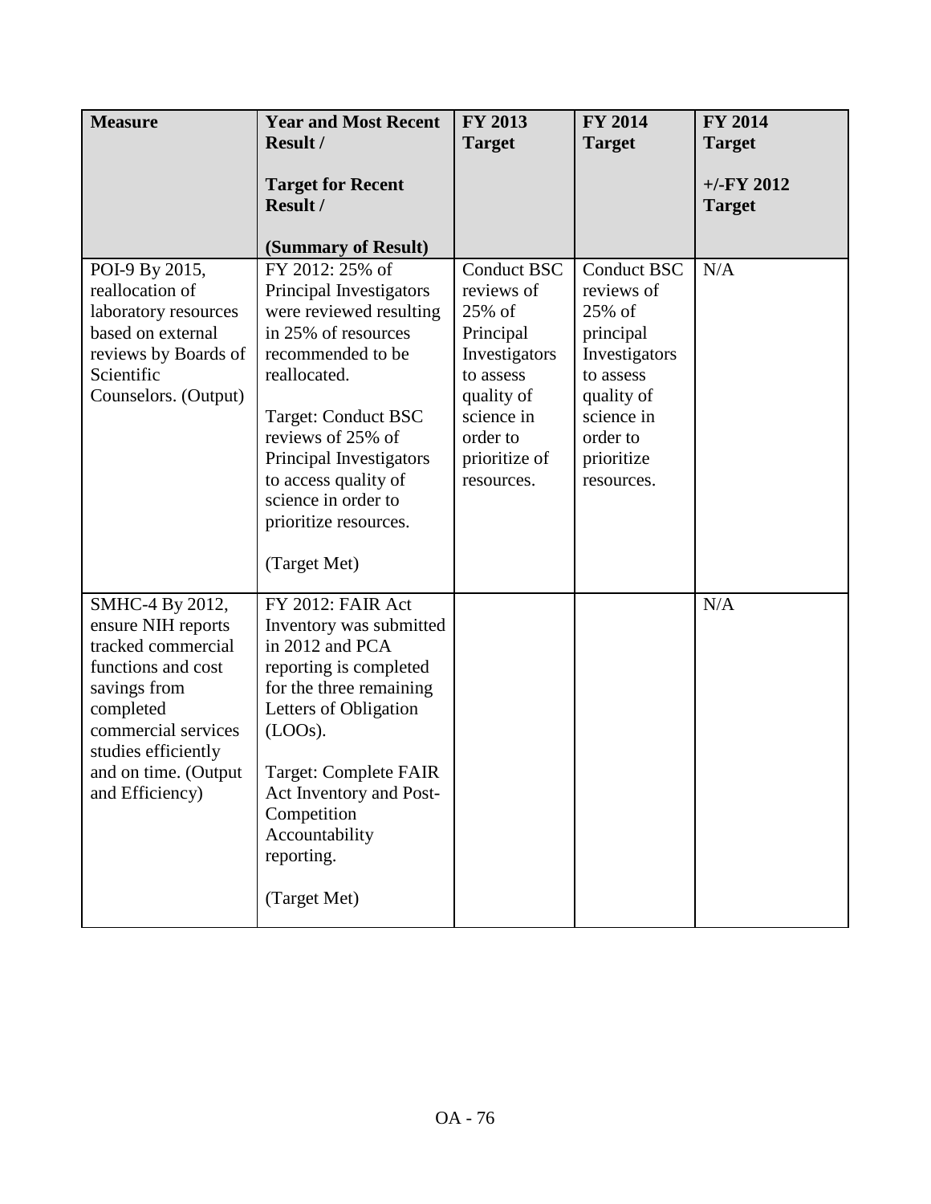| Measure | Year and Most Recent Result / Target for Recent Result / (Summary of Result) | FY 2013 Target | FY 2014 Target | FY 2014 Target +/-FY 2012 Target |
|---|---|---|---|---|
| POI-9 By 2015, reallocation of laboratory resources based on external reviews by Boards of Scientific Counselors. (Output) | FY 2012: 25% of Principal Investigators were reviewed resulting in 25% of resources recommended to be reallocated. Target: Conduct BSC reviews of 25% of Principal Investigators to access quality of science in order to prioritize resources. (Target Met) | Conduct BSC reviews of 25% of Principal Investigators to assess quality of science in order to prioritize of resources. | Conduct BSC reviews of 25% of principal Investigators to assess quality of science in order to prioritize resources. | N/A |
| SMHC-4 By 2012, ensure NIH reports tracked commercial functions and cost savings from completed commercial services studies efficiently and on time. (Output and Efficiency) | FY 2012: FAIR Act Inventory was submitted in 2012 and PCA reporting is completed for the three remaining Letters of Obligation (LOOs). Target: Complete FAIR Act Inventory and Post-Competition Accountability reporting. (Target Met) | | | N/A |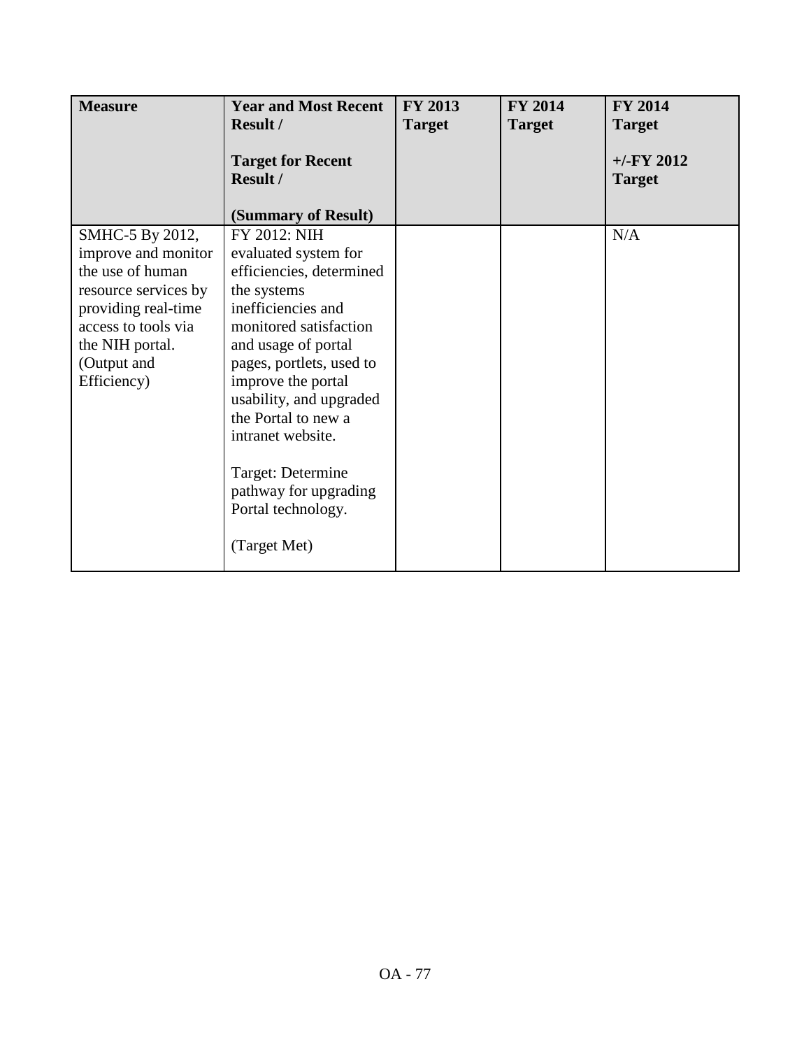| Measure | Year and Most Recent Result / Target for Recent Result / (Summary of Result) | FY 2013 Target | FY 2014 Target | FY 2014 Target +/-FY 2012 Target |
|---|---|---|---|---|
| SMHC-5 By 2012, improve and monitor the use of human resource services by providing real-time access to tools via the NIH portal. (Output and Efficiency) | FY 2012: NIH evaluated system for efficiencies, determined the systems inefficiencies and monitored satisfaction and usage of portal pages, portlets, used to improve the portal usability, and upgraded the Portal to new a intranet website.<br><br>Target: Determine pathway for upgrading Portal technology.<br><br>(Target Met) | | | N/A |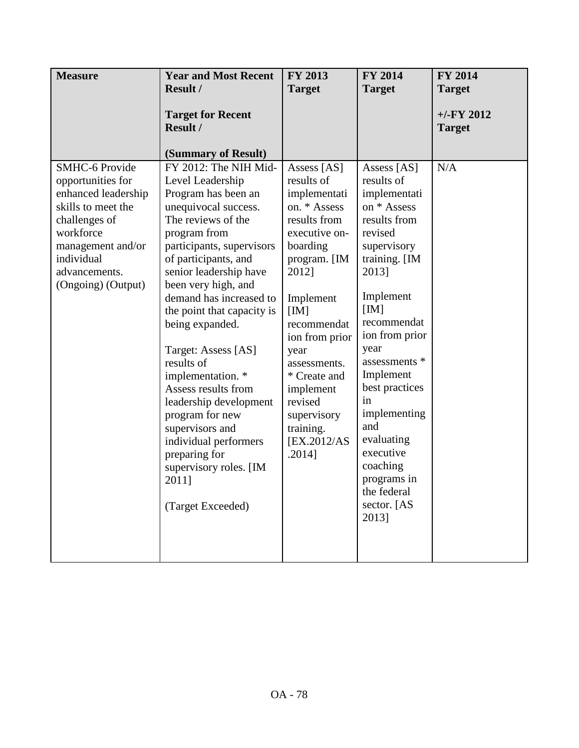| Measure | Year and Most Recent Result / Target for Recent Result / (Summary of Result) | FY 2013 Target | FY 2014 Target | FY 2014 Target +/-FY 2012 Target |
|---|---|---|---|---|
| SMHC-6 Provide opportunities for enhanced leadership skills to meet the challenges of workforce management and/or individual advancements. (Ongoing) (Output) | FY 2012: The NIH Mid-Level Leadership Program has been an unequivocal success. The reviews of the program from participants, supervisors of participants, and senior leadership have been very high, and demand has increased to the point that capacity is being expanded. Target: Assess [AS] results of implementation. * Assess results from leadership development program for new supervisors and individual performers preparing for supervisory roles. [IM 2011] (Target Exceeded) | Assess [AS] results of implementation. * Assess results from executive on-boarding program. [IM 2012] Implement [IM] recommendation from prior year assessments. * Create and implement revised supervisory training. [EX.2012/AS .2014] | Assess [AS] results of implementation * Assess results from revised supervisory training. [IM 2013] Implement [IM] recommendation from prior year assessments * Implement best practices in implementing and evaluating executive coaching programs in the federal sector. [AS 2013] | N/A |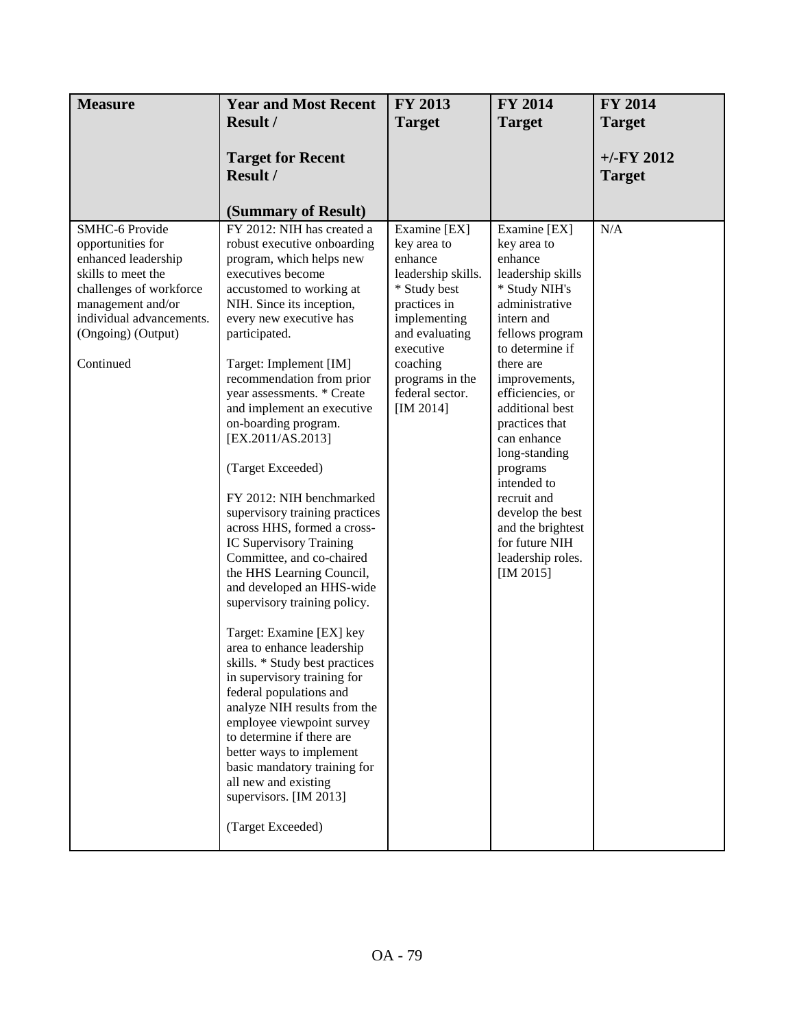| Measure | Year and Most Recent Result / <br><br> Target for Recent Result / <br><br> (Summary of Result) | FY 2013 Target | FY 2014 Target | FY 2014 Target <br><br> +/-FY 2012 Target |
|---|---|---|---|---|
| SMHC-6 Provide opportunities for enhanced leadership skills to meet the challenges of workforce management and/or individual advancements. (Ongoing) (Output) <br><br> Continued | FY 2012: NIH has created a robust executive onboarding program, which helps new executives become accustomed to working at NIH. Since its inception, every new executive has participated. <br><br> Target: Implement [IM] recommendation from prior year assessments. * Create and implement an executive on-boarding program. [EX.2011/AS.2013] <br><br> (Target Exceeded) <br><br> FY 2012: NIH benchmarked supervisory training practices across HHS, formed a cross-IC Supervisory Training Committee, and co-chaired the HHS Learning Council, and developed an HHS-wide supervisory training policy. <br><br> Target: Examine [EX] key area to enhance leadership skills. * Study best practices in supervisory training for federal populations and analyze NIH results from the employee viewpoint survey to determine if there are better ways to implement basic mandatory training for all new and existing supervisors. [IM 2013] <br><br> (Target Exceeded) | Examine [EX] key area to enhance leadership skills. * Study best practices in implementing and evaluating executive coaching programs in the federal sector. [IM 2014] | Examine [EX] key area to enhance leadership skills * Study NIH's administrative intern and fellows program to determine if there are improvements, efficiencies, or additional best practices that can enhance long-standing programs intended to recruit and develop the best and the brightest for future NIH leadership roles. [IM 2015] | N/A |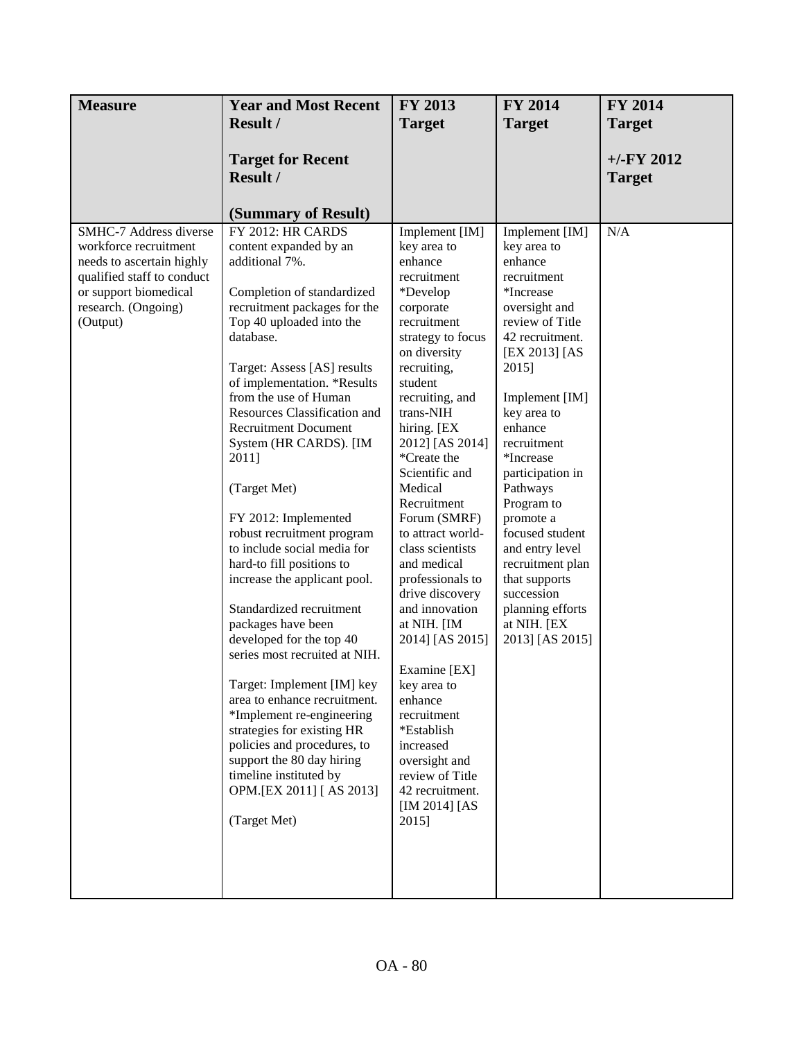| Measure | Year and Most Recent Result / <br><br> Target for Recent Result / <br><br> (Summary of Result) | FY 2013 Target | FY 2014 Target | FY 2014 Target <br><br> +/-FY 2012 Target |
|---|---|---|---|---|
| SMHC-7 Address diverse workforce recruitment needs to ascertain highly qualified staff to conduct or support biomedical research. (Ongoing) (Output) | FY 2012: HR CARDS content expanded by an additional 7%. <br><br> Completion of standardized recruitment packages for the Top 40 uploaded into the database. <br><br> Target: Assess [AS] results of implementation. *Results from the use of Human Resources Classification and Recruitment Document System (HR CARDS). [IM 2011] <br><br> (Target Met) <br><br> FY 2012: Implemented robust recruitment program to include social media for hard-to fill positions to increase the applicant pool. <br><br> Standardized recruitment packages have been developed for the top 40 series most recruited at NIH. <br><br> Target: Implement [IM] key area to enhance recruitment. *Implement re-engineering strategies for existing HR policies and procedures, to support the 80 day hiring timeline instituted by OPM.[EX 2011] [ AS 2013] <br><br> (Target Met) | Implement [IM] key area to enhance recruitment *Develop corporate recruitment strategy to focus on diversity recruiting, student recruiting, and trans-NIH hiring. [EX 2012] [AS 2014] *Create the Scientific and Medical Recruitment Forum (SMRF) to attract world-class scientists and medical professionals to drive discovery and innovation at NIH. [IM 2014] [AS 2015] <br><br> Examine [EX] key area to enhance recruitment *Establish increased oversight and review of Title 42 recruitment. [IM 2014] [AS 2015] | Implement [IM] key area to enhance recruitment *Increase oversight and review of Title 42 recruitment. [EX 2013] [AS 2015] <br><br> Implement [IM] key area to enhance recruitment *Increase participation in Pathways Program to promote a focused student and entry level recruitment plan that supports succession planning efforts at NIH. [EX 2013] [AS 2015] | N/A |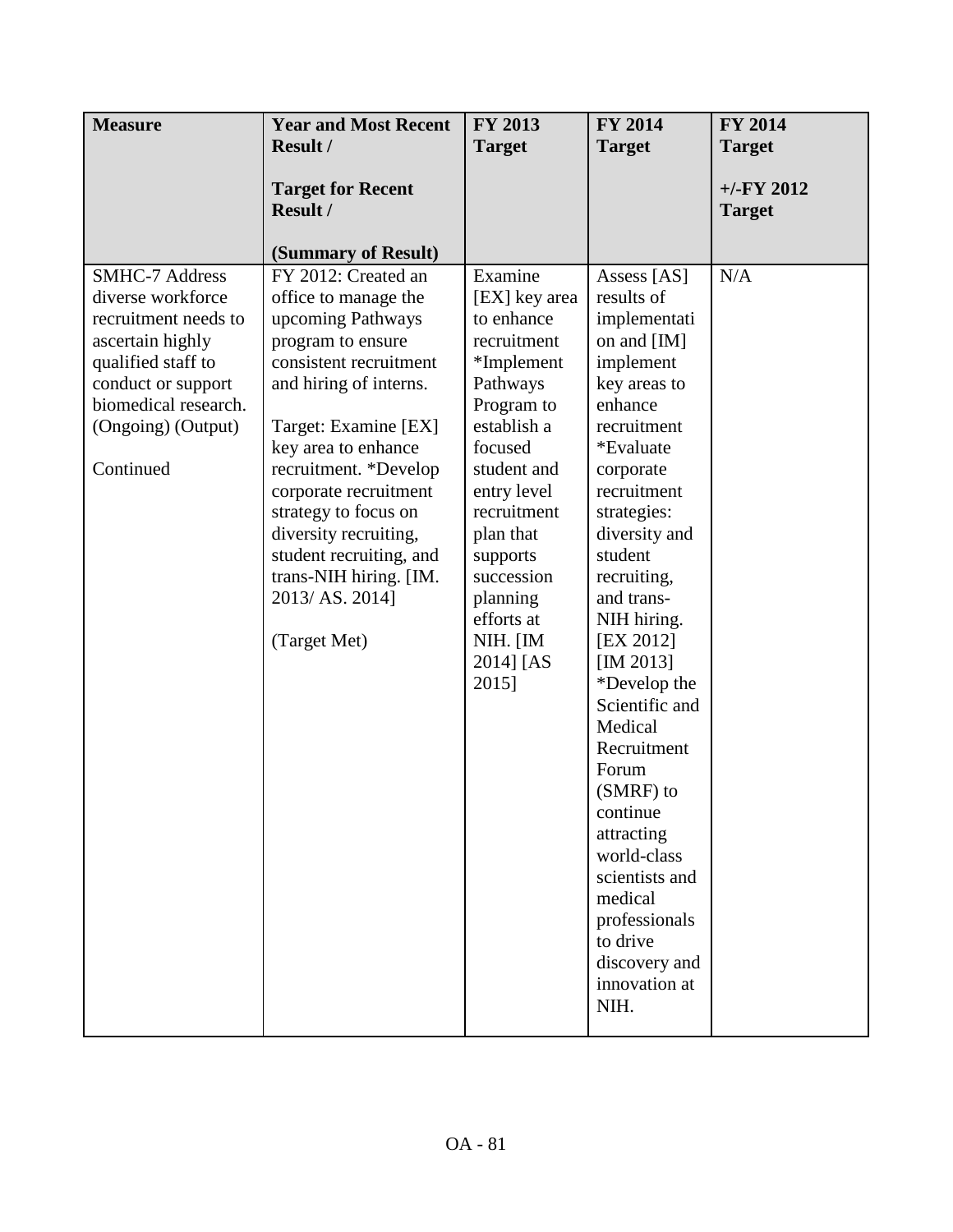| **Measure** | **Year and Most Recent Result / Target for Recent Result / (Summary of Result)** | **FY 2013 Target** | **FY 2014 Target** | **FY 2014 Target +/-FY 2012 Target** |
|---|---|---|---|---|
| SMHC-7 Address diverse workforce recruitment needs to ascertain highly qualified staff to conduct or support biomedical research. (Ongoing) (Output) Continued | FY 2012: Created an office to manage the upcoming Pathways program to ensure consistent recruitment and hiring of interns. Target: Examine [EX] key area to enhance recruitment. *Develop corporate recruitment strategy to focus on diversity recruiting, student recruiting, and trans-NIH hiring. [IM. 2013/ AS. 2014] (Target Met) | Examine [EX] key area to enhance recruitment *Implement Pathways Program to establish a focused student and entry level recruitment plan that supports succession planning efforts at NIH. [IM 2014] [AS 2015] | Assess [AS] results of implementation and [IM] implement key areas to enhance recruitment *Evaluate corporate recruitment strategies: diversity and student recruiting, and trans-NIH hiring. [EX 2012] [IM 2013] *Develop the Scientific and Medical Recruitment Forum (SMRF) to continue attracting world-class scientists and medical professionals to drive discovery and innovation at NIH. | N/A |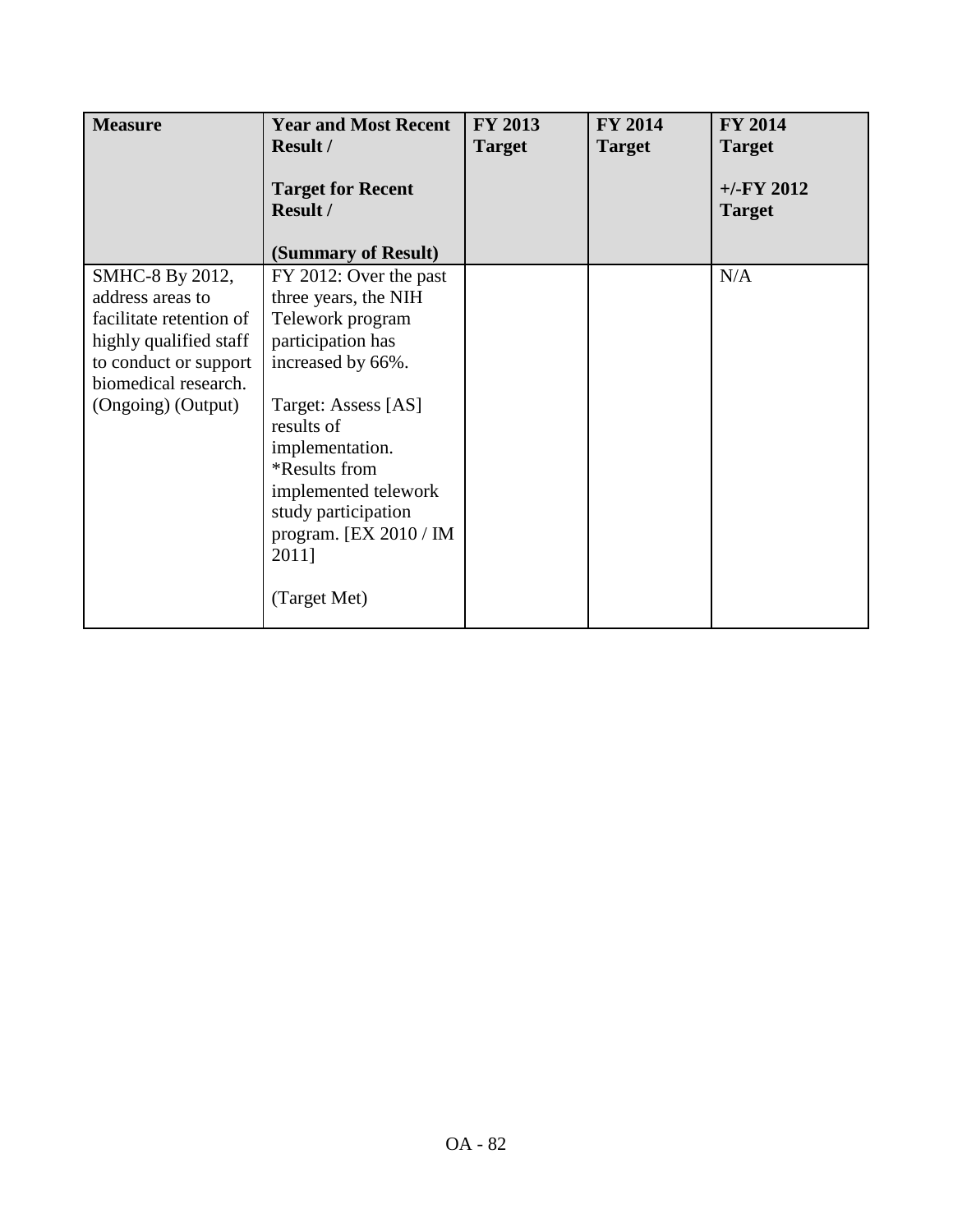| Measure | Year and Most Recent Result / Target for Recent Result / (Summary of Result) | FY 2013 Target | FY 2014 Target | FY 2014 Target +/-FY 2012 Target |
|---|---|---|---|---|
| SMHC-8 By 2012, address areas to facilitate retention of highly qualified staff to conduct or support biomedical research. (Ongoing) (Output) | FY 2012: Over the past three years, the NIH Telework program participation has increased by 66%. Target: Assess [AS] results of implementation. *Results from implemented telework study participation program. [EX 2010 / IM 2011] (Target Met) | | | N/A |